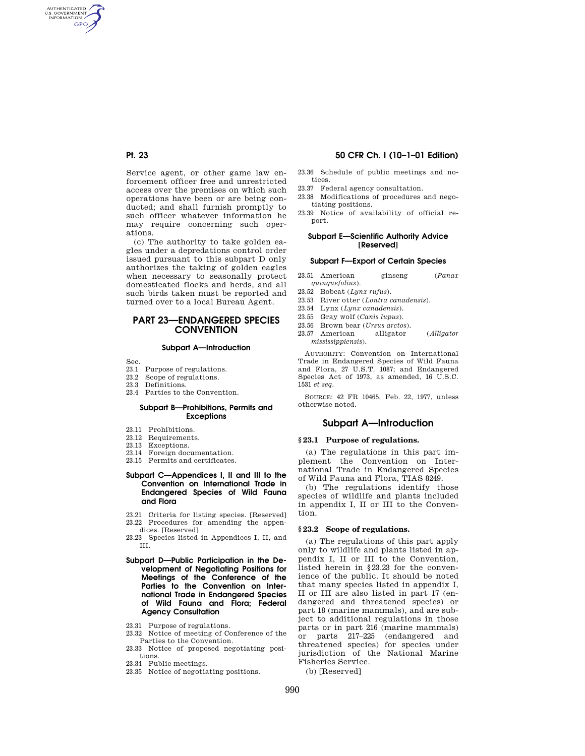Service agent, or other game law enforcement officer free and unrestricted access over the premises on which such operations have been or are being conducted; and shall furnish promptly to such officer whatever information he may require concerning such operations.

(c) The authority to take golden eagles under a depredations control order issued pursuant to this subpart D only authorizes the taking of golden eagles when necessary to seasonally protect domesticated flocks and herds, and all such birds taken must be reported and turned over to a local Bureau Agent.

# PART 23—ENDANGERED SPECIES CONVENTION

### Subpart A—Introduction

Sec.
23.1 Purpose of regulations.
23.2 Scope of regulations.
23.3 Definitions.
23.4 Parties to the Convention.

### Subpart B—Prohibitions, Permits and Exceptions

23.11 Prohibitions.
23.12 Requirements.
23.13 Exceptions.
23.14 Foreign documentation.
23.15 Permits and certificates.

### Subpart C—Appendices I, II and III to the Convention on International Trade in Endangered Species of Wild Fauna and Flora

23.21 Criteria for listing species. [Reserved]
23.22 Procedures for amending the appendices. [Reserved]
23.23 Species listed in Appendices I, II, and III.

### Subpart D—Public Participation in the Development of Negotiating Positions for Meetings of the Conference of the Parties to the Convention on International Trade in Endangered Species of Wild Fauna and Flora; Federal Agency Consultation

23.31 Purpose of regulations.
23.32 Notice of meeting of Conference of the Parties to the Convention.
23.33 Notice of proposed negotiating positions.
23.34 Public meetings.
23.35 Notice of negotiating positions.
23.36 Schedule of public meetings and notices.
23.37 Federal agency consultation.
23.38 Modifications of procedures and negotiating positions.
23.39 Notice of availability of official report.

### Subpart E—Scientific Authority Advice [Reserved]

### Subpart F—Export of Certain Species

23.51 American ginseng (*Panax quinquefolius*).
23.52 Bobcat (*Lynx rufus*).
23.53 River otter (*Lontra canadensis*).
23.54 Lynx (*Lynx canadensis*).
23.55 Gray wolf (*Canis lupus*).
23.56 Brown bear (*Ursus arctos*).
23.57 American alligator (*Alligator mississippiensis*).

AUTHORITY: Convention on International Trade in Endangered Species of Wild Fauna and Flora, 27 U.S.T. 1087; and Endangered Species Act of 1973, as amended, 16 U.S.C. 1531 *et seq.*

SOURCE: 42 FR 10465, Feb. 22, 1977, unless otherwise noted.

## Subpart A—Introduction

### § 23.1 Purpose of regulations.

(a) The regulations in this part implement the Convention on International Trade in Endangered Species of Wild Fauna and Flora, TIAS 8249.

(b) The regulations identify those species of wildlife and plants included in appendix I, II or III to the Convention.

### § 23.2 Scope of regulations.

(a) The regulations of this part apply only to wildlife and plants listed in appendix I, II or III to the Convention, listed herein in §23.23 for the convenience of the public. It should be noted that many species listed in appendix I, II or III are also listed in part 17 (endangered and threatened species) or part 18 (marine mammals), and are subject to additional regulations in those parts or in part 216 (marine mammals) or parts 217–225 (endangered and threatened species) for species under jurisdiction of the National Marine Fisheries Service.

(b) [Reserved]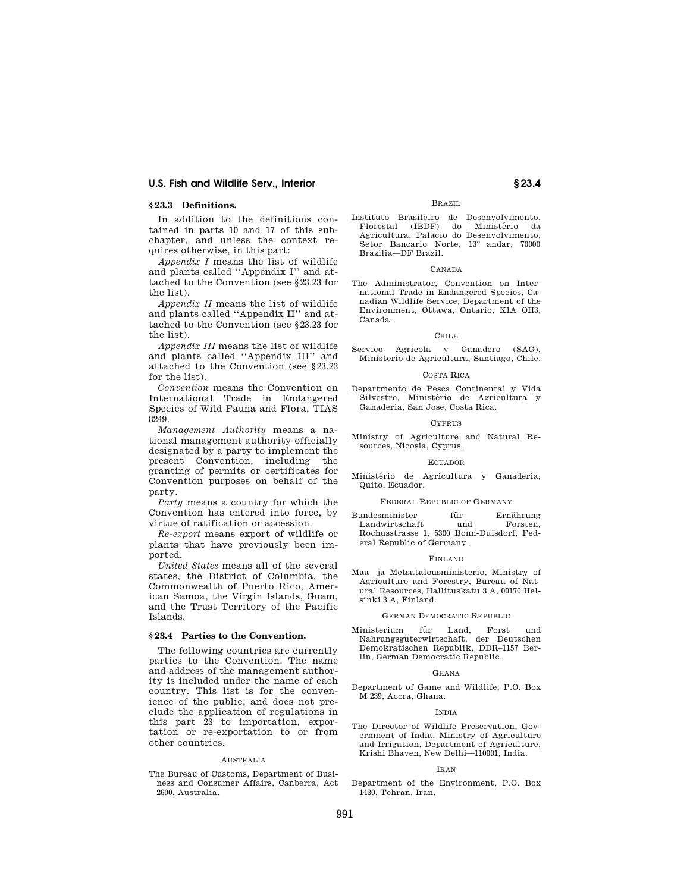### § 23.3 Definitions.

In addition to the definitions contained in parts 10 and 17 of this subchapter, and unless the context requires otherwise, in this part:

*Appendix I* means the list of wildlife and plants called ''Appendix I'' and attached to the Convention (see §23.23 for the list).

*Appendix II* means the list of wildlife and plants called ''Appendix II'' and attached to the Convention (see §23.23 for the list).

*Appendix III* means the list of wildlife and plants called ''Appendix III'' and attached to the Convention (see §23.23 for the list).

*Convention* means the Convention on International Trade in Endangered Species of Wild Fauna and Flora, TIAS 8249.

*Management Authority* means a national management authority officially designated by a party to implement the present Convention, including the granting of permits or certificates for Convention purposes on behalf of the party.

*Party* means a country for which the Convention has entered into force, by virtue of ratification or accession.

*Re-export* means export of wildlife or plants that have previously been imported.

*United States* means all of the several states, the District of Columbia, the Commonwealth of Puerto Rico, American Samoa, the Virgin Islands, Guam, and the Trust Territory of the Pacific Islands.

### § 23.4 Parties to the Convention.

The following countries are currently parties to the Convention. The name and address of the management authority is included under the name of each country. This list is for the convenience of the public, and does not preclude the application of regulations in this part 23 to importation, exportation or re-exportation to or from other countries.

AUSTRALIA

The Bureau of Customs, Department of Business and Consumer Affairs, Canberra, Act 2600, Australia.

BRAZIL

Instituto Brasileiro de Desenvolvimento, Florestal (IBDF) do Ministério da Agricultura, Palacio do Desenvolvimento, Setor Bancario Norte, 13° andar, 70000 Brazilia—DF Brazil.

CANADA

The Administrator, Convention on International Trade in Endangered Species, Canadian Wildlife Service, Department of the Environment, Ottawa, Ontario, K1A OH3, Canada.

CHILE

Servico Agricola y Ganadero (SAG), Ministerio de Agricultura, Santiago, Chile.

COSTA RICA

Departmento de Pesca Continental y Vida Silvestre, Ministério de Agricultura y Ganaderia, San Jose, Costa Rica.

CYPRUS

Ministry of Agriculture and Natural Resources, Nicosia, Cyprus.

ECUADOR

Ministério de Agricultura y Ganaderia, Quito, Ecuador.

FEDERAL REPUBLIC OF GERMANY

Bundesminister für Ernährung Landwirtschaft und Forsten, Rochusstrasse 1, 5300 Bonn-Duisdorf, Federal Republic of Germany.

FINLAND

Maa—ja Metsatalousministerio, Ministry of Agriculture and Forestry, Bureau of Natural Resources, Hallituskatu 3 A, 00170 Helsinki 3 A, Finland.

GERMAN DEMOCRATIC REPUBLIC

Ministerium für Land, Forst und Nahrungsgüterwirtschaft, der Deutschen Demokratischen Republik, DDR–1157 Berlin, German Democratic Republic.

GHANA

Department of Game and Wildlife, P.O. Box M 239, Accra, Ghana.

INDIA

The Director of Wildlife Preservation, Government of India, Ministry of Agriculture and Irrigation, Department of Agriculture, Krishi Bhaven, New Delhi—110001, India.

IRAN

Department of the Environment, P.O. Box 1430, Tehran, Iran.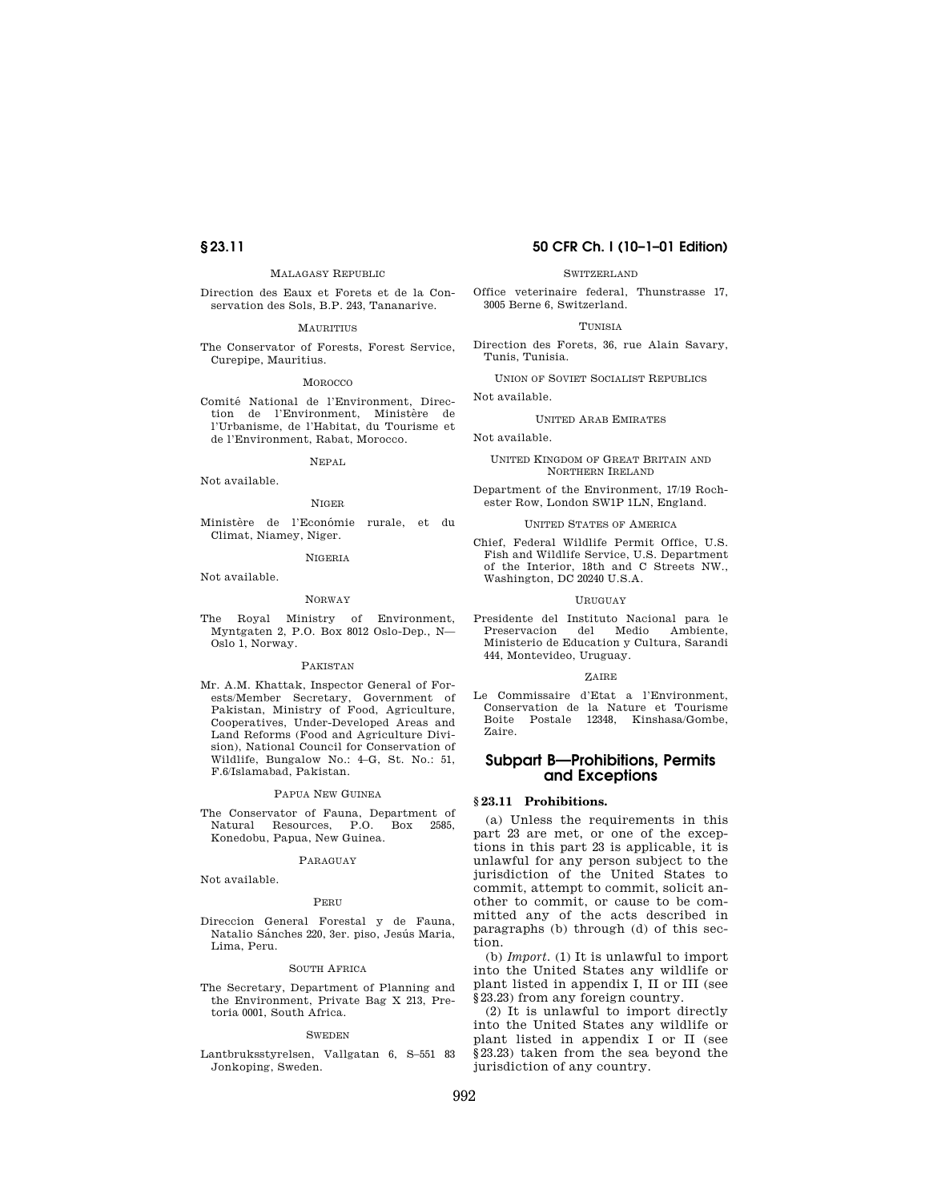MALAGASY REPUBLIC

Direction des Eaux et Forets et de la Conservation des Sols, B.P. 243, Tananarive.

MAURITIUS

The Conservator of Forests, Forest Service, Curepipe, Mauritius.

MOROCCO

Comité National de l'Environment, Direction de l'Environment, Ministère de l'Urbanisme, de l'Habitat, du Tourisme et de l'Environment, Rabat, Morocco.

NEPAL

Not available.

NIGER

Ministère de l'Econômie rurale, et du Climat, Niamey, Niger.

NIGERIA

Not available.

NORWAY

The Royal Ministry of Environment, Myntgaten 2, P.O. Box 8012 Oslo-Dep., N—Oslo 1, Norway.

PAKISTAN

Mr. A.M. Khattak, Inspector General of Forests/Member Secretary, Government of Pakistan, Ministry of Food, Agriculture, Cooperatives, Under-Developed Areas and Land Reforms (Food and Agriculture Division), National Council for Conservation of Wildlife, Bungalow No.: 4–G, St. No.: 51, F.6/Islamabad, Pakistan.

PAPUA NEW GUINEA

The Conservator of Fauna, Department of Natural Resources, P.O. Box 2585, Konedobu, Papua, New Guinea.

PARAGUAY

Not available.

PERU

Direccion General Forestal y de Fauna, Natalio Sánches 220, 3er. piso, Jesús Maria, Lima, Peru.

SOUTH AFRICA

The Secretary, Department of Planning and the Environment, Private Bag X 213, Pretoria 0001, South Africa.

SWEDEN

Lantbruksstyrelsen, Vallgatan 6, S–551 83 Jonkoping, Sweden.

SWITZERLAND

Office veterinaire federal, Thunstrasse 17, 3005 Berne 6, Switzerland.

TUNISIA

Direction des Forets, 36, rue Alain Savary, Tunis, Tunisia.

UNION OF SOVIET SOCIALIST REPUBLICS

Not available.

UNITED ARAB EMIRATES

Not available.

UNITED KINGDOM OF GREAT BRITAIN AND NORTHERN IRELAND

Department of the Environment, 17/19 Rochester Row, London SW1P 1LN, England.

UNITED STATES OF AMERICA

Chief, Federal Wildlife Permit Office, U.S. Fish and Wildlife Service, U.S. Department of the Interior, 18th and C Streets NW., Washington, DC 20240 U.S.A.

URUGUAY

Presidente del Instituto Nacional para le Preservacion del Medio Ambiente, Ministerio de Education y Cultura, Sarandi 444, Montevideo, Uruguay.

ZAIRE

Le Commissaire d'Etat a l'Environment, Conservation de la Nature et Tourisme Boite Postale 12348, Kinshasa/Gombe, Zaire.

## Subpart B—Prohibitions, Permits and Exceptions

### § 23.11 Prohibitions.

(a) Unless the requirements in this part 23 are met, or one of the exceptions in this part 23 is applicable, it is unlawful for any person subject to the jurisdiction of the United States to commit, attempt to commit, solicit another to commit, or cause to be committed any of the acts described in paragraphs (b) through (d) of this section.

(b) *Import.* (1) It is unlawful to import into the United States any wildlife or plant listed in appendix I, II or III (see §23.23) from any foreign country.

(2) It is unlawful to import directly into the United States any wildlife or plant listed in appendix I or II (see §23.23) taken from the sea beyond the jurisdiction of any country.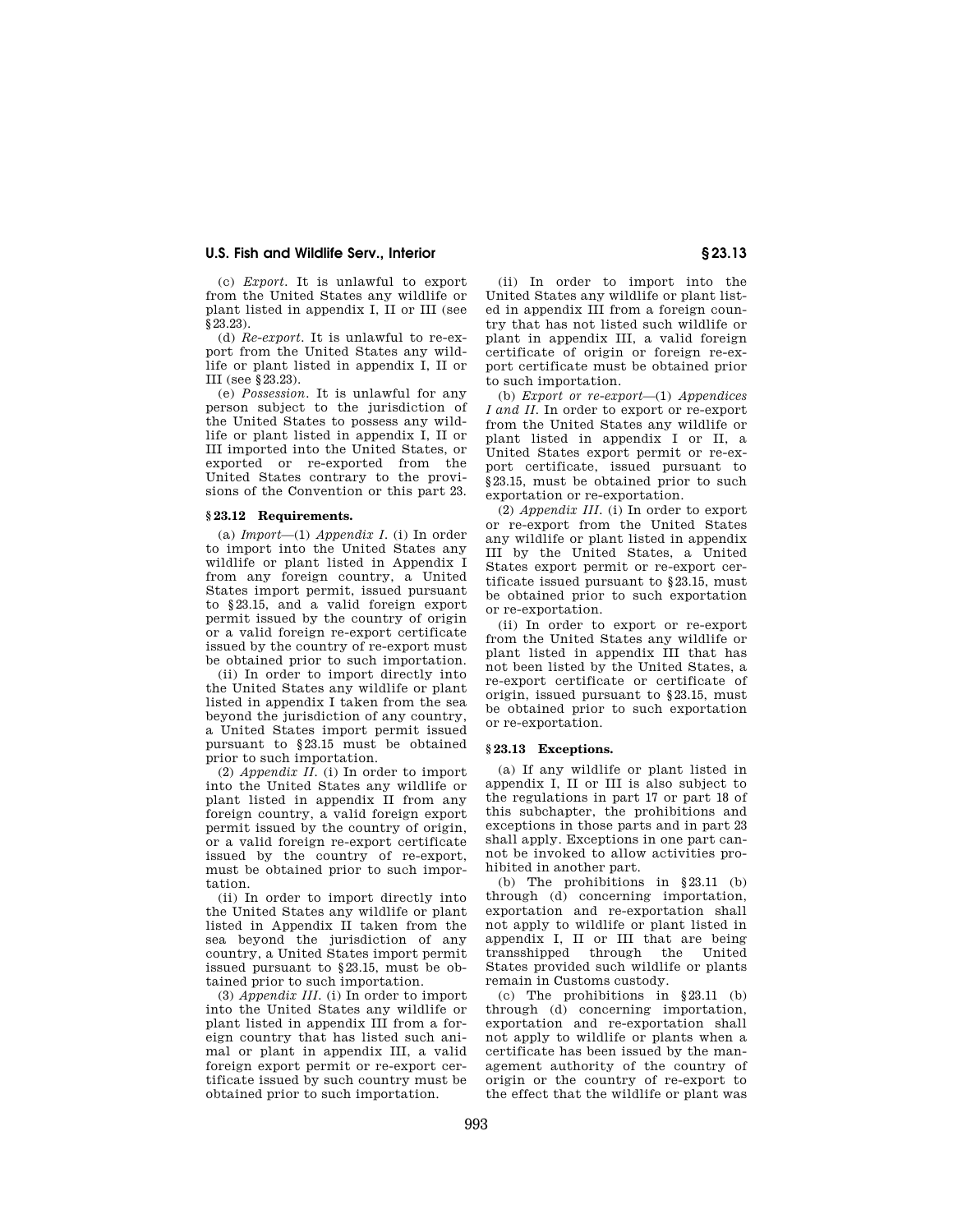(c) *Export.* It is unlawful to export from the United States any wildlife or plant listed in appendix I, II or III (see §23.23).

(d) *Re-export.* It is unlawful to re-export from the United States any wildlife or plant listed in appendix I, II or III (see §23.23).

(e) *Possession.* It is unlawful for any person subject to the jurisdiction of the United States to possess any wildlife or plant listed in appendix I, II or III imported into the United States, or exported or re-exported from the United States contrary to the provisions of the Convention or this part 23.

### §23.12 Requirements.

(a) *Import*—(1) *Appendix I.* (i) In order to import into the United States any wildlife or plant listed in Appendix I from any foreign country, a United States import permit, issued pursuant to §23.15, and a valid foreign export permit issued by the country of origin or a valid foreign re-export certificate issued by the country of re-export must be obtained prior to such importation.

(ii) In order to import directly into the United States any wildlife or plant listed in appendix I taken from the sea beyond the jurisdiction of any country, a United States import permit issued pursuant to §23.15 must be obtained prior to such importation.

(2) *Appendix II.* (i) In order to import into the United States any wildlife or plant listed in appendix II from any foreign country, a valid foreign export permit issued by the country of origin, or a valid foreign re-export certificate issued by the country of re-export, must be obtained prior to such importation.

(ii) In order to import directly into the United States any wildlife or plant listed in Appendix II taken from the sea beyond the jurisdiction of any country, a United States import permit issued pursuant to §23.15, must be obtained prior to such importation.

(3) *Appendix III.* (i) In order to import into the United States any wildlife or plant listed in appendix III from a foreign country that has listed such animal or plant in appendix III, a valid foreign export permit or re-export certificate issued by such country must be obtained prior to such importation.

(ii) In order to import into the United States any wildlife or plant listed in appendix III from a foreign country that has not listed such wildlife or plant in appendix III, a valid foreign certificate of origin or foreign re-export certificate must be obtained prior to such importation.

(b) *Export or re-export*—(1) *Appendices I and II.* In order to export or re-export from the United States any wildlife or plant listed in appendix I or II, a United States export permit or re-export certificate, issued pursuant to §23.15, must be obtained prior to such exportation or re-exportation.

(2) *Appendix III.* (i) In order to export or re-export from the United States any wildlife or plant listed in appendix III by the United States, a United States export permit or re-export certificate issued pursuant to §23.15, must be obtained prior to such exportation or re-exportation.

(ii) In order to export or re-export from the United States any wildlife or plant listed in appendix III that has not been listed by the United States, a re-export certificate or certificate of origin, issued pursuant to §23.15, must be obtained prior to such exportation or re-exportation.

### §23.13 Exceptions.

(a) If any wildlife or plant listed in appendix I, II or III is also subject to the regulations in part 17 or part 18 of this subchapter, the prohibitions and exceptions in those parts and in part 23 shall apply. Exceptions in one part cannot be invoked to allow activities prohibited in another part.

(b) The prohibitions in §23.11 (b) through (d) concerning importation, exportation and re-exportation shall not apply to wildlife or plant listed in appendix I, II or III that are being transshipped through the United States provided such wildlife or plants remain in Customs custody.

(c) The prohibitions in §23.11 (b) through (d) concerning importation, exportation and re-exportation shall not apply to wildlife or plants when a certificate has been issued by the management authority of the country of origin or the country of re-export to the effect that the wildlife or plant was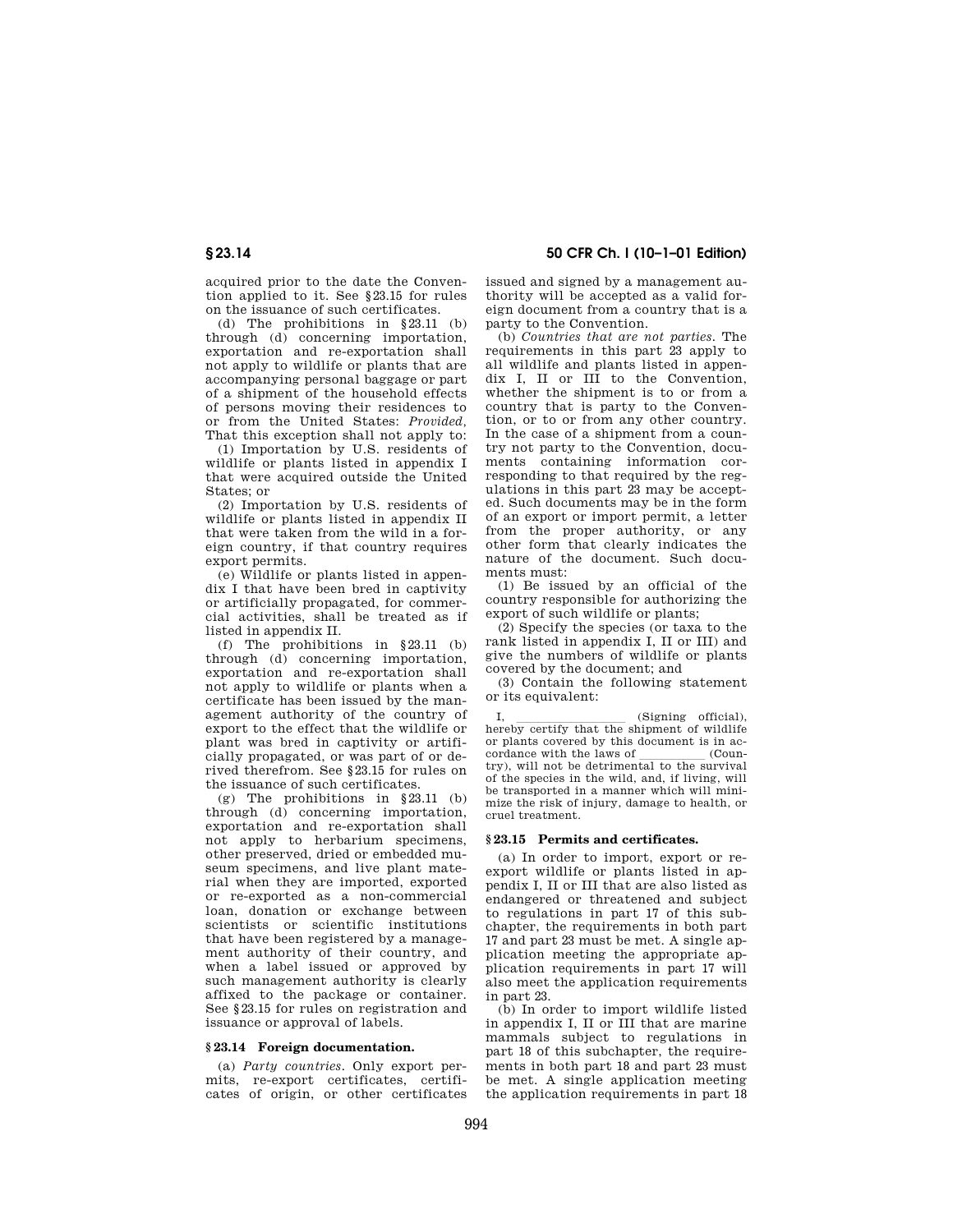acquired prior to the date the Convention applied to it. See §23.15 for rules on the issuance of such certificates.

(d) The prohibitions in §23.11 (b) through (d) concerning importation, exportation and re-exportation shall not apply to wildlife or plants that are accompanying personal baggage or part of a shipment of the household effects of persons moving their residences to or from the United States: *Provided,* That this exception shall not apply to:

(1) Importation by U.S. residents of wildlife or plants listed in appendix I that were acquired outside the United States; or

(2) Importation by U.S. residents of wildlife or plants listed in appendix II that were taken from the wild in a foreign country, if that country requires export permits.

(e) Wildlife or plants listed in appendix I that have been bred in captivity or artificially propagated, for commercial activities, shall be treated as if listed in appendix II.

(f) The prohibitions in §23.11 (b) through (d) concerning importation, exportation and re-exportation shall not apply to wildlife or plants when a certificate has been issued by the management authority of the country of export to the effect that the wildlife or plant was bred in captivity or artificially propagated, or was part of or derived therefrom. See §23.15 for rules on the issuance of such certificates.

(g) The prohibitions in §23.11 (b) through (d) concerning importation, exportation and re-exportation shall not apply to herbarium specimens, other preserved, dried or embedded museum specimens, and live plant material when they are imported, exported or re-exported as a non-commercial loan, donation or exchange between scientists or scientific institutions that have been registered by a management authority of their country, and when a label issued or approved by such management authority is clearly affixed to the package or container. See §23.15 for rules on registration and issuance or approval of labels.

### §23.14 Foreign documentation.

(a) *Party countries.* Only export permits, re-export certificates, certificates of origin, or other certificates issued and signed by a management authority will be accepted as a valid foreign document from a country that is a party to the Convention.

(b) *Countries that are not parties.* The requirements in this part 23 apply to all wildlife and plants listed in appendix I, II or III to the Convention, whether the shipment is to or from a country that is party to the Convention, or to or from any other country. In the case of a shipment from a country not party to the Convention, documents containing information corresponding to that required by the regulations in this part 23 may be accepted. Such documents may be in the form of an export or import permit, a letter from the proper authority, or any other form that clearly indicates the nature of the document. Such documents must:

(1) Be issued by an official of the country responsible for authorizing the export of such wildlife or plants;

(2) Specify the species (or taxa to the rank listed in appendix I, II or III) and give the numbers of wildlife or plants covered by the document; and

(3) Contain the following statement or its equivalent:

I, \_\_\_\_\_\_\_\_\_\_\_\_\_\_\_\_\_\_ (Signing official), hereby certify that the shipment of wildlife or plants covered by this document is in accordance with the laws of \_\_\_\_\_\_\_\_\_\_\_ (Country), will not be detrimental to the survival of the species in the wild, and, if living, will be transported in a manner which will minimize the risk of injury, damage to health, or cruel treatment.

### §23.15 Permits and certificates.

(a) In order to import, export or re-export wildlife or plants listed in appendix I, II or III that are also listed as endangered or threatened and subject to regulations in part 17 of this subchapter, the requirements in both part 17 and part 23 must be met. A single application meeting the appropriate application requirements in part 17 will also meet the application requirements in part 23.

(b) In order to import wildlife listed in appendix I, II or III that are marine mammals subject to regulations in part 18 of this subchapter, the requirements in both part 18 and part 23 must be met. A single application meeting the application requirements in part 18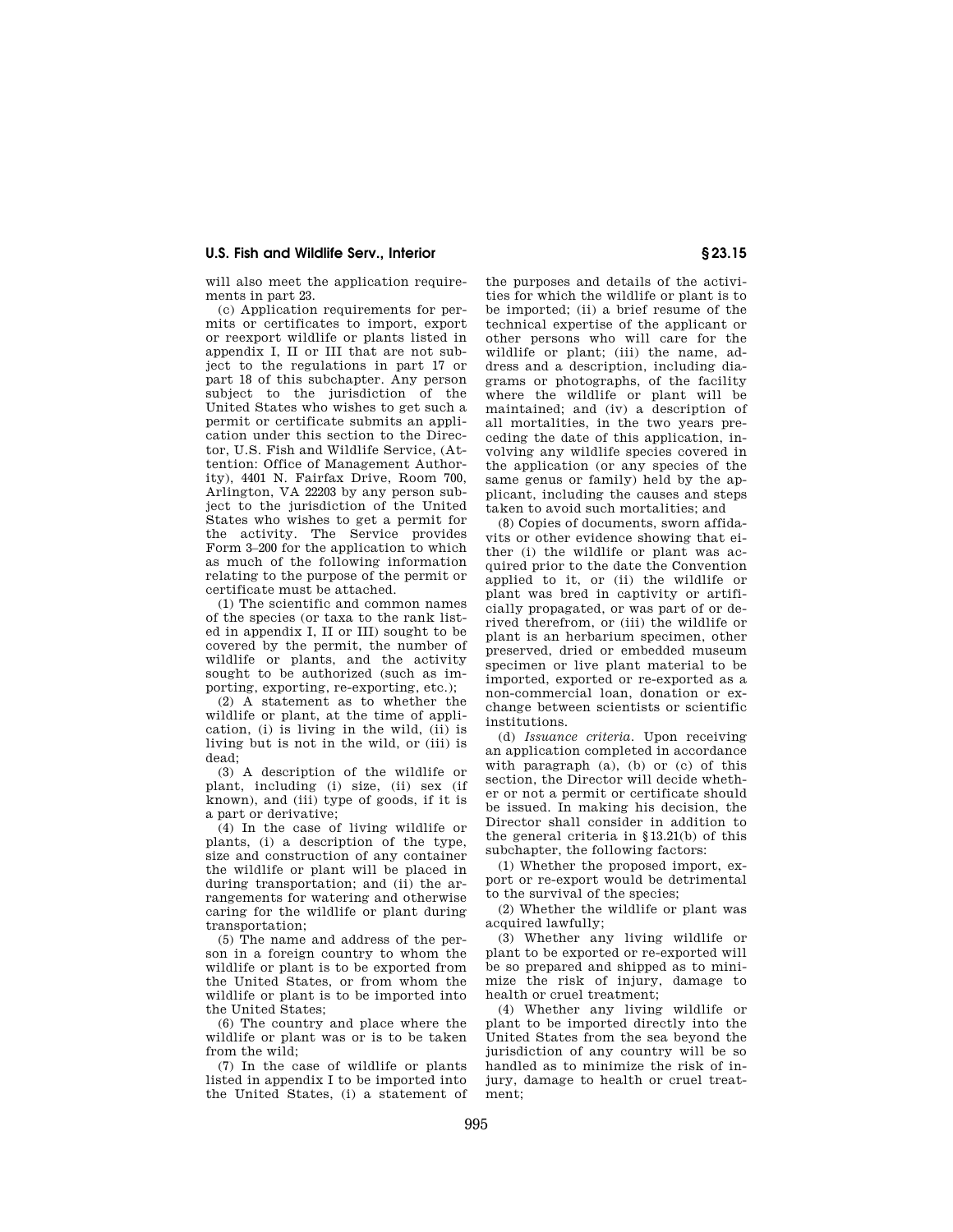will also meet the application requirements in part 23.

(c) Application requirements for permits or certificates to import, export or reexport wildlife or plants listed in appendix I, II or III that are not subject to the regulations in part 17 or part 18 of this subchapter. Any person subject to the jurisdiction of the United States who wishes to get such a permit or certificate submits an application under this section to the Director, U.S. Fish and Wildlife Service, (Attention: Office of Management Authority), 4401 N. Fairfax Drive, Room 700, Arlington, VA 22203 by any person subject to the jurisdiction of the United States who wishes to get a permit for the activity. The Service provides Form 3–200 for the application to which as much of the following information relating to the purpose of the permit or certificate must be attached.

(1) The scientific and common names of the species (or taxa to the rank listed in appendix I, II or III) sought to be covered by the permit, the number of wildlife or plants, and the activity sought to be authorized (such as importing, exporting, re-exporting, etc.);

(2) A statement as to whether the wildlife or plant, at the time of application, (i) is living in the wild, (ii) is living but is not in the wild, or (iii) is dead;

(3) A description of the wildlife or plant, including (i) size, (ii) sex (if known), and (iii) type of goods, if it is a part or derivative;

(4) In the case of living wildlife or plants, (i) a description of the type, size and construction of any container the wildlife or plant will be placed in during transportation; and (ii) the arrangements for watering and otherwise caring for the wildlife or plant during transportation;

(5) The name and address of the person in a foreign country to whom the wildlife or plant is to be exported from the United States, or from whom the wildlife or plant is to be imported into the United States;

(6) The country and place where the wildlife or plant was or is to be taken from the wild;

(7) In the case of wildlife or plants listed in appendix I to be imported into the United States, (i) a statement of the purposes and details of the activities for which the wildlife or plant is to be imported; (ii) a brief resume of the technical expertise of the applicant or other persons who will care for the wildlife or plant; (iii) the name, address and a description, including diagrams or photographs, of the facility where the wildlife or plant will be maintained; and (iv) a description of all mortalities, in the two years preceding the date of this application, involving any wildlife species covered in the application (or any species of the same genus or family) held by the applicant, including the causes and steps taken to avoid such mortalities; and

(8) Copies of documents, sworn affidavits or other evidence showing that either (i) the wildlife or plant was acquired prior to the date the Convention applied to it, or (ii) the wildlife or plant was bred in captivity or artificially propagated, or was part of or derived therefrom, or (iii) the wildlife or plant is an herbarium specimen, other preserved, dried or embedded museum specimen or live plant material to be imported, exported or re-exported as a non-commercial loan, donation or exchange between scientists or scientific institutions.

(d) *Issuance criteria.* Upon receiving an application completed in accordance with paragraph (a), (b) or (c) of this section, the Director will decide whether or not a permit or certificate should be issued. In making his decision, the Director shall consider in addition to the general criteria in §13.21(b) of this subchapter, the following factors:

(1) Whether the proposed import, export or re-export would be detrimental to the survival of the species;

(2) Whether the wildlife or plant was acquired lawfully;

(3) Whether any living wildlife or plant to be exported or re-exported will be so prepared and shipped as to minimize the risk of injury, damage to health or cruel treatment;

(4) Whether any living wildlife or plant to be imported directly into the United States from the sea beyond the jurisdiction of any country will be so handled as to minimize the risk of injury, damage to health or cruel treatment;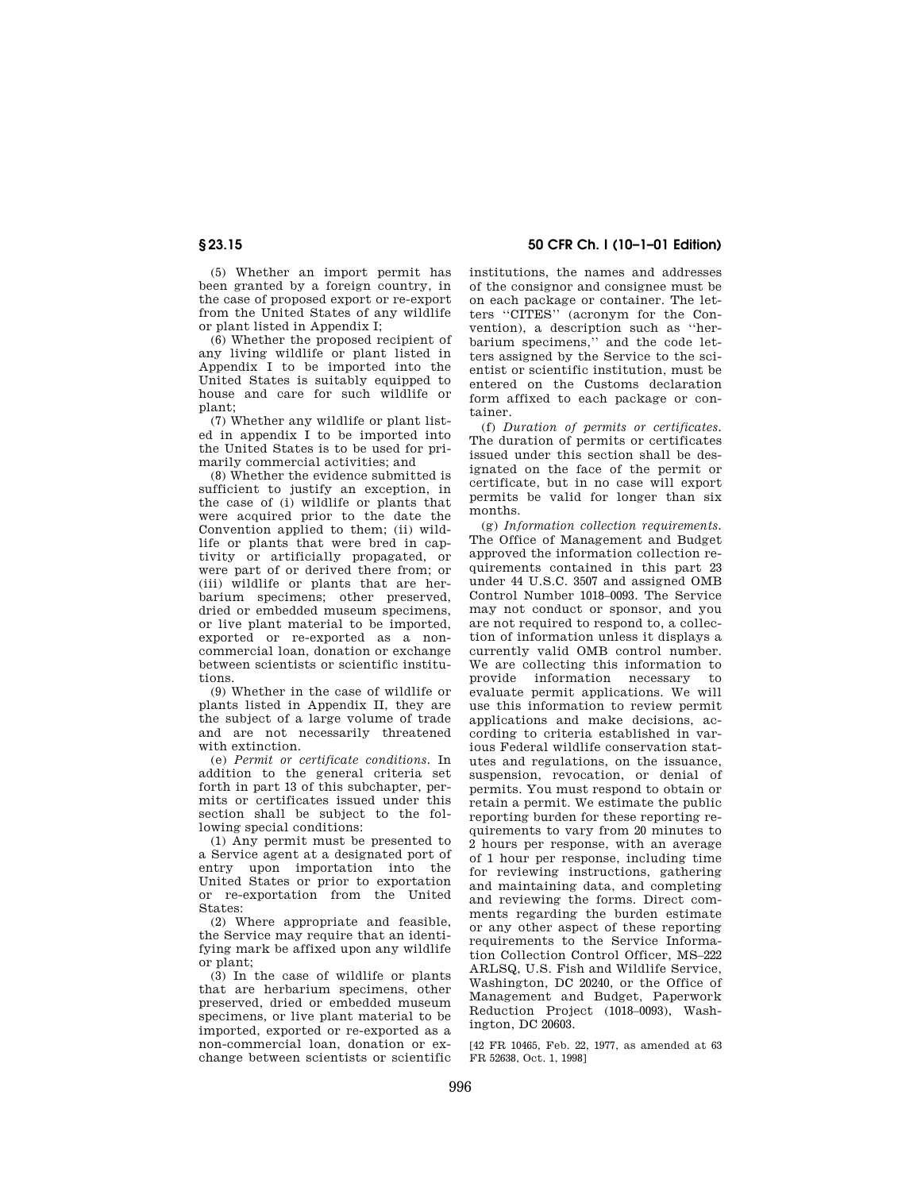(5) Whether an import permit has been granted by a foreign country, in the case of proposed export or re-export from the United States of any wildlife or plant listed in Appendix I;

(6) Whether the proposed recipient of any living wildlife or plant listed in Appendix I to be imported into the United States is suitably equipped to house and care for such wildlife or plant;

(7) Whether any wildlife or plant listed in appendix I to be imported into the United States is to be used for primarily commercial activities; and

(8) Whether the evidence submitted is sufficient to justify an exception, in the case of (i) wildlife or plants that were acquired prior to the date the Convention applied to them; (ii) wildlife or plants that were bred in captivity or artificially propagated, or were part of or derived there from; or (iii) wildlife or plants that are herbarium specimens; other preserved, dried or embedded museum specimens, or live plant material to be imported, exported or re-exported as a non-commercial loan, donation or exchange between scientists or scientific institutions.

(9) Whether in the case of wildlife or plants listed in Appendix II, they are the subject of a large volume of trade and are not necessarily threatened with extinction.

(e) *Permit or certificate conditions.* In addition to the general criteria set forth in part 13 of this subchapter, permits or certificates issued under this section shall be subject to the following special conditions:

(1) Any permit must be presented to a Service agent at a designated port of entry upon importation into the United States or prior to exportation or re-exportation from the United States:

(2) Where appropriate and feasible, the Service may require that an identifying mark be affixed upon any wildlife or plant;

(3) In the case of wildlife or plants that are herbarium specimens, other preserved, dried or embedded museum specimens, or live plant material to be imported, exported or re-exported as a non-commercial loan, donation or exchange between scientists or scientific institutions, the names and addresses of the consignor and consignee must be on each package or container. The letters "CITES" (acronym for the Convention), a description such as "herbarium specimens," and the code letters assigned by the Service to the scientist or scientific institution, must be entered on the Customs declaration form affixed to each package or container.

(f) *Duration of permits or certificates.* The duration of permits or certificates issued under this section shall be designated on the face of the permit or certificate, but in no case will export permits be valid for longer than six months.

(g) *Information collection requirements.* The Office of Management and Budget approved the information collection requirements contained in this part 23 under 44 U.S.C. 3507 and assigned OMB Control Number 1018–0093. The Service may not conduct or sponsor, and you are not required to respond to, a collection of information unless it displays a currently valid OMB control number. We are collecting this information to provide information necessary to evaluate permit applications. We will use this information to review permit applications and make decisions, according to criteria established in various Federal wildlife conservation statutes and regulations, on the issuance, suspension, revocation, or denial of permits. You must respond to obtain or retain a permit. We estimate the public reporting burden for these reporting requirements to vary from 20 minutes to 2 hours per response, with an average of 1 hour per response, including time for reviewing instructions, gathering and maintaining data, and completing and reviewing the forms. Direct comments regarding the burden estimate or any other aspect of these reporting requirements to the Service Information Collection Control Officer, MS–222 ARLSQ, U.S. Fish and Wildlife Service, Washington, DC 20240, or the Office of Management and Budget, Paperwork Reduction Project (1018–0093), Washington, DC 20603.

[42 FR 10465, Feb. 22, 1977, as amended at 63 FR 52638, Oct. 1, 1998]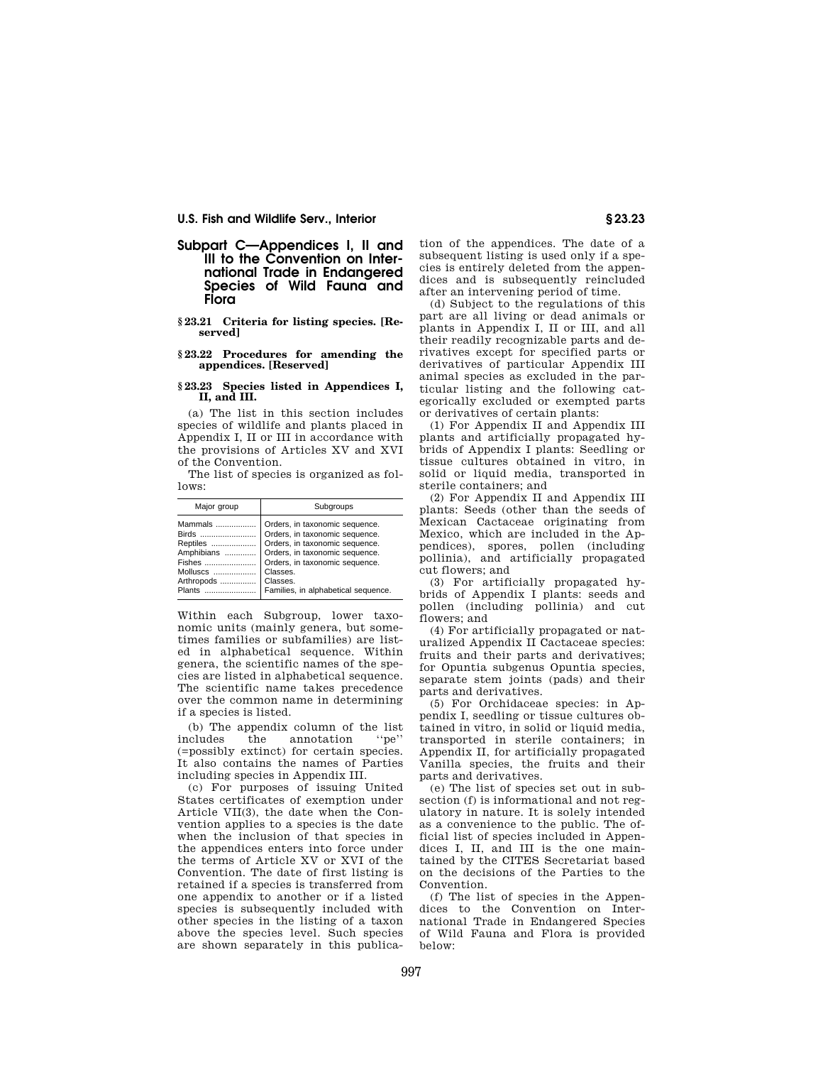## Subpart C—Appendices I, II and III to the Convention on International Trade in Endangered Species of Wild Fauna and Flora

### § 23.21 Criteria for listing species. [Reserved]

### § 23.22 Procedures for amending the appendices. [Reserved]

### § 23.23 Species listed in Appendices I, II, and III.

(a) The list in this section includes species of wildlife and plants placed in Appendix I, II or III in accordance with the provisions of Articles XV and XVI of the Convention.

The list of species is organized as follows:

| Major group | Subgroups |
|---|---|
| Mammals | Orders, in taxonomic sequence. |
| Birds | Orders, in taxonomic sequence. |
| Reptiles | Orders, in taxonomic sequence. |
| Amphibians | Orders, in taxonomic sequence. |
| Fishes | Orders, in taxonomic sequence. |
| Molluscs | Classes. |
| Arthropods | Classes. |
| Plants | Families, in alphabetical sequence. |

Within each Subgroup, lower taxonomic units (mainly genera, but sometimes families or subfamilies) are listed in alphabetical sequence. Within genera, the scientific names of the species are listed in alphabetical sequence. The scientific name takes precedence over the common name in determining if a species is listed.

(b) The appendix column of the list includes the annotation ''pe'' (=possibly extinct) for certain species. It also contains the names of Parties including species in Appendix III.

(c) For purposes of issuing United States certificates of exemption under Article VII(3), the date when the Convention applies to a species is the date when the inclusion of that species in the appendices enters into force under the terms of Article XV or XVI of the Convention. The date of first listing is retained if a species is transferred from one appendix to another or if a listed species is subsequently included with other species in the listing of a taxon above the species level. Such species are shown separately in this publication of the appendices. The date of a subsequent listing is used only if a species is entirely deleted from the appendices and is subsequently reincluded after an intervening period of time.

(d) Subject to the regulations of this part are all living or dead animals or plants in Appendix I, II or III, and all their readily recognizable parts and derivatives except for specified parts or derivatives of particular Appendix III animal species as excluded in the particular listing and the following categorically excluded or exempted parts or derivatives of certain plants:

(1) For Appendix II and Appendix III plants and artificially propagated hybrids of Appendix I plants: Seedling or tissue cultures obtained in vitro, in solid or liquid media, transported in sterile containers; and

(2) For Appendix II and Appendix III plants: Seeds (other than the seeds of Mexican Cactaceae originating from Mexico, which are included in the Appendices), spores, pollen (including pollinia), and artificially propagated cut flowers; and

(3) For artificially propagated hybrids of Appendix I plants: seeds and pollen (including pollinia) and cut flowers; and

(4) For artificially propagated or naturalized Appendix II Cactaceae species: fruits and their parts and derivatives; for Opuntia subgenus Opuntia species, separate stem joints (pads) and their parts and derivatives.

(5) For Orchidaceae species: in Appendix I, seedling or tissue cultures obtained in vitro, in solid or liquid media, transported in sterile containers; in Appendix II, for artificially propagated Vanilla species, the fruits and their parts and derivatives.

(e) The list of species set out in subsection (f) is informational and not regulatory in nature. It is solely intended as a convenience to the public. The official list of species included in Appendices I, II, and III is the one maintained by the CITES Secretariat based on the decisions of the Parties to the Convention.

(f) The list of species in the Appendices to the Convention on International Trade in Endangered Species of Wild Fauna and Flora is provided below: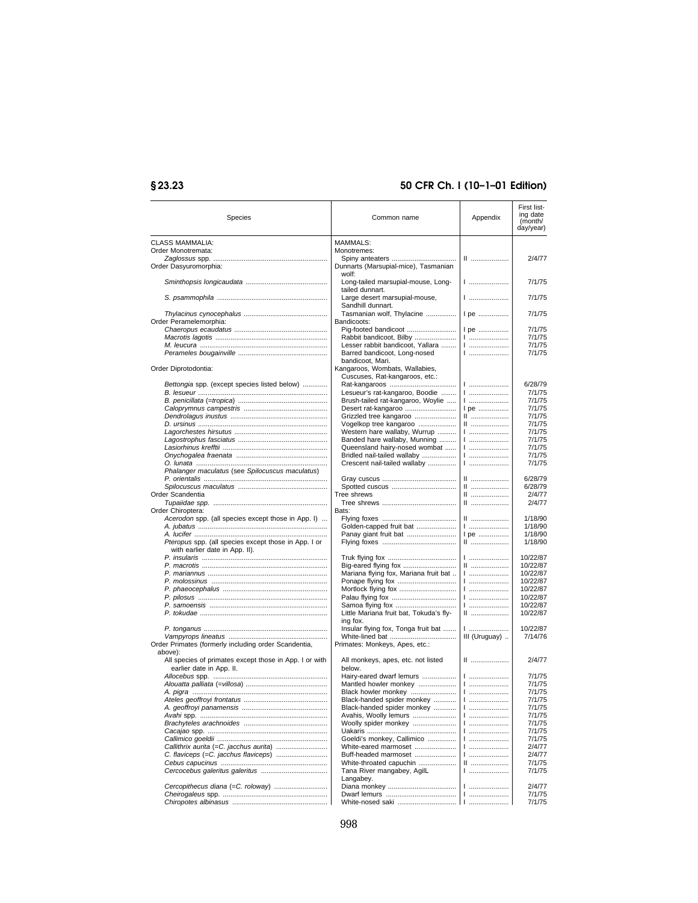| Species | Common name | Appendix | First listing date (month/day/year) |
| --- | --- | --- | --- |
| CLASS MAMMALIA: | MAMMALS: | | |
| Order Monotremata: | Monotremes: | | |
| *Zaglossus* spp. | Spiny anteaters | II | 2/4/77 |
| Order Dasyuromorphia: | Dunnarts (Marsupial-mice), Tasmanian wolf: | | |
| *Sminthopsis longicaudata* | Long-tailed marsupial-mouse, Long-tailed dunnart. | I | 7/1/75 |
| *S. psammophila* | Large desert marsupial-mouse, Sandhill dunnart. | I | 7/1/75 |
| *Thylacinus cynocephalus* | Tasmanian wolf, Thylacine | I pe | 7/1/75 |
| Order Peramelemorphia: | Bandicoots: | | |
| *Chaeropus ecaudatus* | Pig-footed bandicoot | I pe | 7/1/75 |
| *Macrotis lagotis* | Rabbit bandicoot, Bilby | I | 7/1/75 |
| *M. leucura* | Lesser rabbit bandicoot, Yallara | I | 7/1/75 |
| *Perameles bougainville* | Barred bandicoot, Long-nosed bandicoot, Mari. | I | 7/1/75 |
| Order Diprotodontia: | Kangaroos, Wombats, Wallabies, Cuscuses, Rat-kangaroos, etc.: | | |
| *Bettongia* spp. (except species listed below) | Rat-kangaroos | I | 6/28/79 |
| *B. lesueur* | Lesueur's rat-kangaroo, Boodie | I | 7/1/75 |
| *B. penicillata* (=*tropica*) | Brush-tailed rat-kangaroo, Woylie | I | 7/1/75 |
| *Caloprymnus campestris* | Desert rat-kangaroo | I pe | 7/1/75 |
| *Dendrolagus inustus* | Grizzled tree kangaroo | II | 7/1/75 |
| *D. ursinus* | Vogelkop tree kangaroo | II | 7/1/75 |
| *Lagorchestes hirsutus* | Western hare wallaby, Wurrup | I | 7/1/75 |
| *Lagostrophus fasciatus* | Banded hare wallaby, Munning | I | 7/1/75 |
| *Lasiorhinus krefftii* | Queensland hairy-nosed wombat | I | 7/1/75 |
| *Onychogalea fraenata* | Bridled nail-tailed wallaby | I | 7/1/75 |
| *O. lunata* | Crescent nail-tailed wallaby | I | 7/1/75 |
| *Phalanger maculatus* (see *Spilocuscus maculatus*) | | | |
| *P. orientalis* | Gray cuscus | II | 6/28/79 |
| *Spilocuscus maculatus* | Spotted cuscus | II | 6/28/79 |
| Order Scandentia | Tree shrews | II | 2/4/77 |
| *Tupaiidae spp.* | Tree shrews | II | 2/4/77 |
| Order Chiroptera: | Bats: | | |
| *Acerodon* spp. (all species except those in App. I) | Flying foxes | II | 1/18/90 |
| *A. jubatus* | Golden-capped fruit bat | I | 1/18/90 |
| *A. lucifer* | Panay giant fruit bat | I pe | 1/18/90 |
| *Pteropus* spp. (all species except those in App. I or with earlier date in App. II). | Flying foxes | II | 1/18/90 |
| *P. insularis* | Truk flying fox | I | 10/22/87 |
| *P. macrotis* | Big-eared flying fox | II | 10/22/87 |
| *P. mariannus* | Mariana flying fox, Mariana fruit bat | I | 10/22/87 |
| *P. molossinus* | Ponape flying fox | I | 10/22/87 |
| *P. phaeocephalus* | Mortlock flying fox | I | 10/22/87 |
| *P. pilosus* | Palau flying fox | I | 10/22/87 |
| *P. samoensis* | Samoa flying fox | I | 10/22/87 |
| *P. tokudae* | Little Mariana fruit bat, Tokuda's flying fox. | II | 10/22/87 |
| *P. tonganus* | Insular flying fox, Tonga fruit bat | I | 10/22/87 |
| *Vampyrops lineatus* | White-lined bat | III (Uruguay) | 7/14/76 |
| Order Primates (formerly including order Scandentia, above): | Primates: Monkeys, Apes, etc.: | | |
| All species of primates except those in App. I or with earlier date in App. II. | All monkeys, apes, etc. not listed below. | II | 2/4/77 |
| *Allocebus* spp. | Hairy-eared dwarf lemurs | I | 7/1/75 |
| *Alouatta palliata* (=*villosa*) | Mantled howler monkey | I | 7/1/75 |
| *A. pigra* | Black howler monkey | I | 7/1/75 |
| *Ateles geoffroyi frontatus* | Black-handed spider monkey | I | 7/1/75 |
| *A. geoffroyi panamensis* | Black-handed spider monkey | I | 7/1/75 |
| *Avahi* spp. | Avahis, Woolly lemurs | I | 7/1/75 |
| *Brachyteles arachnoides* | Woolly spider monkey | I | 7/1/75 |
| *Cacajao* spp. | Uakaris | I | 7/1/75 |
| *Callimico goeldii* | Goeldi's monkey, Callimico | I | 7/1/75 |
| *Callithrix aurita* (=*C. jacchus aurita*) | White-eared marmoset | I | 2/4/77 |
| *C. flaviceps* (=*C. jacchus flaviceps*) | Buff-headed marmoset | I | 2/4/77 |
| *Cebus capucinus* | White-throated capuchin | II | 7/1/75 |
| *Cercocebus galeritus galeritus* | Tana River mangabey, AgilL Langabey. | I | 7/1/75 |
| *Cercopithecus diana* (=*C. roloway*) | Diana monkey | I | 2/4/77 |
| *Cheirogaleus* spp. | Dwarf lemurs | I | 7/1/75 |
| *Chiropotes albinasus* | White-nosed saki | I | 7/1/75 |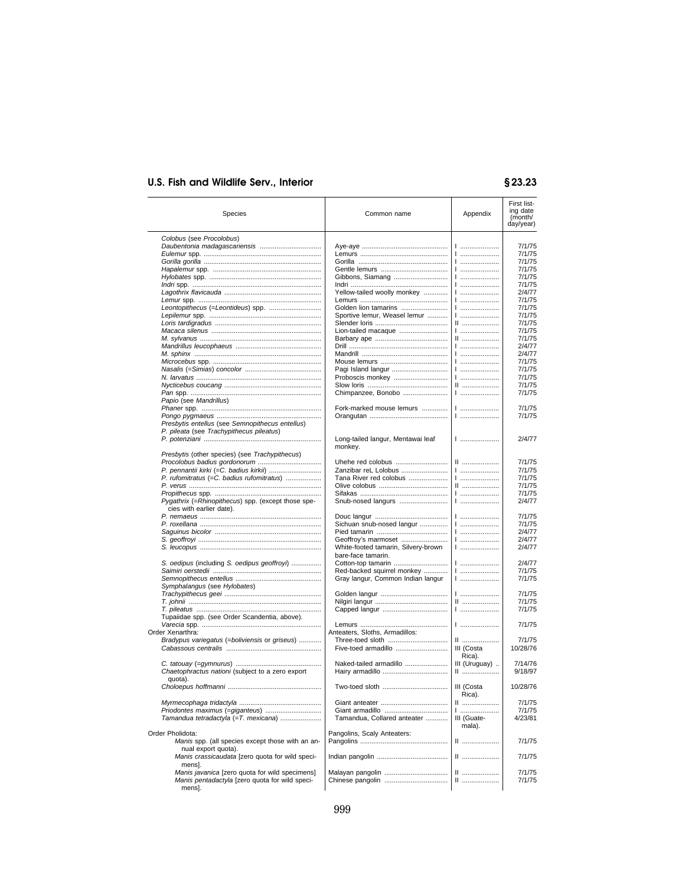| Species | Common name | Appendix | First listing date (month/day/year) |
|---|---|---|---|
| *Colobus* (see *Procolobus*) | | | |
| *Daubentonia madagascariensis* | Aye-aye | I | 7/1/75 |
| *Eulemur* spp. | Lemurs | I | 7/1/75 |
| *Gorilla gorilla* | Gorilla | I | 7/1/75 |
| *Hapalemur* spp. | Gentle lemurs | I | 7/1/75 |
| *Hylobates* spp. | Gibbons, Siamang | I | 7/1/75 |
| *Indri* spp. | Indri | I | 7/1/75 |
| *Lagothrix flavicauda* | Yellow-tailed woolly monkey | I | 2/4/77 |
| *Lemur* spp. | Lemurs | I | 7/1/75 |
| *Leontopithecus* (=*Leontideus*) spp. | Golden lion tamarins | I | 7/1/75 |
| *Lepilemur* spp. | Sportive lemur, Weasel lemur | I | 7/1/75 |
| *Loris tardigradus* | Slender loris | II | 7/1/75 |
| *Macaca silenus* | Lion-tailed macaque | I | 7/1/75 |
| *M. sylvanus* | Barbary ape | II | 7/1/75 |
| *Mandrillus leucophaeus* | Drill | I | 2/4/77 |
| *M. sphinx* | Mandrill | I | 2/4/77 |
| *Microcebus* spp. | Mouse lemurs | I | 7/1/75 |
| *Nasalis* (=*Simias*) *concolor* | Pagi Island langur | I | 7/1/75 |
| *N. larvatus* | Proboscis monkey | I | 7/1/75 |
| *Nycticebus coucang* | Slow loris | II | 7/1/75 |
| *Pan* spp. | Chimpanzee, Bonobo | I | 7/1/75 |
| *Papio* (see *Mandrillus*) | | | |
| *Phaner* spp. | Fork-marked mouse lemurs | I | 7/1/75 |
| *Pongo pygmaeus* | Orangutan | I | 7/1/75 |
| *Presbytis entellus* (see *Semnopithecus entellus*) | | | |
| *P. pileata* (see *Trachypithecus pileatus*) | | | |
| *P. potenziani* | Long-tailed langur, Mentawai leaf monkey. | I | 2/4/77 |
| *Presbytis* (other species) (see *Trachypithecus*) | | | |
| *Procolobus badius gordonorum* | Uhehe red colobus | II | 7/1/75 |
| *P. pennantii kirki* (=*C. badius kirkii*) | Zanzibar reL Lolobus | I | 7/1/75 |
| *P. rufomitratus* (=*C. badius rufomitratus*) | Tana River red colobus | I | 7/1/75 |
| *P. verus* | Olive colobus | II | 7/1/75 |
| *Propithecus* spp. | Sifakas | I | 7/1/75 |
| *Pygathrix* (=*Rhinopithecus*) spp. (except those species with earlier date). | Snub-nosed langurs | I | 2/4/77 |
| *P. nemaeus* | Douc langur | I | 7/1/75 |
| *P. roxellana* | Sichuan snub-nosed langur | I | 7/1/75 |
| *Saguinus bicolor* | Pied tamarin | I | 2/4/77 |
| *S. geoffroyi* | Geoffroy's marmoset | I | 2/4/77 |
| *S. leucopus* | White-footed tamarin, Silvery-brown bare-face tamarin. | I | 2/4/77 |
| *S. oedipus* (including *S. oedipus geoffroyi*) | Cotton-top tamarin | I | 2/4/77 |
| *Saimiri oerstedii* | Red-backed squirrel monkey | I | 7/1/75 |
| *Semnopithecus entellus* | Gray langur, Common Indian langur | I | 7/1/75 |
| *Symphalangus* (see *Hylobates*) | | | |
| *Trachypithecus geei* | Golden langur | I | 7/1/75 |
| *T. johnii* | Nilgiri langur | II | 7/1/75 |
| *T. pileatus* | Capped langur | I | 7/1/75 |
| Tupaiidae spp. (see Order Scandentia, above). | | | |
| *Varecia* spp. | Lemurs | I | 7/1/75 |
| Order Xenarthra: | Anteaters, Sloths, Armadillos: | | |
| *Bradypus variegatus* (=*boliviensis* or *griseus*) | Three-toed sloth | II | 7/1/75 |
| *Cabassous centralis* | Five-toed armadillo | III (Costa Rica). | 10/28/76 |
| *C. tatouay* (=*gymnurus*) | Naked-tailed armadillo | III (Uruguay) | 7/14/76 |
| *Chaetophractus nationi* (subject to a zero export quota). | Hairy armadillo | II | 9/18/97 |
| *Choloepus hoffmanni* | Two-toed sloth | III (Costa Rica). | 10/28/76 |
| *Myrmecophaga tridactyla* | Giant anteater | II | 7/1/75 |
| *Priodontes maximus* (=*giganteus*) | Giant armadillo | I | 7/1/75 |
| *Tamandua tetradactyla* (=*T. mexicana*) | Tamandua, Collared anteater | III (Guatemala). | 4/23/81 |
| Order Pholidota: | Pangolins, Scaly Anteaters: | | |
| *Manis* spp. (all species except those with an annual export quota). | Pangolins | II | 7/1/75 |
| *Manis crassicaudata* [zero quota for wild specimens]. | Indian pangolin | II | 7/1/75 |
| *Manis javanica* [zero quota for wild specimens] | Malayan pangolin | II | 7/1/75 |
| *Manis pentadactyla* [zero quota for wild specimens]. | Chinese pangolin | II | 7/1/75 |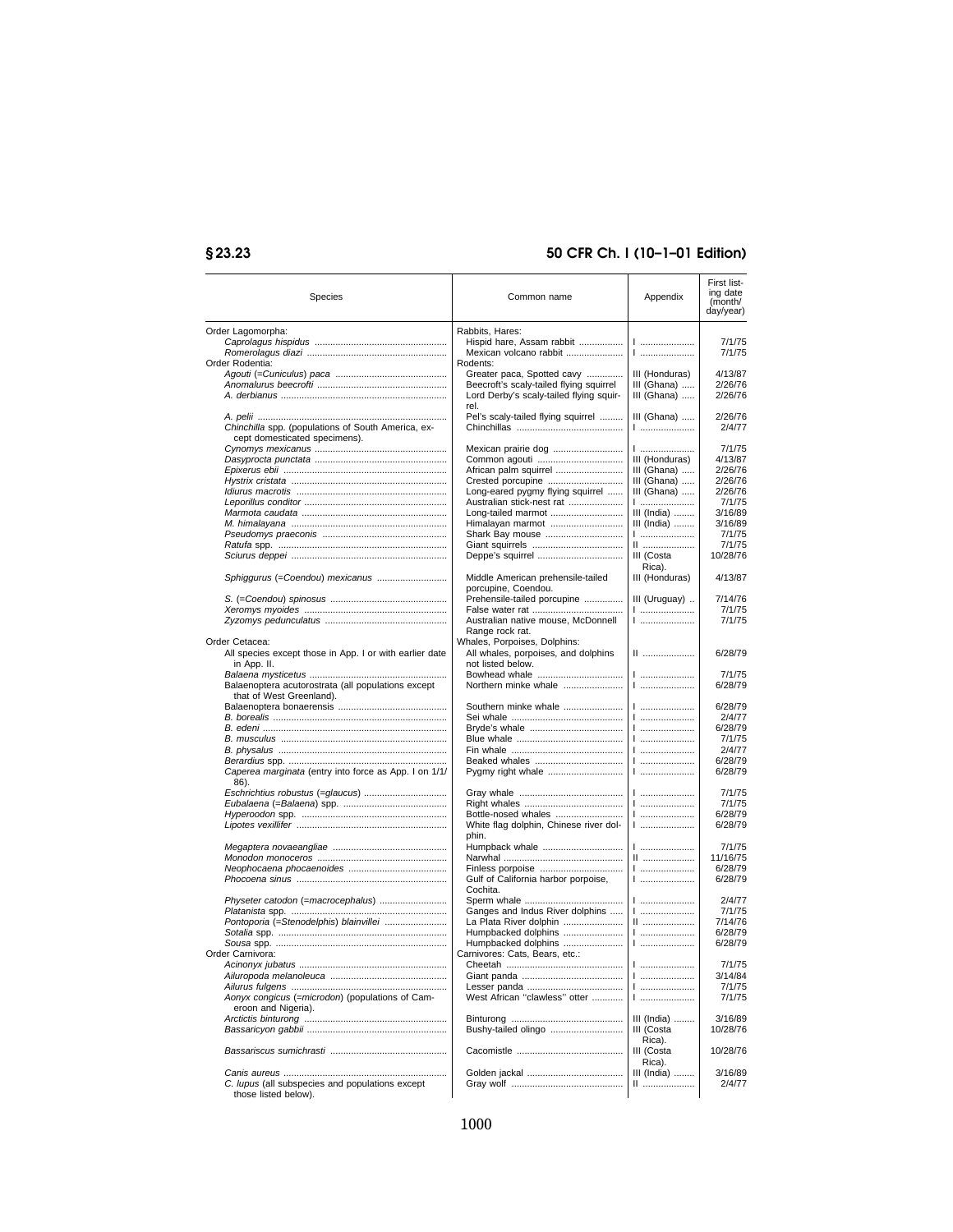| Species | Common name | Appendix | First listing date (month/day/year) |
|---|---|---|---|
| Order Lagomorpha: | Rabbits, Hares: | | |
| *Caprolagus hispidus* | Hispid hare, Assam rabbit | I | 7/1/75 |
| *Romerolagus diazi* | Mexican volcano rabbit | I | 7/1/75 |
| Order Rodentia: | Rodents: | | |
| *Agouti* (=*Cuniculus*) *paca* | Greater paca, Spotted cavy | III (Honduras) | 4/13/87 |
| *Anomalurus beecrofti* | Beecroft's scaly-tailed flying squirrel | III (Ghana) | 2/26/76 |
| *A. derbianus* | Lord Derby's scaly-tailed flying squirrel. | III (Ghana) | 2/26/76 |
| *A. pelii* | Pel's scaly-tailed flying squirrel | III (Ghana) | 2/26/76 |
| *Chinchilla* spp. (populations of South America, except domesticated specimens). | Chinchillas | I | 2/4/77 |
| *Cynomys mexicanus* | Mexican prairie dog | I | 7/1/75 |
| *Dasyprocta punctata* | Common agouti | III (Honduras) | 4/13/87 |
| *Epixerus ebii* | African palm squirrel | III (Ghana) | 2/26/76 |
| *Hystrix cristata* | Crested porcupine | III (Ghana) | 2/26/76 |
| *Idiurus macrotis* | Long-eared pygmy flying squirrel | III (Ghana) | 2/26/76 |
| *Leporillus conditor* | Australian stick-nest rat | I | 7/1/75 |
| *Marmota caudata* | Long-tailed marmot | III (India) | 3/16/89 |
| *M. himalayana* | Himalayan marmot | III (India) | 3/16/89 |
| *Pseudomys praeconis* | Shark Bay mouse | I | 7/1/75 |
| *Ratufa* spp. | Giant squirrels | II | 7/1/75 |
| *Sciurus deppei* | Deppe's squirrel | III (Costa Rica). | 10/28/76 |
| *Sphiggurus* (=*Coendou*) *mexicanus* | Middle American prehensile-tailed porcupine, Coendou. | III (Honduras) | 4/13/87 |
| *S.* (=*Coendou*) *spinosus* | Prehensile-tailed porcupine | III (Uruguay) | 7/14/76 |
| *Xeromys myoides* | False water rat | I | 7/1/75 |
| *Zyzomys pedunculatus* | Australian native mouse, McDonnell Range rock rat. | I | 7/1/75 |
| Order Cetacea: | Whales, Porpoises, Dolphins: | | |
| All species except those in App. I or with earlier date in App. II. | All whales, porpoises, and dolphins not listed below. | II | 6/28/79 |
| *Balaena mysticetus* | Bowhead whale | I | 7/1/75 |
| Balaenoptera acutorostrata (all populations except that of West Greenland). | Northern minke whale | I | 6/28/79 |
| Balaenoptera bonaerensis | Southern minke whale | I | 6/28/79 |
| *B. borealis* | Sei whale | I | 2/4/77 |
| *B. edeni* | Bryde's whale | I | 6/28/79 |
| *B. musculus* | Blue whale | I | 7/1/75 |
| *B. physalus* | Fin whale | I | 2/4/77 |
| *Berardius* spp. | Beaked whales | I | 6/28/79 |
| *Caperea marginata* (entry into force as App. I on 1/1/86). | Pygmy right whale | I | 6/28/79 |
| *Eschrichtius robustus* (=*glaucus*) | Gray whale | I | 7/1/75 |
| *Eubalaena* (=*Balaena*) spp. | Right whales | I | 7/1/75 |
| *Hyperoodon* spp. | Bottle-nosed whales | I | 6/28/79 |
| *Lipotes vexillifer* | White flag dolphin, Chinese river dolphin. | I | 6/28/79 |
| *Megaptera novaeangliae* | Humpback whale | I | 7/1/75 |
| *Monodon monoceros* | Narwhal | II | 11/16/75 |
| *Neophocaena phocaenoides* | Finless porpoise | I | 6/28/79 |
| *Phocoena sinus* | Gulf of California harbor porpoise, Cochita. | I | 6/28/79 |
| *Physeter catodon* (=*macrocephalus*) | Sperm whale | I | 2/4/77 |
| *Platanista* spp. | Ganges and Indus River dolphins | I | 7/1/75 |
| *Pontoporia* (=*Stenodelphis*) *blainvillei* | La Plata River dolphin | II | 7/14/76 |
| *Sotalia* spp. | Humpbacked dolphins | I | 6/28/79 |
| *Sousa* spp. | Humpbacked dolphins | I | 6/28/79 |
| Order Carnivora: | Carnivores: Cats, Bears, etc.: | | |
| *Acinonyx jubatus* | Cheetah | I | 7/1/75 |
| *Ailuropoda melanoleuca* | Giant panda | I | 3/14/84 |
| *Ailurus fulgens* | Lesser panda | I | 7/1/75 |
| *Aonyx congicus* (=*microdon*) (populations of Cameroon and Nigeria). | West African "clawless" otter | I | 7/1/75 |
| *Arctictis binturong* | Binturong | III (India) | 3/16/89 |
| *Bassaricyon gabbii* | Bushy-tailed olingo | III (Costa Rica). | 10/28/76 |
| *Bassariscus sumichrasti* | Cacomistle | III (Costa Rica). | 10/28/76 |
| *Canis aureus* | Golden jackal | III (India) | 3/16/89 |
| *C. lupus* (all subspecies and populations except those listed below). | Gray wolf | II | 2/4/77 |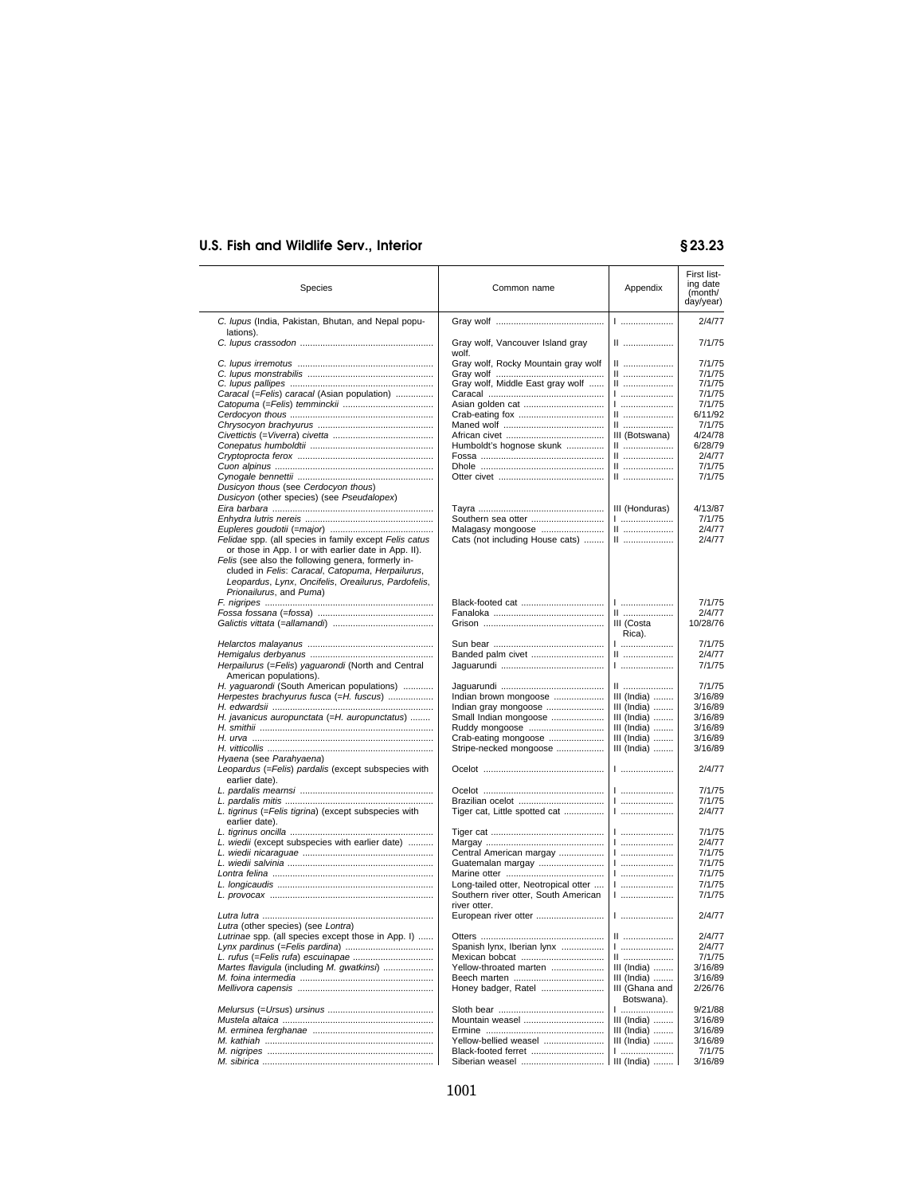| Species | Common name | Appendix | First listing date (month/ day/year) |
|---|---|---|---|
| *C. lupus* (India, Pakistan, Bhutan, and Nepal populations). | Gray wolf | I | 2/4/77 |
| *C. lupus crassodon* | Gray wolf, Vancouver Island gray wolf. | II | 7/1/75 |
| *C. lupus irremotus* | Gray wolf, Rocky Mountain gray wolf | II | 7/1/75 |
| *C. lupus monstrabilis* | Gray wolf | II | 7/1/75 |
| *C. lupus pallipes* | Gray wolf, Middle East gray wolf | II | 7/1/75 |
| *Caracal* (=*Felis*) *caracal* (Asian population) | Caracal | I | 7/1/75 |
| *Catopuma* (=*Felis*) *temminckii* | Asian golden cat | I | 7/1/75 |
| *Cerdocyon thous* | Crab-eating fox | II | 6/11/92 |
| *Chrysocyon brachyurus* | Maned wolf | II | 7/1/75 |
| *Civettictis* (=*Viverra*) *civetta* | African civet | III (Botswana) | 4/24/78 |
| *Conepatus humboldtii* | Humboldt's hognose skunk | II | 6/28/79 |
| *Cryptoprocta ferox* | Fossa | II | 2/4/77 |
| *Cuon alpinus* | Dhole | II | 7/1/75 |
| *Cynogale bennettii* | Otter civet | II | 7/1/75 |
| *Dusicyon thous* (see *Cerdocyon thous*) | | | |
| *Dusicyon* (other species) (see *Pseudalopex*) | | | |
| *Eira barbara* | Tayra | III (Honduras) | 4/13/87 |
| *Enhydra lutris nereis* | Southern sea otter | I | 7/1/75 |
| *Eupleres goudotii* (=*major*) | Malagasy mongoose | II | 2/4/77 |
| *Felidae* spp. (all species in family except *Felis catus* or those in App. I or with earlier date in App. II). | Cats (not including House cats) | II | 2/4/77 |
| *Felis* (see also the following genera, formerly included in *Felis*: *Caracal*, *Catopuma*, *Herpailurus*, *Leopardus*, *Lynx*, *Oncifelis*, *Oreailurus*, *Pardofelis*, *Prionailurus*, and *Puma*) | | | |
| *F. nigripes* | Black-footed cat | I | 7/1/75 |
| *Fossa fossana* (=*fossa*) | Fanaloka | II | 2/4/77 |
| *Galictis vittata* (=*allamandi*) | Grison | III (Costa Rica). | 10/28/76 |
| *Helarctos malayanus* | Sun bear | I | 7/1/75 |
| *Hemigalus derbyanus* | Banded palm civet | II | 2/4/77 |
| *Herpailurus* (=*Felis*) *yaguarondi* (North and Central American populations). | Jaguarundi | I | 7/1/75 |
| *H. yaguarondi* (South American populations) | Jaguarundi | II | 7/1/75 |
| *Herpestes brachyurus fusca* (=*H. fuscus*) | Indian brown mongoose | III (India) | 3/16/89 |
| *H. edwardsii* | Indian gray mongoose | III (India) | 3/16/89 |
| *H. javanicus auropunctata* (=*H. auropunctatus*) | Small Indian mongoose | III (India) | 3/16/89 |
| *H. smithii* | Ruddy mongoose | III (India) | 3/16/89 |
| *H. urva* | Crab-eating mongoose | III (India) | 3/16/89 |
| *H. vitticollis* | Stripe-necked mongoose | III (India) | 3/16/89 |
| *Hyaena* (see *Parahyaena*) | | | |
| *Leopardus* (=*Felis*) *pardalis* (except subspecies with earlier date). | Ocelot | I | 2/4/77 |
| *L. pardalis mearnsi* | Ocelot | I | 7/1/75 |
| *L. pardalis mitis* | Brazilian ocelot | I | 7/1/75 |
| *L. tigrinus* (=*Felis tigrina*) (except subspecies with earlier date). | Tiger cat, Little spotted cat | I | 2/4/77 |
| *L. tigrinus oncilla* | Tiger cat | I | 7/1/75 |
| *L. wiedii* (except subspecies with earlier date) | Margay | I | 2/4/77 |
| *L. wiedii nicaraguae* | Central American margay | I | 7/1/75 |
| *L. wiedii salvinia* | Guatemalan margay | I | 7/1/75 |
| *Lontra felina* | Marine otter | I | 7/1/75 |
| *L. longicaudis* | Long-tailed otter, Neotropical otter | I | 7/1/75 |
| *L. provocax* | Southern river otter, South American river otter. | I | 7/1/75 |
| *Lutra lutra* | European river otter | I | 2/4/77 |
| *Lutra* (other species) (see *Lontra*) | | | |
| *Lutrinae* spp. (all species except those in App. I) | Otters | II | 2/4/77 |
| *Lynx pardinus* (=*Felis pardina*) | Spanish lynx, Iberian lynx | I | 2/4/77 |
| *L. rufus* (=*Felis rufa*) *escuinapae* | Mexican bobcat | II | 7/1/75 |
| *Martes flavigula* (including *M. gwatkinsi*) | Yellow-throated marten | III (India) | 3/16/89 |
| *M. foina intermedia* | Beech marten | III (India) | 3/16/89 |
| *Mellivora capensis* | Honey badger, Ratel | III (Ghana and Botswana). | 2/26/76 |
| *Melursus* (=*Ursus*) *ursinus* | Sloth bear | I | 9/21/88 |
| *Mustela altaica* | Mountain weasel | III (India) | 3/16/89 |
| *M. erminea ferghanae* | Ermine | III (India) | 3/16/89 |
| *M. kathiah* | Yellow-bellied weasel | III (India) | 3/16/89 |
| *M. nigripes* | Black-footed ferret | I | 7/1/75 |
| *M. sibirica* | Siberian weasel | III (India) | 3/16/89 |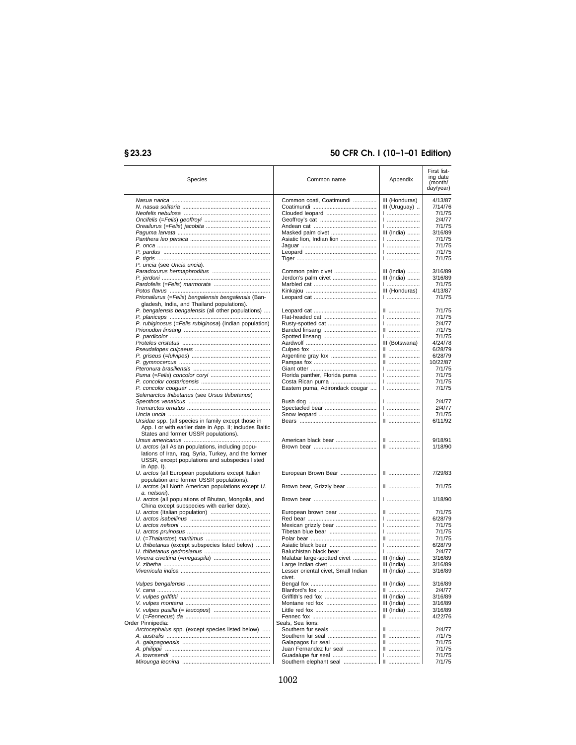| Species | Common name | Appendix | First listing date (month/day/year) |
|---|---|---|---|
| *Nasua narica* | Common coati, Coatimundi | III (Honduras) | 4/13/87 |
| *N. nasua solitaria* | Coatimundi | III (Uruguay) | 7/14/76 |
| *Neofelis nebulosa* | Clouded leopard | I | 7/1/75 |
| *Oncifelis (=Felis) geoffroyi* | Geoffroy's cat | I | 2/4/77 |
| *Oreailurus (=Felis) jacobita* | Andean cat | I | 7/1/75 |
| *Paguma larvata* | Masked palm civet | III (India) | 3/16/89 |
| *Panthera leo persica* | Asiatic lion, Indian lion | I | 7/1/75 |
| *P. onca* | Jaguar | I | 7/1/75 |
| *P. pardus* | Leopard | I | 7/1/75 |
| *P. tigris* | Tiger | I | 7/1/75 |
| *P. uncia* (see *Uncia uncia*). | | | |
| *Paradoxurus hermaphroditus* | Common palm civet | III (India) | 3/16/89 |
| *P. jerdoni* | Jerdon's palm civet | III (India) | 3/16/89 |
| *Pardofelis (=Felis) marmorata* | Marbled cat | I | 7/1/75 |
| *Potos flavus* | Kinkajou | III (Honduras) | 4/13/87 |
| *Prionailurus (=Felis) bengalensis bengalensis* (Bangladesh, India, and Thailand populations). | Leopard cat | I | 7/1/75 |
| *P. bengalensis bengalensis* (all other populations) | Leopard cat | II | 7/1/75 |
| *P. planiceps* | Flat-headed cat | I | 7/1/75 |
| *P. rubiginosus (=Felis rubiginosa)* (Indian population) | Rusty-spotted cat | I | 2/4/77 |
| *Prionodon linsang* | Banded linsang | II | 7/1/75 |
| *P. pardicolor* | Spotted linsang | I | 7/1/75 |
| *Proteles cristatus* | Aardwolf | III (Botswana) | 4/24/78 |
| *Pseudalopex culpaeus* | Culpeo fox | II | 6/28/79 |
| *P. griseus (=fulvipes)* | Argentine gray fox | II | 6/28/79 |
| *P. gymnocercus* | Pampas fox | II | 10/22/87 |
| *Pteronura brasiliensis* | Giant otter | I | 7/1/75 |
| *Puma (=Felis) concolor coryi* | Florida panther, Florida puma | I | 7/1/75 |
| *P. concolor costaricensis* | Costa Rican puma | I | 7/1/75 |
| *P. concolor couguar* | Eastern puma, Adirondack cougar | I | 7/1/75 |
| *Selenarctos thibetanus* (see *Ursus thibetanus*) | | | |
| *Speothos venaticus* | Bush dog | I | 2/4/77 |
| *Tremarctos ornatus* | Spectacled bear | I | 2/4/77 |
| *Uncia uncia* | Snow leopard | I | 7/1/75 |
| *Ursidae* spp. (all species in family except those in App. I or with earlier date in App. II; includes Baltic States and former USSR populations). | Bears | II | 6/11/92 |
| *Ursus americanus* | American black bear | II | 9/18/91 |
| *U. arctos* (all Asian populations, including populations of Iran, Iraq, Syria, Turkey, and the former USSR, except populations and subspecies listed in App. I). | Brown bear | II | 1/18/90 |
| *U. arctos* (all European populations except Italian population and former USSR populations). | European Brown Bear | II | 7/29/83 |
| *U. arctos* (all North American populations except *U. a. nelsoni*). | Brown bear, Grizzly bear | II | 7/1/75 |
| *U. arctos* (all populations of Bhutan, Mongolia, and China except subspecies with earlier date). | Brown bear | I | 1/18/90 |
| *U. arctos* (Italian population) | European brown bear | II | 7/1/75 |
| *U. arctos isabellinus* | Red bear | I | 6/28/79 |
| *U. arctos nelsoni* | Mexican grizzly bear | I | 7/1/75 |
| *U. arctos pruinosus* | Tibetan blue bear | I | 7/1/75 |
| *U. (=Thalarctos) maritimus* | Polar bear | II | 7/1/75 |
| *U. thibetanus* (except subspecies listed below) | Asiatic black bear | I | 6/28/79 |
| *U. thibetanus gedrosianus* | Baluchistan black bear | I | 2/4/77 |
| *Viverra civettina (=megaspila)* | Malabar large-spotted civet | III (India) | 3/16/89 |
| *V. zibetha* | Large Indian civet | III (India) | 3/16/89 |
| *Viverricula indica* | Lesser oriental civet, Small Indian civet. | III (India) | 3/16/89 |
| *Vulpes bengalensis* | Bengal fox | III (India) | 3/16/89 |
| *V. cana* | Blanford's fox | II | 2/4/77 |
| *V. vulpes griffithi* | Griffith's red fox | III (India) | 3/16/89 |
| *V. vulpes montana* | Montane red fox | III (India) | 3/16/89 |
| *V. vulpes pusilla (= leucopus)* | Little red fox | III (India) | 3/16/89 |
| *V. (=Fennecus) da* | Fennec fox | II | 4/22/76 |
| Order Pinnipedia: | Seals, Sea lions: | | |
| *Arctocephalus* spp. (except species listed below) | Southern fur seals | II | 2/4/77 |
| *A. australis* | Southern fur seal | II | 7/1/75 |
| *A. galapagoensis* | Galapagos fur seal | II | 7/1/75 |
| *A. philippii* | Juan Fernandez fur seal | II | 7/1/75 |
| *A. townsendi* | Guadalupe fur seal | I | 7/1/75 |
| *Mirounga leonina* | Southern elephant seal | II | 7/1/75 |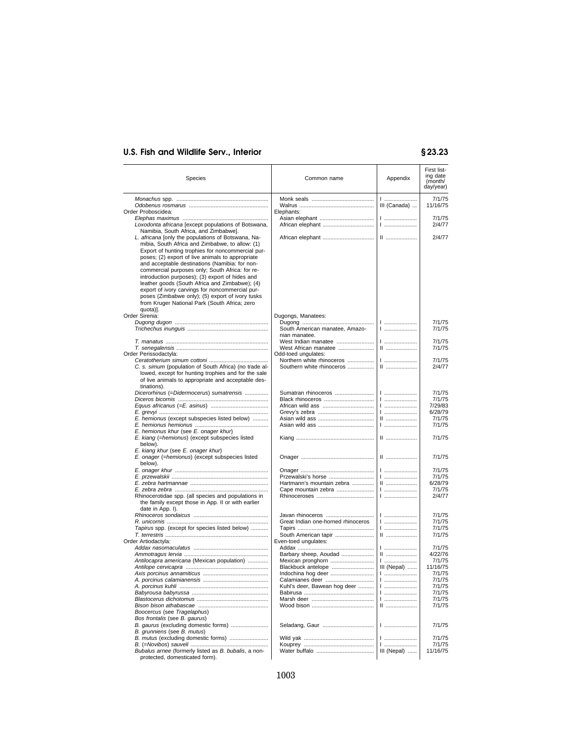| Species | Common name | Appendix | First listing date (month/day/year) |
|---|---|---|---|
| *Monachus* spp. | Monk seals | I | 7/1/75 |
| *Odobenus rosmarus* | Walrus | III (Canada) | 11/16/75 |
| Order Proboscidea: | Elephants: | | |
| *Elephas maximus* | Asian elephant | I | 7/1/75 |
| *Loxodonta africana* [except populations of Botswana, Namibia, South Africa, and Zimbabwe]. | African elephant | I | 2/4/77 |
| *L. africana* [only the populations of Botswana, Namibia, South Africa and Zimbabwe, to allow: (1) Export of hunting trophies for noncommercial purposes; (2) export of live animals to appropriate and acceptable destinations (Namibia: for noncommercial purposes only; South Africa: for reintroduction purposes); (3) export of hides and leather goods (South Africa and Zimbabwe); (4) export of ivory carvings for noncommercial purposes (Zimbabwe only); (5) export of ivory tusks from Kruger National Park (South Africa; zero quota)]. | African elephant | II | 2/4/77 |
| Order Sirenia: | Dugongs, Manatees: | | |
| *Dugong dugon* | Dugong | I | 7/1/75 |
| *Trichechus inunguis* | South American manatee, Amazonian manatee. | I | 7/1/75 |
| *T. manatus* | West Indian manatee | I | 7/1/75 |
| *T. senegalensis* | West African manatee | II | 7/1/75 |
| Order Perissodactyla: | Odd-toed ungulates: | | |
| *Ceratotherium simum cottoni* | Northern white rhinoceros | I | 7/1/75 |
| *C. s. simum* (population of South Africa) (no trade allowed, except for hunting trophies and for the sale of live animals to appropriate and acceptable destinations). | Southern white rhinoceros | II | 2/4/77 |
| *Dicerorhinus* (=*Didermocerus*) *sumatrensis* | Sumatran rhinoceros | I | 7/1/75 |
| *Diceros bicornis* | Black rhinoceros | I | 7/1/75 |
| *Equus africanus* (=*E. asinus*) | African wild ass | I | 7/29/83 |
| *E. grevyi* | Grevy's zebra | I | 6/28/79 |
| *E. hemionus* (except subspecies listed below) | Asian wild ass | II | 7/1/75 |
| *E. hemionus hemionus* | Asian wild ass | I | 7/1/75 |
| *E. hemionus khur* (see *E. onager khur*) | | | |
| *E. kiang* (=*hemionus*) (except subspecies listed below). | Kiang | II | 7/1/75 |
| *E. kiang khur* (see *E. onager khur*) | | | |
| *E. onager* (=*hemionus*) (except subspecies listed below). | Onager | II | 7/1/75 |
| *E. onager khur* | Onager | I | 7/1/75 |
| *E. przewalskii* | Przewalski's horse | I | 7/1/75 |
| *E. zebra hartmannae* | Hartmann's mountain zebra | II | 6/28/79 |
| *E. zebra zebra* | Cape mountain zebra | I | 7/1/75 |
| Rhinocerotidae spp. (all species and populations in the family except those in App. II or with earlier date in App. I). | Rhinoceroses | I | 2/4/77 |
| *Rhinoceros sondaicus* | Javan rhinoceros | I | 7/1/75 |
| *R. unicornis* | Great Indian one-horned rhinoceros | I | 7/1/75 |
| *Tapirus* spp. (except for species listed below) | Tapirs | I | 7/1/75 |
| *T. terrestris* | South American tapir | II | 7/1/75 |
| Order Artiodactyla: | Even-toed ungulates: | | |
| *Addax nasomaculatus* | Addax | I | 7/1/75 |
| *Ammotragus lervia* | Barbary sheep, Aoudad | II | 4/22/76 |
| *Antilocapra americana* (Mexican population) | Mexican pronghorn | I | 7/1/75 |
| *Antilope cervicapra* | Blackbuck antelope | III (Nepal) | 11/16/75 |
| *Axis porcinus annamiticus* | Indochina hog deer | I | 7/1/75 |
| *A. porcinus calamianensis* | Calamianes deer | I | 7/1/75 |
| *A. porcinus kuhli* | Kuhl's deer, Bawean hog deer | I | 7/1/75 |
| *Babyrousa babyrussa* | Babirusa | I | 7/1/75 |
| *Blastocerus dichotomus* | Marsh deer | I | 7/1/75 |
| *Bison bison athabascae* | Wood bison | II | 7/1/75 |
| *Boocercus* (see *Tragelaphus*) | | | |
| *Bos frontalis* (see *B. gaurus*) | | | |
| *B. gaurus* (excluding domestic forms) | Seladang, Gaur | I | 7/1/75 |
| *B. grunniens* (see *B. mutus*) | | | |
| *B. mutus* (excluding domestic forms) | Wild yak | I | 7/1/75 |
| *B.* (=*Novibos*) *sauveli* | Kouprey | I | 7/1/75 |
| *Bubalus arnee* (formerly listed as *B. bubalis*, a non-protected, domesticated form). | Water buffalo | III (Nepal) | 11/16/75 |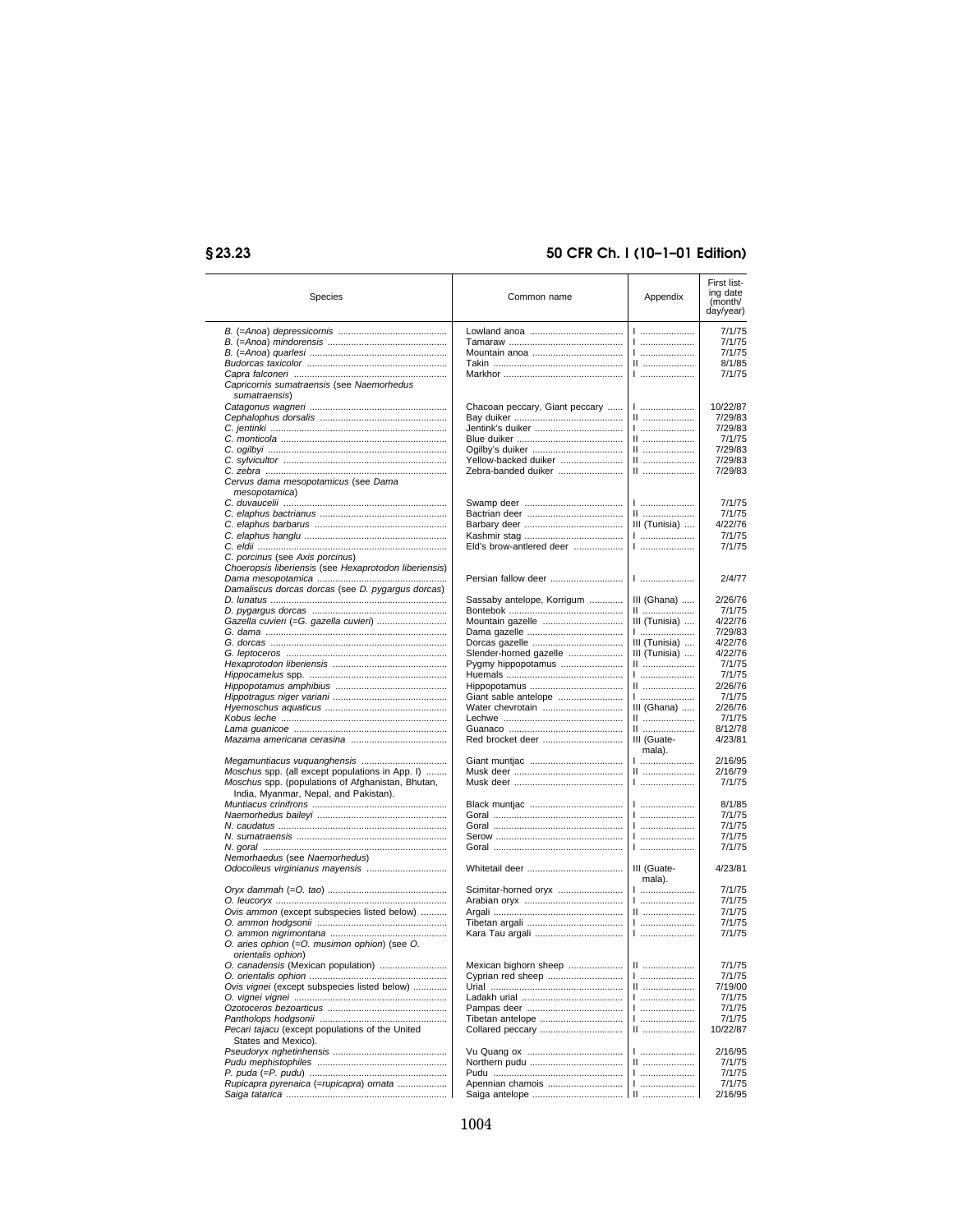| Species | Common name | Appendix | First listing date (month/day/year) |
|---|---|---|---|
| *B.* (=*Anoa*) *depressicornis* | Lowland anoa | I | 7/1/75 |
| *B.* (=*Anoa*) *mindorensis* | Tamaraw | I | 7/1/75 |
| *B.* (=*Anoa*) *quarlesi* | Mountain anoa | I | 7/1/75 |
| *Budorcas taxicolor* | Takin | II | 8/1/85 |
| *Capra falconeri* | Markhor | I | 7/1/75 |
| *Capricornis sumatraensis* (see *Naemorhedus sumatraensis*) | | | |
| *Catagonus wagneri* | Chacoan peccary, Giant peccary | I | 10/22/87 |
| *Cephalophus dorsalis* | Bay duiker | II | 7/29/83 |
| *C. jentinki* | Jentink's duiker | I | 7/29/83 |
| *C. monticola* | Blue duiker | II | 7/1/75 |
| *C. ogilbyi* | Ogilby's duiker | II | 7/29/83 |
| *C. sylvicultor* | Yellow-backed duiker | II | 7/29/83 |
| *C. zebra* | Zebra-banded duiker | II | 7/29/83 |
| *Cervus dama mesopotamicus* (see *Dama mesopotamica*) | | | |
| *C. duvaucelii* | Swamp deer | I | 7/1/75 |
| *C. elaphus bactrianus* | Bactrian deer | II | 7/1/75 |
| *C. elaphus barbarus* | Barbary deer | III (Tunisia) | 4/22/76 |
| *C. elaphus hanglu* | Kashmir stag | I | 7/1/75 |
| *C. eldii* | Eld's brow-antlered deer | I | 7/1/75 |
| *C. porcinus* (see *Axis porcinus*) | | | |
| *Choeropsis liberiensis* (see *Hexaprotodon liberiensis*) | | | |
| *Dama mesopotamica* | Persian fallow deer | I | 2/4/77 |
| *Damaliscus dorcas dorcas* (see *D. pygargus dorcas*) | | | |
| *D. lunatus* | Sassaby antelope, Korrigum | III (Ghana) | 2/26/76 |
| *D. pygargus dorcas* | Bontebok | II | 7/1/75 |
| *Gazella cuvieri* (=*G. gazella cuvieri*) | Mountain gazelle | III (Tunisia) | 4/22/76 |
| *G. dama* | Dama gazelle | I | 7/29/83 |
| *G. dorcas* | Dorcas gazelle | III (Tunisia) | 4/22/76 |
| *G. leptoceros* | Slender-horned gazelle | III (Tunisia) | 4/22/76 |
| *Hexaprotodon liberiensis* | Pygmy hippopotamus | II | 7/1/75 |
| *Hippocamelus* spp. | Huemals | I | 7/1/75 |
| *Hippopotamus amphibius* | Hippopotamus | II | 2/26/76 |
| *Hippotragus niger variani* | Giant sable antelope | I | 7/1/75 |
| *Hyemoschus aquaticus* | Water chevrotain | III (Ghana) | 2/26/76 |
| *Kobus leche* | Lechwe | II | 7/1/75 |
| *Lama guanicoe* | Guanaco | II | 8/12/78 |
| *Mazama americana cerasina* | Red brocket deer | III (Guatemala). | 4/23/81 |
| *Megamuntiacus vuquanghensis* | Giant muntjac | I | 2/16/95 |
| *Moschus* spp. (all except populations in App. I) | Musk deer | II | 2/16/79 |
| *Moschus* spp. (populations of Afghanistan, Bhutan, India, Myanmar, Nepal, and Pakistan). | Musk deer | I | 7/1/75 |
| *Muntiacus crinifrons* | Black muntjac | I | 8/1/85 |
| *Naemorhedus baileyi* | Goral | I | 7/1/75 |
| *N. caudatus* | Goral | I | 7/1/75 |
| *N. sumatraensis* | Serow | I | 7/1/75 |
| *N. goral* | Goral | I | 7/1/75 |
| *Nemorhaedus* (see *Naemorhedus*) | | | |
| *Odocoileus virginianus mayensis* | Whitetail deer | III (Guatemala). | 4/23/81 |
| *Oryx dammah* (=*O. tao*) | Scimitar-horned oryx | I | 7/1/75 |
| *O. leucoryx* | Arabian oryx | I | 7/1/75 |
| *Ovis ammon* (except subspecies listed below) | Argali | II | 7/1/75 |
| *O. ammon hodgsonii* | Tibetan argali | I | 7/1/75 |
| *O. ammon nigrimontana* | Kara Tau argali | I | 7/1/75 |
| *O. aries ophion* (=*O. musimon ophion*) (see *O. orientalis ophion*) | | | |
| *O. canadensis* (Mexican population) | Mexican bighorn sheep | II | 7/1/75 |
| *O. orientalis ophion* | Cyprian red sheep | I | 7/1/75 |
| *Ovis vignei* (except subspecies listed below) | Urial | II | 7/19/00 |
| *O. vignei vignei* | Ladakh urial | I | 7/1/75 |
| *Ozotoceros bezoarticus* | Pampas deer | I | 7/1/75 |
| *Pantholops hodgsonii* | Tibetan antelope | I | 7/1/75 |
| *Pecari tajacu* (except populations of the United States and Mexico). | Collared peccary | II | 10/22/87 |
| *Pseudoryx nghetinhensis* | Vu Quang ox | I | 2/16/95 |
| *Pudu mephistophiles* | Northern pudu | II | 7/1/75 |
| *P. puda* (=*P. pudu*) | Pudu | I | 7/1/75 |
| *Rupicapra pyrenaica* (=*rupicapra*) *ornata* | Apennian chamois | I | 7/1/75 |
| *Saiga tatarica* | Saiga antelope | II | 2/16/95 |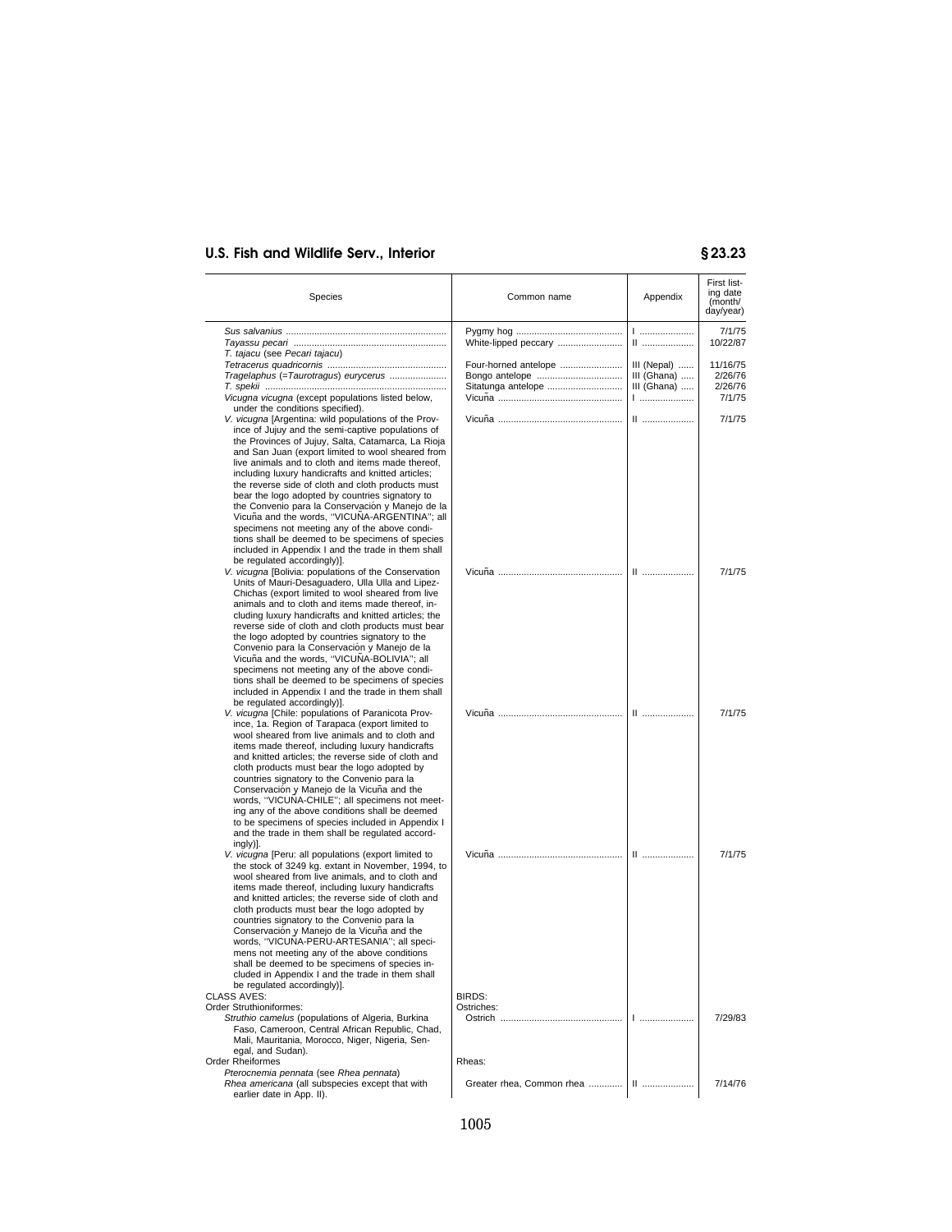| Species | Common name | Appendix | First listing date (month/day/year) |
| --- | --- | --- | --- |
| *Sus salvanius* | Pygmy hog | I | 7/1/75 |
| *Tayassu pecari* | White-lipped peccary | II | 10/22/87 |
| *T. tajacu* (see *Pecari tajacu*) | | | |
| *Tetracerus quadricornis* | Four-horned antelope | III (Nepal) | 11/16/75 |
| *Tragelaphus* (=*Taurotragus*) *eurycerus* | Bongo antelope | III (Ghana) | 2/26/76 |
| *T. spekii* | Sitatunga antelope | III (Ghana) | 2/26/76 |
| *Vicugna vicugna* (except populations listed below, under the conditions specified). | Vicuña | I | 7/1/75 |
| *V. vicugna* [Argentina: wild populations of the Province of Jujuy and the semi-captive populations of the Provinces of Jujuy, Salta, Catamarca, La Rioja and San Juan (export limited to wool sheared from live animals and to cloth and items made thereof, including luxury handicrafts and knitted articles; the reverse side of cloth and cloth products must bear the logo adopted by countries signatory to the Convenio para la Conservación y Manejo de la Vicuña and the words, ''VICUÑA-ARGENTINA''; all specimens not meeting any of the above conditions shall be deemed to be specimens of species included in Appendix I and the trade in them shall be regulated accordingly)]. | Vicuña | II | 7/1/75 |
| *V. vicugna* [Bolivia: populations of the Conservation Units of Mauri-Desaguadero, Ulla Ulla and Lipez-Chichas (export limited to wool sheared from live animals and to cloth and items made thereof, including luxury handicrafts and knitted articles; the reverse side of cloth and cloth products must bear the logo adopted by countries signatory to the Convenio para la Conservación y Manejo de la Vicuña and the words, ''VICUÑA-BOLIVIA''; all specimens not meeting any of the above conditions shall be deemed to be specimens of species included in Appendix I and the trade in them shall be regulated accordingly)]. | Vicuña | II | 7/1/75 |
| *V. vicugna* [Chile: populations of Paranicota Province, 1a. Region of Tarapaca (export limited to wool sheared from live animals and to cloth and items made thereof, including luxury handicrafts and knitted articles; the reverse side of cloth and cloth products must bear the logo adopted by countries signatory to the Convenio para la Conservación y Manejo de la Vicuña and the words, ''VICUÑA-CHILE''; all specimens not meeting any of the above conditions shall be deemed to be specimens of species included in Appendix I and the trade in them shall be regulated accordingly)]. | Vicuña | II | 7/1/75 |
| *V. vicugna* [Peru: all populations (export limited to the stock of 3249 kg. extant in November, 1994, to wool sheared from live animals, and to cloth and items made thereof, including luxury handicrafts and knitted articles; the reverse side of cloth and cloth products must bear the logo adopted by countries signatory to the Convenio para la Conservación y Manejo de la Vicuña and the words, ''VICUÑA-PERU-ARTESANIA''; all specimens not meeting any of the above conditions shall be deemed to be specimens of species included in Appendix I and the trade in them shall be regulated accordingly)]. | Vicuña | II | 7/1/75 |
| CLASS AVES: | BIRDS: | | |
| Order Struthioniformes: | Ostriches: | | |
| *Struthio camelus* (populations of Algeria, Burkina Faso, Cameroon, Central African Republic, Chad, Mali, Mauritania, Morocco, Niger, Nigeria, Senegal, and Sudan). | Ostrich | I | 7/29/83 |
| Order Rheiformes | Rheas: | | |
| *Pterocnemia pennata* (see *Rhea pennata*) | | | |
| *Rhea americana* (all subspecies except that with earlier date in App. II). | Greater rhea, Common rhea | II | 7/14/76 |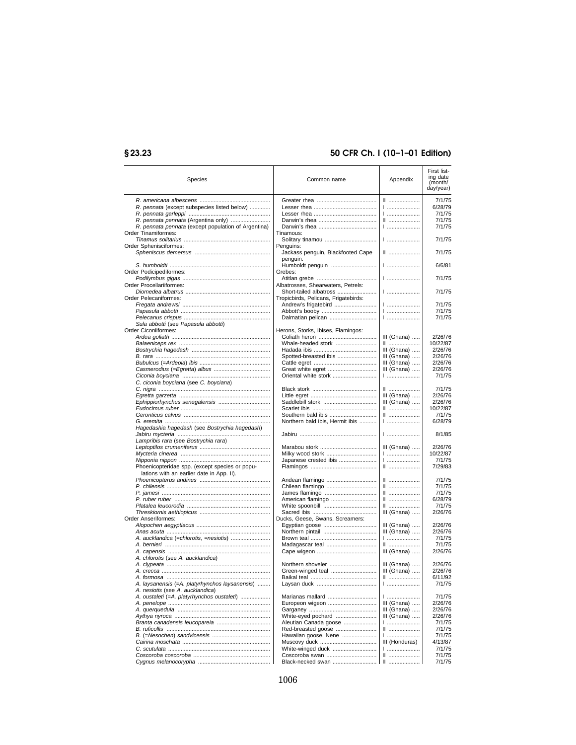| Species | Common name | Appendix | First listing date (month/day/year) |
|---|---|---|---|
| *R. americana albescens* | Greater rhea | II | 7/1/75 |
| *R. pennata* (except subspecies listed below) | Lesser rhea | I | 6/28/79 |
| *R. pennata garleppi* | Lesser rhea | I | 7/1/75 |
| *R. pennata pennata* (Argentina only) | Darwin's rhea | II | 7/1/75 |
| *R. pennata pennata* (except population of Argentina) | Darwin's rhea | I | 7/1/75 |
| Order Tinamiformes: | Tinamous: | | |
| *Tinamus solitarius* | Solitary tinamou | I | 7/1/75 |
| Order Sphenisciformes: | Penguins: | | |
| *Spheniscus demersus* | Jackass penguin, Blackfooted Cape penguin. | II | 7/1/75 |
| *S. humboldti* | Humboldt penguin | I | 6/6/81 |
| Order Podicipediformes: | Grebes: | | |
| *Podilymbus gigas* | Atitlan grebe | I | 7/1/75 |
| Order Procellariiformes: | Albatrosses, Shearwaters, Petrels: | | |
| *Diomedea albatrus* | Short-tailed albatross | I | 7/1/75 |
| Order Pelecaniformes: | Tropicbirds, Pelicans, Frigatebirds: | | |
| *Fregata andrewsi* | Andrew's frigatebird | I | 7/1/75 |
| *Papasula abbotti* | Abbott's booby | I | 7/1/75 |
| *Pelecanus crispus* | Dalmatian pelican | I | 7/1/75 |
| *Sula abbotti* (see *Papasula abbotti*) | | | |
| Order Ciconiiformes: | Herons, Storks, Ibises, Flamingos: | | |
| *Ardea goliath* | Goliath heron | III (Ghana) | 2/26/76 |
| *Balaeniceps rex* | Whale-headed stork | II | 10/22/87 |
| *Bostrychia hagedash* | Hadada ibis | III (Ghana) | 2/26/76 |
| *B. rara* | Spotted-breasted ibis | III (Ghana) | 2/26/76 |
| *Bubulcus* (=*Ardeola*) *ibis* | Cattle egret | III (Ghana) | 2/26/76 |
| *Casmerodius* (=*Egretta*) *albus* | Great white egret | III (Ghana) | 2/26/76 |
| *Ciconia boyciana* | Oriental white stork | I | 7/1/75 |
| *C. ciconia boyciana* (see *C. boyciana*) | | | |
| *C. nigra* | Black stork | II | 7/1/75 |
| *Egretta garzetta* | Little egret | III (Ghana) | 2/26/76 |
| *Ephippiorhynchus senegalensis* | Saddlebill stork | III (Ghana) | 2/26/76 |
| *Eudocimus ruber* | Scarlet ibis | II | 10/22/87 |
| *Geronticus calvus* | Southern bald ibis | II | 7/1/75 |
| *G. eremita* | Northern bald ibis, Hermit ibis | I | 6/28/79 |
| *Hagedashia hagedash* (see *Bostrychia hagedash*) | | | |
| *Jabiru mycteria* | Jabiru | I | 8/1/85 |
| *Lampribis rara* (see *Bostrychia rara*) | | | |
| *Leptoptilos crumeniferus* | Marabou stork | III (Ghana) | 2/26/76 |
| *Mycteria cinerea* | Milky wood stork | I | 10/22/87 |
| *Nipponia nippon* | Japanese crested ibis | I | 7/1/75 |
| Phoenicopteridae spp. (except species or populations with an earlier date in App. II). | Flamingos | II | 7/29/83 |
| *Phoenicopterus andinus* | Andean flamingo | II | 7/1/75 |
| *P. chilensis* | Chilean flamingo | II | 7/1/75 |
| *P. jamesi* | James flamingo | II | 7/1/75 |
| *P. ruber ruber* | American flamingo | II | 6/28/79 |
| *Platalea leucorodia* | White spoonbill | II | 7/1/75 |
| *Threskiornis aethiopicus* | Sacred ibis | III (Ghana) | 2/26/76 |
| Order Anseriformes: | Ducks, Geese, Swans, Screamers: | | |
| *Alopochen aegyptiacus* | Egyptian goose | III (Ghana) | 2/26/76 |
| *Anas acuta* | Northern pintail | III (Ghana) | 2/26/76 |
| *A. aucklandica* (=*chlorotis*, =*nesiotis*) | Brown teal | I | 7/1/75 |
| *A. bernieri* | Madagascar teal | II | 7/1/75 |
| *A. capensis* | Cape wigeon | III (Ghana) | 2/26/76 |
| *A. chlorotis* (see *A. aucklandica*) | | | |
| *A. clypeata* | Northern shoveler | III (Ghana) | 2/26/76 |
| *A. crecca* | Green-winged teal | III (Ghana) | 2/26/76 |
| *A. formosa* | Baikal teal | II | 6/11/92 |
| *A. laysanensis* (=*A. platyrhynchos laysanensis*) | Laysan duck | I | 7/1/75 |
| *A. nesiotis* (see *A. aucklandica*) | | | |
| *A. oustaleti* (=*A. platyrhynchos oustaleti*) | Marianas mallard | I | 7/1/75 |
| *A. penelope* | Europeon wigeon | III (Ghana) | 2/26/76 |
| *A. querquedula* | Garganey | III (Ghana) | 2/26/76 |
| *Aythya nyroca* | White-eyed pochard | III (Ghana) | 2/26/76 |
| *Branta canadensis leucopareia* | Aleutian Canada goose | I | 7/1/75 |
| *B. ruficollis* | Red-breasted goose | II | 7/1/75 |
| *B.* (=*Nesochen*) *sandvicensis* | Hawaiian goose, Nene | I | 7/1/75 |
| *Cairina moschata* | Muscovy duck | III (Honduras) | 4/13/87 |
| *C. scutulata* | White-winged duck | I | 7/1/75 |
| *Coscoroba coscoroba* | Coscoroba swan | II | 7/1/75 |
| *Cygnus melanocorypha* | Black-necked swan | II | 7/1/75 |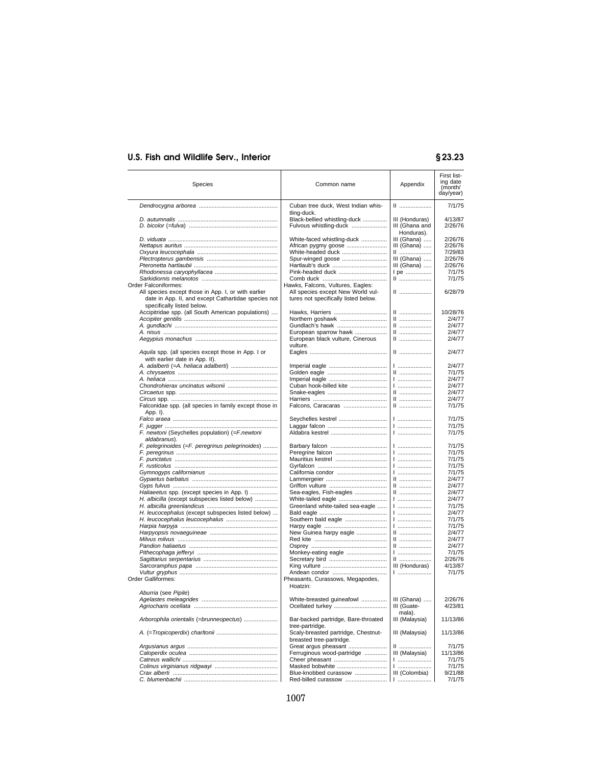| Species | Common name | Appendix | First listing date (month/day/year) |
|---|---|---|---|
| *Dendrocygna arborea* | Cuban tree duck, West Indian whistling-duck. | II | 7/1/75 |
| *D. autumnalis* | Black-bellied whistling-duck | III (Honduras) | 4/13/87 |
| *D. bicolor* (=*fulva*) | Fulvous whistling-duck | III (Ghana and Honduras). | 2/26/76 |
| *D. viduata* | White-faced whistling-duck | III (Ghana) | 2/26/76 |
| *Nettapus auritus* | African pygmy goose | III (Ghana) | 2/26/76 |
| *Oxyura leucocephala* | White-headed duck | II | 7/29/83 |
| *Plectropterus gambensis* | Spur-winged goose | III (Ghana) | 2/26/76 |
| *Pteronetta hartlaubii* | Hartlaub's duck | III (Ghana) | 2/26/76 |
| *Rhodonessa caryophyllacea* | Pink-headed duck | I pe | 7/1/75 |
| *Sarkidiornis melanotos* | Comb duck | II | 7/1/75 |
| Order Falconiformes: | Hawks, Falcons, Vultures, Eagles: | | |
| All species except those in App. I, or with earlier date in App. II, and except Cathartidae species not specifically listed below. | All species except New World vultures not specifically listed below. | II | 6/28/79 |
| Accipitridae spp. (all South American populations) | Hawks, Harriers | II | 10/28/76 |
| *Accipiter gentilis* | Northern goshawk | II | 2/4/77 |
| *A. gundlachi* | Gundlach's hawk | II | 2/4/77 |
| *A. nisus* | European sparrow hawk | II | 2/4/77 |
| *Aegypius monachus* | European black vulture, Cinerous vulture. | II | 2/4/77 |
| *Aquila* spp. (all species except those in App. I or with earlier date in App. II). | Eagles | II | 2/4/77 |
| *A. adalberti* (=*A. heliaca adalberti*) | Imperial eagle | I | 2/4/77 |
| *A. chrysaetos* | Golden eagle | II | 7/1/75 |
| *A. heliaca* | Imperial eagle | I | 2/4/77 |
| *Chondrohierax uncinatus wilsonii* | Cuban hook-billed kite | I | 2/4/77 |
| *Circaetus* spp. | Snake-eagles | II | 2/4/77 |
| *Circus* spp. | Harriers | II | 2/4/77 |
| Falconidae spp. (all species in family except those in App. I). | Falcons, Caracaras | II | 7/1/75 |
| *Falco araea* | Seychelles kestrel | I | 7/1/75 |
| *F. jugger* | Laggar falcon | I | 7/1/75 |
| *F. newtoni* (Seychelles population) (=*F.newtoni aldabranus*). | Aldabra kestrel | I | 7/1/75 |
| *F. pelegrinoides* (=*F. peregrinus pelegrinoides*) | Barbary falcon | I | 7/1/75 |
| *F. peregrinus* | Peregrine falcon | I | 7/1/75 |
| *F. punctatus* | Mauritius kestrel | I | 7/1/75 |
| *F. rusticolus* | Gyrfalcon | I | 7/1/75 |
| *Gymnogyps californianus* | California condor | I | 7/1/75 |
| *Gypaetus barbatus* | Lammergeier | II | 2/4/77 |
| *Gyps fulvus* | Griffon vulture | II | 2/4/77 |
| *Haliaeetus* spp. (except species in App. I) | Sea-eagles, Fish-eagles | II | 2/4/77 |
| *H. albicilla* (except subspecies listed below) | White-tailed eagle | I | 2/4/77 |
| *H. albicilla greenlandicus* | Greenland white-tailed sea-eagle | I | 7/1/75 |
| *H. leucocephalus* (except subspecies listed below) | Bald eagle | I | 2/4/77 |
| *H. leucocephalus leucocephalus* | Southern bald eagle | I | 7/1/75 |
| *Harpia harpyja* | Harpy eagle | I | 7/1/75 |
| *Harpyopsis novaeguineae* | New Guinea harpy eagle | II | 2/4/77 |
| *Milvus milvus* | Red kite | II | 2/4/77 |
| *Pandion haliaetus* | Osprey | II | 2/4/77 |
| *Pithecophaga jefferyi* | Monkey-eating eagle | I | 7/1/75 |
| *Sagittarius serpentarius* | Secretary bird | II | 2/26/76 |
| *Sarcoramphus papa* | King vulture | III (Honduras) | 4/13/87 |
| *Vultur gryphus* | Andean condor | I | 7/1/75 |
| Order Galliformes: | Pheasants, Curassows, Megapodes, Hoatzin: | | |
| *Aburria* (see *Pipile*) | | | |
| *Agelastes meleagrides* | White-breasted guineafowl | III (Ghana) | 2/26/76 |
| *Agriocharis ocellata* | Ocellated turkey | III (Guatemala). | 4/23/81 |
| *Arborophila orientalis* (=*brunneopectus*) | Bar-backed partridge, Bare-throated tree-partridge. | III (Malaysia) | 11/13/86 |
| *A.* (=*Tropicoperdix*) *charltonii* | Scaly-breasted partridge, Chestnut-breasted tree-partridge. | III (Malaysia) | 11/13/86 |
| *Argusianus argus* | Great argus pheasant | II | 7/1/75 |
| *Caloperdix oculea* | Ferruginous wood-partridge | III (Malaysia) | 11/13/86 |
| *Catreus wallichi* | Cheer pheasant | I | 7/1/75 |
| *Colinus virginianus ridgwayi* | Masked bobwhite | I | 7/1/75 |
| *Crax alberti* | Blue-knobbed curassow | III (Colombia) | 9/21/88 |
| *C. blumenbachii* | Red-billed curassow | I | 7/1/75 |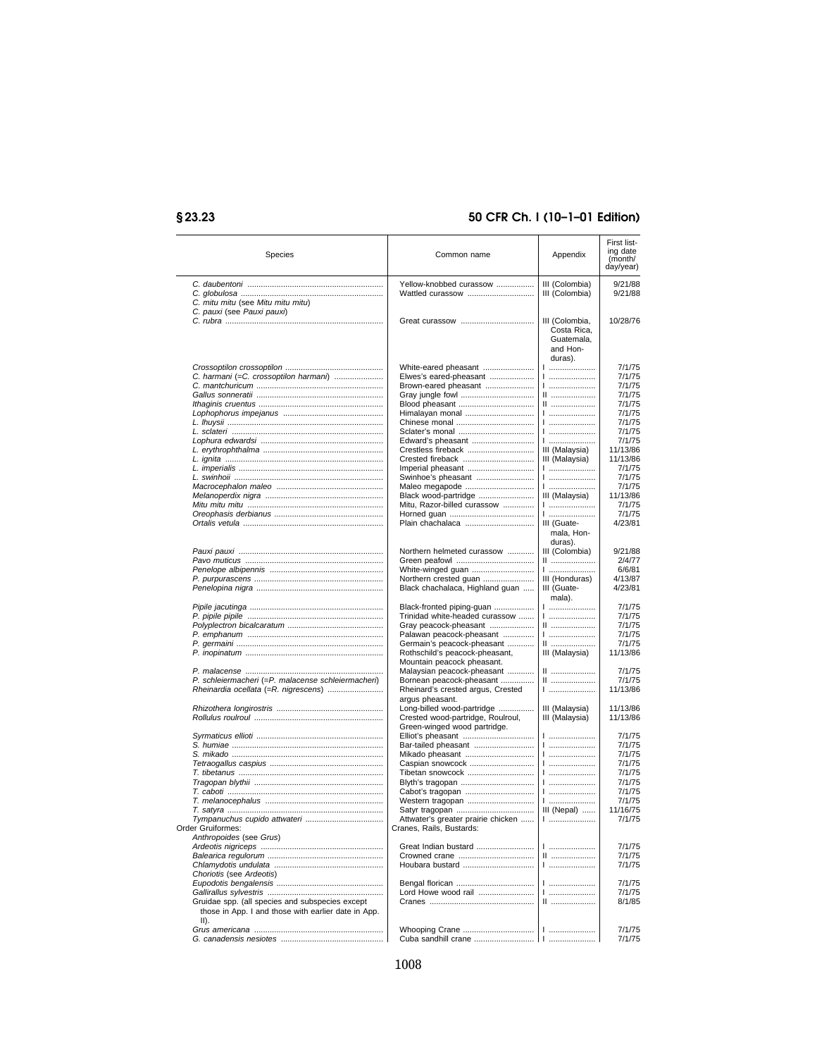| Species | Common name | Appendix | First listing date (month/day/year) |
|---|---|---|---|
| *C. daubentoni* | Yellow-knobbed curassow | III (Colombia) | 9/21/88 |
| *C. globulosa* | Wattled curassow | III (Colombia) | 9/21/88 |
| *C. mitu mitu* (see *Mitu mitu mitu*) | | | |
| *C. pauxi* (see *Pauxi pauxi*) | | | |
| *C. rubra* | Great curassow | III (Colombia, Costa Rica, Guatemala, and Honduras). | 10/28/76 |
| *Crossoptilon crossoptilon* | White-eared pheasant | I | 7/1/75 |
| *C. harmani* (=*C. crossoptilon harmani*) | Elwes's eared-pheasant | I | 7/1/75 |
| *C. mantchuricum* | Brown-eared pheasant | I | 7/1/75 |
| *Gallus sonneratii* | Gray jungle fowl | II | 7/1/75 |
| *Ithaginis cruentus* | Blood pheasant | II | 7/1/75 |
| *Lophophorus impejanus* | Himalayan monal | I | 7/1/75 |
| *L. lhuysii* | Chinese monal | I | 7/1/75 |
| *L. sclateri* | Sclater's monal | I | 7/1/75 |
| *Lophura edwardsi* | Edward's pheasant | I | 7/1/75 |
| *L. erythrophthalma* | Crestless fireback | III (Malaysia) | 11/13/86 |
| *L. ignita* | Crested fireback | III (Malaysia) | 11/13/86 |
| *L. imperialis* | Imperial pheasant | I | 7/1/75 |
| *L. swinhoii* | Swinhoe's pheasant | I | 7/1/75 |
| *Macrocephalon maleo* | Maleo megapode | I | 7/1/75 |
| *Melanoperdix nigra* | Black wood-partridge | III (Malaysia) | 11/13/86 |
| *Mitu mitu mitu* | Mitu, Razor-billed curassow | I | 7/1/75 |
| *Oreophasis derbianus* | Horned guan | I | 7/1/75 |
| *Ortalis vetula* | Plain chachalaca | III (Guatemala, Honduras). | 4/23/81 |
| *Pauxi pauxi* | Northern helmeted curassow | III (Colombia) | 9/21/88 |
| *Pavo muticus* | Green peafowl | II | 2/4/77 |
| *Penelope albipennis* | White-winged guan | I | 6/6/81 |
| *P. purpurascens* | Northern crested guan | III (Honduras) | 4/13/87 |
| *Penelopina nigra* | Black chachalaca, Highland guan | III (Guatemala). | 4/23/81 |
| *Pipile jacutinga* | Black-fronted piping-guan | I | 7/1/75 |
| *P. pipile pipile* | Trinidad white-headed curassow | I | 7/1/75 |
| *Polyplectron bicalcaratum* | Gray peacock-pheasant | II | 7/1/75 |
| *P. emphanum* | Palawan peacock-pheasant | I | 7/1/75 |
| *P. germaini* | Germain's peacock-pheasant | II | 7/1/75 |
| *P. inopinatum* | Rothschild's peacock-pheasant, Mountain peacock pheasant. | III (Malaysia) | 11/13/86 |
| *P. malacense* | Malaysian peacock-pheasant | II | 7/1/75 |
| *P. schleiermacheri* (=*P. malacense schleiermacheri*) | Bornean peacock-pheasant | II | 7/1/75 |
| *Rheinardia ocellata* (=*R. nigrescens*) | Rheinard's crested argus, Crested argus pheasant. | I | 11/13/86 |
| *Rhizothera longirostris* | Long-billed wood-partridge | III (Malaysia) | 11/13/86 |
| *Rollulus roulroul* | Crested wood-partridge, Roulroul, Green-winged wood partridge. | III (Malaysia) | 11/13/86 |
| *Syrmaticus ellioti* | Elliot's pheasant | I | 7/1/75 |
| *S. humiae* | Bar-tailed pheasant | I | 7/1/75 |
| *S. mikado* | Mikado pheasant | I | 7/1/75 |
| *Tetraogallus caspius* | Caspian snowcock | I | 7/1/75 |
| *T. tibetanus* | Tibetan snowcock | I | 7/1/75 |
| *Tragopan blythii* | Blyth's tragopan | I | 7/1/75 |
| *T. caboti* | Cabot's tragopan | I | 7/1/75 |
| *T. melanocephalus* | Western tragopan | I | 7/1/75 |
| *T. satyra* | Satyr tragopan | III (Nepal) | 11/16/75 |
| *Tympanuchus cupido attwateri* | Attwater's greater prairie chicken | I | 7/1/75 |
| Order Gruiformes: | Cranes, Rails, Bustards: | | |
| *Anthropoides* (see *Grus*) | | | |
| *Ardeotis nigriceps* | Great Indian bustard | I | 7/1/75 |
| *Balearica regulorum* | Crowned crane | II | 7/1/75 |
| *Chlamydotis undulata* | Houbara bustard | I | 7/1/75 |
| *Choriotis* (see *Ardeotis*) | | | |
| *Eupodotis bengalensis* | Bengal florican | I | 7/1/75 |
| *Gallirallus sylvestris* | Lord Howe wood rail | I | 7/1/75 |
| Gruidae spp. (all species and subspecies except those in App. I and those with earlier date in App. II). | Cranes | II | 8/1/85 |
| *Grus americana* | Whooping Crane | I | 7/1/75 |
| *G. canadensis nesiotes* | Cuba sandhill crane | I | 7/1/75 |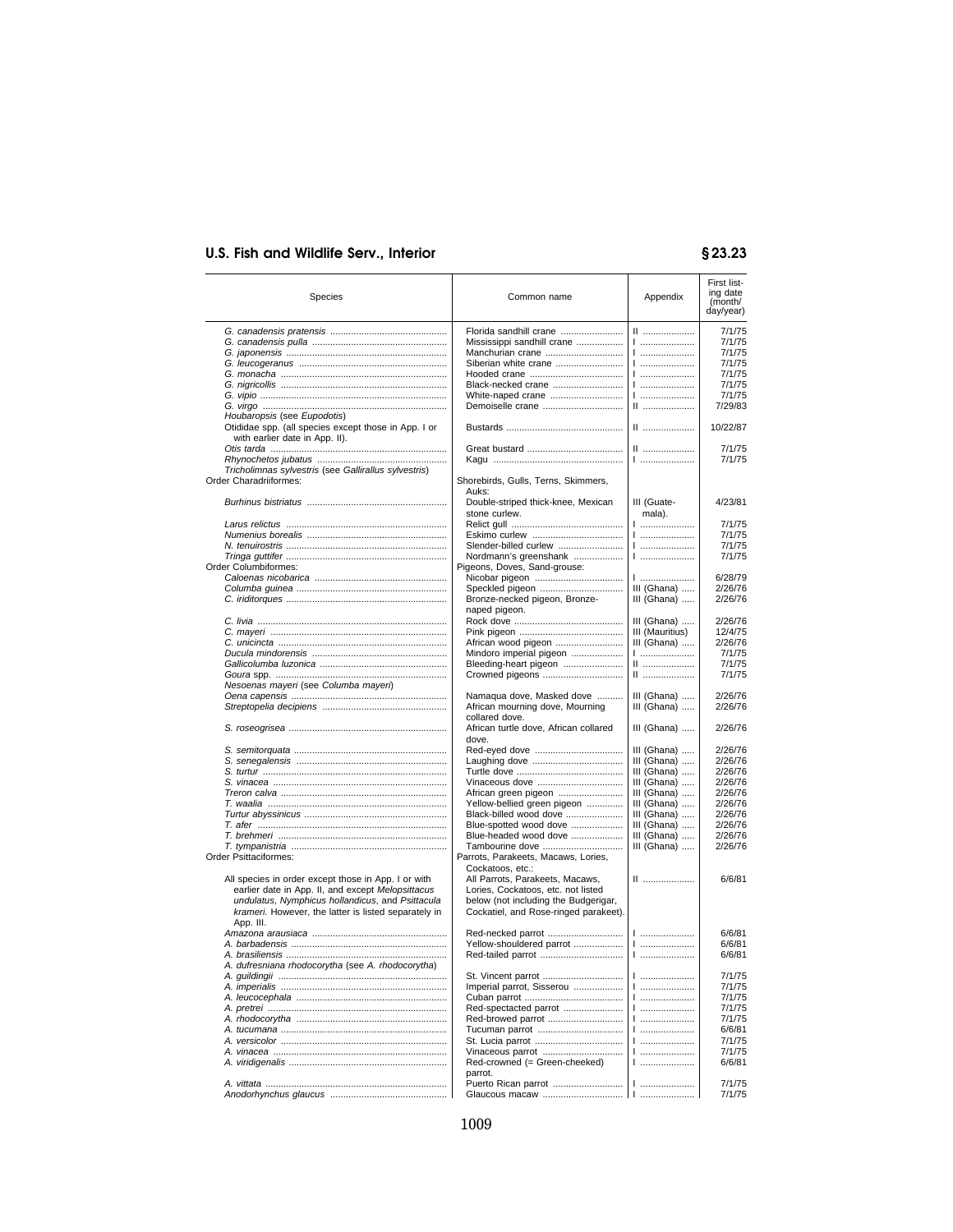| Species | Common name | Appendix | First listing date (month/day/year) |
|---|---|---|---|
| *G. canadensis pratensis* | Florida sandhill crane | II | 7/1/75 |
| *G. canadensis pulla* | Mississippi sandhill crane | I | 7/1/75 |
| *G. japonensis* | Manchurian crane | I | 7/1/75 |
| *G. leucogeranus* | Siberian white crane | I | 7/1/75 |
| *G. monacha* | Hooded crane | I | 7/1/75 |
| *G. nigricollis* | Black-necked crane | I | 7/1/75 |
| *G. vipio* | White-naped crane | I | 7/1/75 |
| *G. virgo* | Demoiselle crane | II | 7/29/83 |
| *Houbaropsis* (see *Eupodotis*) | | | |
| Otididae spp. (all species except those in App. I or with earlier date in App. II). | Bustards | II | 10/22/87 |
| *Otis tarda* | Great bustard | II | 7/1/75 |
| *Rhynochetos jubatus* | Kagu | I | 7/1/75 |
| *Tricholimnas sylvestris* (see *Gallirallus sylvestris*) | | | |
| Order Charadriiformes: | Shorebirds, Gulls, Terns, Skimmers, Auks: | | |
| *Burhinus bistriatus* | Double-striped thick-knee, Mexican stone curlew. | III (Guatemala). | 4/23/81 |
| *Larus relictus* | Relict gull | I | 7/1/75 |
| *Numenius borealis* | Eskimo curlew | I | 7/1/75 |
| *N. tenuirostris* | Slender-billed curlew | I | 7/1/75 |
| *Tringa guttifer* | Nordmann's greenshank | I | 7/1/75 |
| Order Columbiformes: | Pigeons, Doves, Sand-grouse: | | |
| *Caloenas nicobarica* | Nicobar pigeon | I | 6/28/79 |
| *Columba guinea* | Speckled pigeon | III (Ghana) | 2/26/76 |
| *C. iriditorques* | Bronze-necked pigeon, Bronze-naped pigeon. | III (Ghana) | 2/26/76 |
| *C. livia* | Rock dove | III (Ghana) | 2/26/76 |
| *C. mayeri* | Pink pigeon | III (Mauritius) | 12/4/75 |
| *C. unicincta* | African wood pigeon | III (Ghana) | 2/26/76 |
| *Ducula mindorensis* | Mindoro imperial pigeon | I | 7/1/75 |
| *Gallicolumba luzonica* | Bleeding-heart pigeon | II | 7/1/75 |
| *Goura* spp. | Crowned pigeons | II | 7/1/75 |
| *Nesoenas mayeri* (see *Columba mayeri*) | | | |
| *Oena capensis* | Namaqua dove, Masked dove | III (Ghana) | 2/26/76 |
| *Streptopelia decipiens* | African mourning dove, Mourning collared dove. | III (Ghana) | 2/26/76 |
| *S. roseogrisea* | African turtle dove, African collared dove. | III (Ghana) | 2/26/76 |
| *S. semitorquata* | Red-eyed dove | III (Ghana) | 2/26/76 |
| *S. senegalensis* | Laughing dove | III (Ghana) | 2/26/76 |
| *S. turtur* | Turtle dove | III (Ghana) | 2/26/76 |
| *S. vinacea* | Vinaceous dove | III (Ghana) | 2/26/76 |
| *Treron calva* | African green pigeon | III (Ghana) | 2/26/76 |
| *T. waalia* | Yellow-bellied green pigeon | III (Ghana) | 2/26/76 |
| *Turtur abyssinicus* | Black-billed wood dove | III (Ghana) | 2/26/76 |
| *T. afer* | Blue-spotted wood dove | III (Ghana) | 2/26/76 |
| *T. brehmeri* | Blue-headed wood dove | III (Ghana) | 2/26/76 |
| *T. tympanistria* | Tambourine dove | III (Ghana) | 2/26/76 |
| Order Psittaciformes: | Parrots, Parakeets, Macaws, Lories, Cockatoos, etc.: | | |
| All species in order except those in App. I or with earlier date in App. II, and except *Melopsittacus undulatus*, *Nymphicus hollandicus*, and *Psittacula krameri*. However, the latter is listed separately in App. III. | All Parrots, Parakeets, Macaws, Lories, Cockatoos, etc. not listed below (not including the Budgerigar, Cockatiel, and Rose-ringed parakeet). | II | 6/6/81 |
| *Amazona arausiaca* | Red-necked parrot | I | 6/6/81 |
| *A. barbadensis* | Yellow-shouldered parrot | I | 6/6/81 |
| *A. brasiliensis* | Red-tailed parrot | I | 6/6/81 |
| *A. dufresniana rhodocorytha* (see *A. rhodocorytha*) | | | |
| *A. guildingii* | St. Vincent parrot | I | 7/1/75 |
| *A. imperialis* | Imperial parrot, Sisserou | I | 7/1/75 |
| *A. leucocephala* | Cuban parrot | I | 7/1/75 |
| *A. pretrei* | Red-spectacted parrot | I | 7/1/75 |
| *A. rhodocorytha* | Red-browed parrot | I | 7/1/75 |
| *A. tucumana* | Tucuman parrot | I | 6/6/81 |
| *A. versicolor* | St. Lucia parrot | I | 7/1/75 |
| *A. vinacea* | Vinaceous parrot | I | 7/1/75 |
| *A. viridigenalis* | Red-crowned (= Green-cheeked) parrot. | I | 6/6/81 |
| *A. vittata* | Puerto Rican parrot | I | 7/1/75 |
| *Anodorhynchus glaucus* | Glaucous macaw | I | 7/1/75 |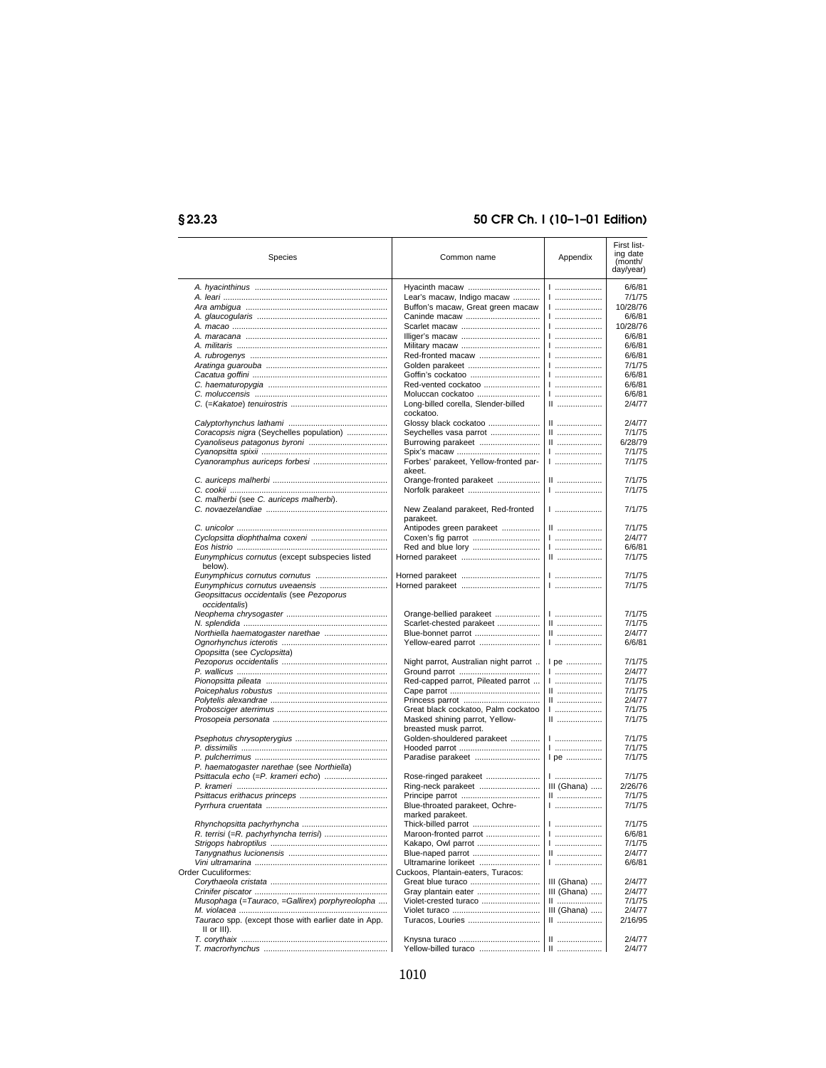| Species | Common name | Appendix | First listing date (month/day/year) |
|---|---|---|---|
| *A. hyacinthinus* | Hyacinth macaw | I | 6/6/81 |
| *A. leari* | Lear's macaw, Indigo macaw | I | 7/1/75 |
| *Ara ambigua* | Buffon's macaw, Great green macaw | I | 10/28/76 |
| *A. glaucogularis* | Caninde macaw | I | 6/6/81 |
| *A. macao* | Scarlet macaw | I | 10/28/76 |
| *A. maracana* | Illiger's macaw | I | 6/6/81 |
| *A. militaris* | Military macaw | I | 6/6/81 |
| *A. rubrogenys* | Red-fronted macaw | I | 6/6/81 |
| *Aratinga guarouba* | Golden parakeet | I | 7/1/75 |
| *Cacatua goffini* | Goffin's cockatoo | I | 6/6/81 |
| *C. haematuropygia* | Red-vented cockatoo | I | 6/6/81 |
| *C. moluccensis* | Moluccan cockatoo | I | 6/6/81 |
| *C.* (=*Kakatoe*) *tenuirostris* | Long-billed corella, Slender-billed cockatoo. | II | 2/4/77 |
| *Calyptorhynchus lathami* | Glossy black cockatoo | II | 2/4/77 |
| *Coracopsis nigra* (Seychelles population) | Seychelles vasa parrot | II | 7/1/75 |
| *Cyanoliseus patagonus byroni* | Burrowing parakeet | II | 6/28/79 |
| *Cyanopsitta spixii* | Spix's macaw | I | 7/1/75 |
| *Cyanoramphus auriceps forbesi* | Forbes' parakeet, Yellow-fronted parakeet. | I | 7/1/75 |
| *C. auriceps malherbi* | Orange-fronted parakeet | II | 7/1/75 |
| *C. cookii* | Norfolk parakeet | I | 7/1/75 |
| *C. malherbi* (see *C. auriceps malherbi*). | | | |
| *C. novaezelandiae* | New Zealand parakeet, Red-fronted parakeet. | I | 7/1/75 |
| *C. unicolor* | Antipodes green parakeet | II | 7/1/75 |
| *Cyclopsitta diophthalma coxeni* | Coxen's fig parrot | I | 2/4/77 |
| *Eos histrio* | Red and blue lory | I | 6/6/81 |
| *Eunymphicus cornutus* (except subspecies listed below). | Horned parakeet | II | 7/1/75 |
| *Eunymphicus cornutus cornutus* | Horned parakeet | I | 7/1/75 |
| *Eunymphicus cornutus uveaensis* | Horned parakeet | I | 7/1/75 |
| *Geopsittacus occidentalis* (see *Pezoporus occidentalis*) | | | |
| *Neophema chrysogaster* | Orange-bellied parakeet | I | 7/1/75 |
| *N. splendida* | Scarlet-chested parakeet | II | 7/1/75 |
| *Northiella haematogaster narethae* | Blue-bonnet parrot | II | 2/4/77 |
| *Ognorhynchus icterotis* | Yellow-eared parrot | I | 6/6/81 |
| *Opopsitta* (see *Cyclopsitta*) | | | |
| *Pezoporus occidentalis* | Night parrot, Australian night parrot | I pe | 7/1/75 |
| *P. wallicus* | Ground parrot | I | 2/4/77 |
| *Pionopsitta pileata* | Red-capped parrot, Pileated parrot | I | 7/1/75 |
| *Poicephalus robustus* | Cape parrot | II | 7/1/75 |
| *Polytelis alexandrae* | Princess parrot | II | 2/4/77 |
| *Probosciger aterrimus* | Great black cockatoo, Palm cockatoo | I | 7/1/75 |
| *Prosopeia personata* | Masked shining parrot, Yellow-breasted musk parrot. | II | 7/1/75 |
| *Psephotus chrysopterygius* | Golden-shouldered parakeet | I | 7/1/75 |
| *P. dissimilis* | Hooded parrot | I | 7/1/75 |
| *P. pulcherrimus* | Paradise parakeet | I pe | 7/1/75 |
| *P. haematogaster narethae* (see *Northiella*) | | | |
| *Psittacula echo* (=*P. krameri echo*) | Rose-ringed parakeet | I | 7/1/75 |
| *P. krameri* | Ring-neck parakeet | III (Ghana) | 2/26/76 |
| *Psittacus erithacus princeps* | Principe parrot | II | 7/1/75 |
| *Pyrrhura cruentata* | Blue-throated parakeet, Ochre-marked parakeet. | I | 7/1/75 |
| *Rhynchopsitta pachyrhyncha* | Thick-billed parrot | I | 7/1/75 |
| *R. terrisi* (=*R. pachyrhyncha terrisi*) | Maroon-fronted parrot | I | 6/6/81 |
| *Strigops habroptilus* | Kakapo, Owl parrot | I | 7/1/75 |
| *Tanygnathus lucionensis* | Blue-naped parrot | II | 2/4/77 |
| *Vini ultramarina* | Ultramarine lorikeet | I | 6/6/81 |
| Order Cuculiformes: | Cuckoos, Plantain-eaters, Turacos: | | |
| *Corythaeola cristata* | Great blue turaco | III (Ghana) | 2/4/77 |
| *Crinifer piscator* | Gray plantain eater | III (Ghana) | 2/4/77 |
| *Musophaga* (=*Tauraco*, =*Gallirex*) *porphyreolopha* | Violet-crested turaco | II | 7/1/75 |
| *M. violacea* | Violet turaco | III (Ghana) | 2/4/77 |
| *Tauraco* spp. (except those with earlier date in App. II or III). | Turacos, Louries | II | 2/16/95 |
| *T. corythaix* | Knysna turaco | II | 2/4/77 |
| *T. macrorhynchus* | Yellow-billed turaco | II | 2/4/77 |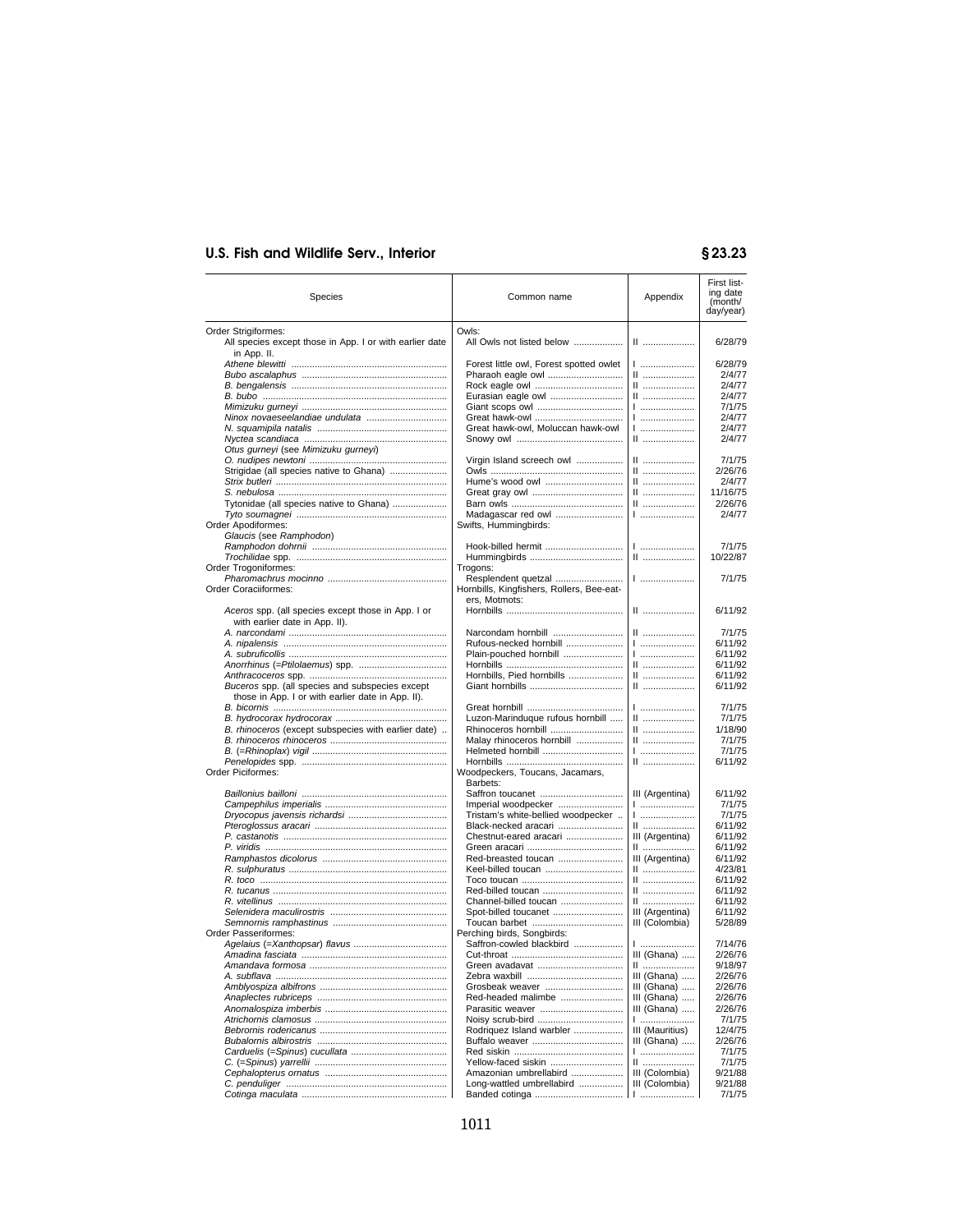| Species | Common name | Appendix | First listing date (month/day/year) |
|---|---|---|---|
| Order Strigiformes: | Owls: | | |
| All species except those in App. I or with earlier date in App. II. | All Owls not listed below | II | 6/28/79 |
| *Athene blewitti* | Forest little owl, Forest spotted owlet | I | 6/28/79 |
| *Bubo ascalaphus* | Pharaoh eagle owl | II | 2/4/77 |
| *B. bengalensis* | Rock eagle owl | II | 2/4/77 |
| *B. bubo* | Eurasian eagle owl | II | 2/4/77 |
| *Mimizuku gurneyi* | Giant scops owl | I | 7/1/75 |
| *Ninox novaeseelandiae undulata* | Great hawk-owl | I | 2/4/77 |
| *N. squamipila natalis* | Great hawk-owl, Moluccan hawk-owl | I | 2/4/77 |
| *Nyctea scandiaca* | Snowy owl | II | 2/4/77 |
| *Otus gurneyi* (see *Mimizuku gurneyi*) | | | |
| *O. nudipes newtoni* | Virgin Island screech owl | II | 7/1/75 |
| Strigidae (all species native to Ghana) | Owls | II | 2/26/76 |
| *Strix butleri* | Hume's wood owl | II | 2/4/77 |
| *S. nebulosa* | Great gray owl | II | 11/16/75 |
| Tytonidae (all species native to Ghana) | Barn owls | II | 2/26/76 |
| *Tyto soumagnei* | Madagascar red owl | I | 2/4/77 |
| Order Apodiformes: | Swifts, Hummingbirds: | | |
| *Glaucis* (see *Ramphodon*) | | | |
| *Ramphodon dohrnii* | Hook-billed hermit | I | 7/1/75 |
| *Trochilidae* spp. | Hummingbirds | II | 10/22/87 |
| Order Trogoniformes: | Trogons: | | |
| *Pharomachrus mocinno* | Resplendent quetzal | I | 7/1/75 |
| Order Coraciiformes: | Hornbills, Kingfishers, Rollers, Bee-eaters, Motmots: | | |
| *Aceros* spp. (all species except those in App. I or with earlier date in App. II). | Hornbills | II | 6/11/92 |
| *A. narcondami* | Narcondam hornbill | II | 7/1/75 |
| *A. nipalensis* | Rufous-necked hornbill | I | 6/11/92 |
| *A. subruficollis* | Plain-pouched hornbill | I | 6/11/92 |
| *Anorrhinus* (=*Ptilolaemus*) spp. | Hornbills | II | 6/11/92 |
| *Anthracoceros* spp. | Hornbills, Pied hornbills | II | 6/11/92 |
| *Buceros* spp. (all species and subspecies except those in App. I or with earlier date in App. II). | Giant hornbills | II | 6/11/92 |
| *B. bicornis* | Great hornbill | I | 7/1/75 |
| *B. hydrocorax hydrocorax* | Luzon-Marinduque rufous hornbill | II | 7/1/75 |
| *B. rhinoceros* (except subspecies with earlier date) | Rhinoceros hornbill | II | 1/18/90 |
| *B. rhinoceros rhinoceros* | Malay rhinoceros hornbill | II | 7/1/75 |
| *B.* (=*Rhinoplax*) *vigil* | Helmeted hornbill | I | 7/1/75 |
| *Penelopides* spp. | Hornbills | II | 6/11/92 |
| Order Piciformes: | Woodpeckers, Toucans, Jacamars, Barbets: | | |
| *Baillonius bailloni* | Saffron toucanet | III (Argentina) | 6/11/92 |
| *Campephilus imperialis* | Imperial woodpecker | I | 7/1/75 |
| *Dryocopus javensis richardsi* | Tristam's white-bellied woodpecker | I | 7/1/75 |
| *Pteroglossus aracari* | Black-necked aracari | II | 6/11/92 |
| *P. castanotis* | Chestnut-eared aracari | III (Argentina) | 6/11/92 |
| *P. viridis* | Green aracari | II | 6/11/92 |
| *Ramphastos dicolorus* | Red-breasted toucan | III (Argentina) | 6/11/92 |
| *R. sulphuratus* | Keel-billed toucan | II | 4/23/81 |
| *R. toco* | Toco toucan | II | 6/11/92 |
| *R. tucanus* | Red-billed toucan | II | 6/11/92 |
| *R. vitellinus* | Channel-billed toucan | II | 6/11/92 |
| *Selenidera maculirostris* | Spot-billed toucanet | III (Argentina) | 6/11/92 |
| *Semnornis ramphastinus* | Toucan barbet | III (Colombia) | 5/28/89 |
| Order Passeriformes: | Perching birds, Songbirds: | | |
| *Agelaius* (=*Xanthopsar*) *flavus* | Saffron-cowled blackbird | I | 7/14/76 |
| *Amadina fasciata* | Cut-throat | III (Ghana) | 2/26/76 |
| *Amandava formosa* | Green avadavat | II | 9/18/97 |
| *A. subflava* | Zebra waxbill | III (Ghana) | 2/26/76 |
| *Amblyospiza albifrons* | Grosbeak weaver | III (Ghana) | 2/26/76 |
| *Anaplectes rubriceps* | Red-headed malimbe | III (Ghana) | 2/26/76 |
| *Anomalospiza imberbis* | Parasitic weaver | III (Ghana) | 2/26/76 |
| *Atrichornis clamosus* | Noisy scrub-bird | I | 7/1/75 |
| *Bebrornis rodericanus* | Rodriquez Island warbler | III (Mauritius) | 12/4/75 |
| *Bubalornis albirostris* | Buffalo weaver | III (Ghana) | 2/26/76 |
| *Carduelis* (=*Spinus*) *cucullata* | Red siskin | I | 7/1/75 |
| *C.* (=*Spinus*) *yarrellii* | Yellow-faced siskin | II | 7/1/75 |
| *Cephalopterus ornatus* | Amazonian umbrellabird | III (Colombia) | 9/21/88 |
| *C. penduliger* | Long-wattled umbrellabird | III (Colombia) | 9/21/88 |
| *Cotinga maculata* | Banded cotinga | I | 7/1/75 |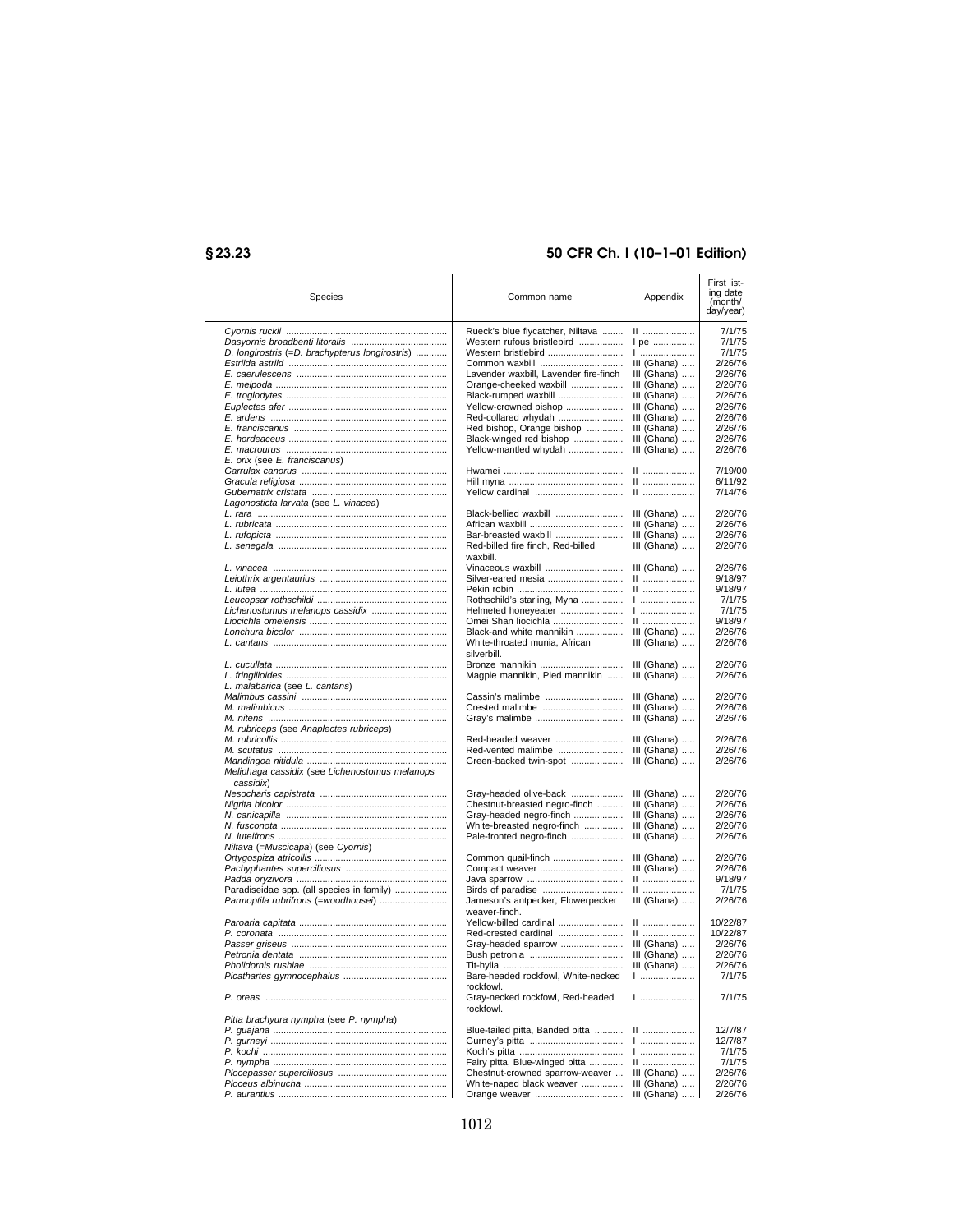| Species | Common name | Appendix | First listing date (month/day/year) |
|---|---|---|---|
| *Cyornis ruckii* | Rueck's blue flycatcher, Niltava | II | 7/1/75 |
| *Dasyornis broadbenti litoralis* | Western rufous bristlebird | I pe | 7/1/75 |
| *D. longirostris* (=*D. brachypterus longirostris*) | Western bristlebird | I | 7/1/75 |
| *Estrilda astrild* | Common waxbill | III (Ghana) | 2/26/76 |
| *E. caerulescens* | Lavender waxbill, Lavender fire-finch | III (Ghana) | 2/26/76 |
| *E. melpoda* | Orange-cheeked waxbill | III (Ghana) | 2/26/76 |
| *E. troglodytes* | Black-rumped waxbill | III (Ghana) | 2/26/76 |
| *Euplectes afer* | Yellow-crowned bishop | III (Ghana) | 2/26/76 |
| *E. ardens* | Red-collared whydah | III (Ghana) | 2/26/76 |
| *E. franciscanus* | Red bishop, Orange bishop | III (Ghana) | 2/26/76 |
| *E. hordeaceus* | Black-winged red bishop | III (Ghana) | 2/26/76 |
| *E. macrourus* | Yellow-mantled whydah | III (Ghana) | 2/26/76 |
| *E. orix* (see *E. franciscanus*) | | | |
| *Garrulax canorus* | Hwamei | II | 7/19/00 |
| *Gracula religiosa* | Hill myna | II | 6/11/92 |
| *Gubernatrix cristata* | Yellow cardinal | II | 7/14/76 |
| *Lagonosticta larvata* (see *L. vinacea*) | | | |
| *L. rara* | Black-bellied waxbill | III (Ghana) | 2/26/76 |
| *L. rubricata* | African waxbill | III (Ghana) | 2/26/76 |
| *L. rufopicta* | Bar-breasted waxbill | III (Ghana) | 2/26/76 |
| *L. senegala* | Red-billed fire finch, Red-billed waxbill. | III (Ghana) | 2/26/76 |
| *L. vinacea* | Vinaceous waxbill | III (Ghana) | 2/26/76 |
| *Leiothrix argentaurius* | Silver-eared mesia | II | 9/18/97 |
| *L. lutea* | Pekin robin | II | 9/18/97 |
| *Leucopsar rothschildi* | Rothschild's starling, Myna | I | 7/1/75 |
| *Lichenostomus melanops cassidix* | Helmeted honeyeater | I | 7/1/75 |
| *Liocichla omeiensis* | Omei Shan liocichla | II | 9/18/97 |
| *Lonchura bicolor* | Black-and white mannikin | III (Ghana) | 2/26/76 |
| *L. cantans* | White-throated munia, African silverbill. | III (Ghana) | 2/26/76 |
| *L. cucullata* | Bronze mannikin | III (Ghana) | 2/26/76 |
| *L. fringilloides* | Magpie mannikin, Pied mannikin | III (Ghana) | 2/26/76 |
| *L. malabarica* (see *L. cantans*) | | | |
| *Malimbus cassini* | Cassin's malimbe | III (Ghana) | 2/26/76 |
| *M. malimbicus* | Crested malimbe | III (Ghana) | 2/26/76 |
| *M. nitens* | Gray's malimbe | III (Ghana) | 2/26/76 |
| *M. rubriceps* (see *Anaplectes rubriceps*) | | | |
| *M. rubricollis* | Red-headed weaver | III (Ghana) | 2/26/76 |
| *M. scutatus* | Red-vented malimbe | III (Ghana) | 2/26/76 |
| *Mandingoa nitidula* | Green-backed twin-spot | III (Ghana) | 2/26/76 |
| *Meliphaga cassidix* (see *Lichenostomus melanops cassidix*) | | | |
| *Nesocharis capistrata* | Gray-headed olive-back | III (Ghana) | 2/26/76 |
| *Nigrita bicolor* | Chestnut-breasted negro-finch | III (Ghana) | 2/26/76 |
| *N. canicapilla* | Gray-headed negro-finch | III (Ghana) | 2/26/76 |
| *N. fusconota* | White-breasted negro-finch | III (Ghana) | 2/26/76 |
| *N. luteifrons* | Pale-fronted negro-finch | III (Ghana) | 2/26/76 |
| *Niltava* (=*Muscicapa*) (see *Cyornis*) | | | |
| *Ortygospiza atricollis* | Common quail-finch | III (Ghana) | 2/26/76 |
| *Pachyphantes superciliosus* | Compact weaver | III (Ghana) | 2/26/76 |
| *Padda oryzivora* | Java sparrow | II | 9/18/97 |
| Paradiseidae spp. (all species in family) | Birds of paradise | II | 7/1/75 |
| *Parmoptila rubrifrons* (=*woodhousei*) | Jameson's antpecker, Flowerpecker weaver-finch. | III (Ghana) | 2/26/76 |
| *Paroaria capitata* | Yellow-billed cardinal | II | 10/22/87 |
| *P. coronata* | Red-crested cardinal | II | 10/22/87 |
| *Passer griseus* | Gray-headed sparrow | III (Ghana) | 2/26/76 |
| *Petronia dentata* | Bush petronia | III (Ghana) | 2/26/76 |
| *Pholidornis rushiae* | Tit-hylia | III (Ghana) | 2/26/76 |
| *Picathartes gymnocephalus* | Bare-headed rockfowl, White-necked rockfowl. | I | 7/1/75 |
| *P. oreas* | Gray-necked rockfowl, Red-headed rockfowl. | I | 7/1/75 |
| *Pitta brachyura nympha* (see *P. nympha*) | | | |
| *P. guajana* | Blue-tailed pitta, Banded pitta | II | 12/7/87 |
| *P. gurneyi* | Gurney's pitta | I | 12/7/87 |
| *P. kochi* | Koch's pitta | I | 7/1/75 |
| *P. nympha* | Fairy pitta, Blue-winged pitta | II | 7/1/75 |
| *Plocepasser superciliosus* | Chestnut-crowned sparrow-weaver | III (Ghana) | 2/26/76 |
| *Ploceus albinucha* | White-naped black weaver | III (Ghana) | 2/26/76 |
| *P. aurantius* | Orange weaver | III (Ghana) | 2/26/76 |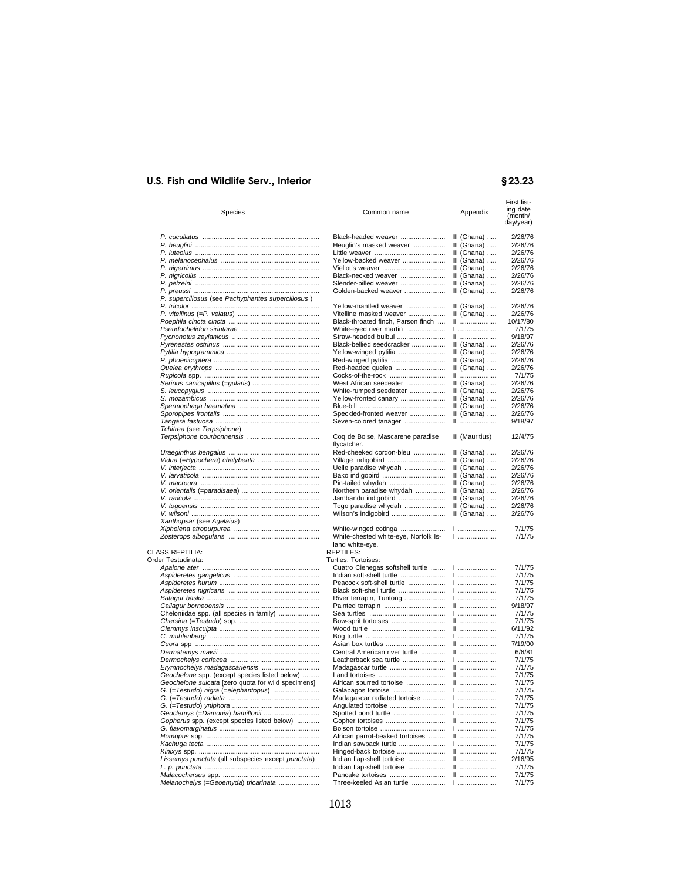| Species | Common name | Appendix | First listing date (month/day/year) |
|---|---|---|---|
| *P. cucullatus* | Black-headed weaver | III (Ghana) | 2/26/76 |
| *P. heuglini* | Heuglin's masked weaver | III (Ghana) | 2/26/76 |
| *P. luteolus* | Little weaver | III (Ghana) | 2/26/76 |
| *P. melanocephalus* | Yellow-backed weaver | III (Ghana) | 2/26/76 |
| *P. nigerrimus* | Viellot's weaver | III (Ghana) | 2/26/76 |
| *P. nigricollis* | Black-necked weaver | III (Ghana) | 2/26/76 |
| *P. pelzelni* | Slender-billed weaver | III (Ghana) | 2/26/76 |
| *P. preussi* | Golden-backed weaver | III (Ghana) | 2/26/76 |
| *P. superciliosus* (see *Pachyphantes superciliosus* ) | | | |
| *P. tricolor* | Yellow-mantled weaver | III (Ghana) | 2/26/76 |
| *P. vitellinus* (=*P. velatus*) | Vitelline masked weaver | III (Ghana) | 2/26/76 |
| *Poephila cincta cincta* | Black-throated finch, Parson finch | II | 10/17/80 |
| *Pseudochelidon sirintarae* | White-eyed river martin | I | 7/1/75 |
| *Pycnonotus zeylanicus* | Straw-headed bulbul | II | 9/18/97 |
| *Pyrenestes ostrinus* | Black-bellied seedcracker | III (Ghana) | 2/26/76 |
| *Pytilia hypogrammica* | Yellow-winged pytilia | III (Ghana) | 2/26/76 |
| *P. phoenicoptera* | Red-winged pytilia | III (Ghana) | 2/26/76 |
| *Quelea erythrops* | Red-headed quelea | III (Ghana) | 2/26/76 |
| *Rupicola* spp. | Cocks-of-the-rock | II | 7/1/75 |
| *Serinus canicapillus* (=*gularis*) | West African seedeater | III (Ghana) | 2/26/76 |
| *S. leucopygius* | White-rumped seedeater | III (Ghana) | 2/26/76 |
| *S. mozambicus* | Yellow-fronted canary | III (Ghana) | 2/26/76 |
| *Spermophaga haematina* | Blue-bill | III (Ghana) | 2/26/76 |
| *Sporopipes frontalis* | Speckled-fronted weaver | III (Ghana) | 2/26/76 |
| *Tangara fastuosa* | Seven-colored tanager | II | 9/18/97 |
| *Tchitrea* (see *Terpsiphone*) | | | |
| *Terpsiphone bourbonnensis* | Coq de Boise, Mascarene paradise flycatcher. | III (Mauritius) | 12/4/75 |
| *Uraeginthus bengalus* | Red-cheeked cordon-bleu | III (Ghana) | 2/26/76 |
| *Vidua* (=*Hypochera*) *chalybeata* | Village indigobird | III (Ghana) | 2/26/76 |
| *V. interjecta* | Uelle paradise whydah | III (Ghana) | 2/26/76 |
| *V. larvaticola* | Bako indigobird | III (Ghana) | 2/26/76 |
| *V. macroura* | Pin-tailed whydah | III (Ghana) | 2/26/76 |
| *V. orientalis* (=*paradisaea*) | Northern paradise whydah | III (Ghana) | 2/26/76 |
| *V. raricola* | Jambandu indigobird | III (Ghana) | 2/26/76 |
| *V. togoensis* | Togo paradise whydah | III (Ghana) | 2/26/76 |
| *V. wilsoni* | Wilson's indigobird | III (Ghana) | 2/26/76 |
| *Xanthopsar* (see *Agelaius*) | | | |
| *Xipholena atropurpurea* | White-winged cotinga | I | 7/1/75 |
| *Zosterops albogularis* | White-chested white-eye, Norfolk Island white-eye. | I | 7/1/75 |
| CLASS REPTILIA: | REPTILES: | | |
| Order Testudinata: | Turtles, Tortoises: | | |
| *Apalone ater* | Cuatro Cienegas softshell turtle | I | 7/1/75 |
| *Aspideretes gangeticus* | Indian soft-shell turtle | I | 7/1/75 |
| *Aspideretes hurum* | Peacock soft-shell turtle | I | 7/1/75 |
| *Aspideretes nigricans* | Black soft-shell turtle | I | 7/1/75 |
| *Batagur baska* | River terrapin, Tuntong | I | 7/1/75 |
| *Callagur borneoensis* | Painted terrapin | II | 9/18/97 |
| Cheloniidae spp. (all species in family) | Sea turtles | I | 7/1/75 |
| *Chersina* (=*Testudo*) spp. | Bow-sprit tortoises | II | 7/1/75 |
| *Clemmys insculpta* | Wood turtle | II | 6/11/92 |
| *C. muhlenbergi* | Bog turtle | I | 7/1/75 |
| *Cuora* spp | Asian box turtles | II | 7/19/00 |
| *Dermatemys mawii* | Central American river turtle | II | 6/6/81 |
| *Dermochelys coriacea* | Leatherback sea turtle | I | 7/1/75 |
| *Erymnochelys madagascariensis* | Madagascar turtle | II | 7/1/75 |
| *Geochelone* spp. (except species listed below) | Land tortoises | II | 7/1/75 |
| *Geochelone sulcata* [zero quota for wild specimens] | African spurred tortoise | II | 7/1/75 |
| *G.* (=*Testudo*) *nigra* (=*elephantopus*) | Galapagos tortoise | I | 7/1/75 |
| *G.* (=*Testudo*) *radiata* | Madagascar radiated tortoise | I | 7/1/75 |
| *G.* (=*Testudo*) *yniphora* | Angulated tortoise | I | 7/1/75 |
| *Geoclemys* (=*Damonia*) *hamiltonii* | Spotted pond turtle | I | 7/1/75 |
| *Gopherus* spp. (except species listed below) | Gopher tortoises | II | 7/1/75 |
| *G. flavomarginatus* | Bolson tortoise | I | 7/1/75 |
| *Homopus* spp. | African parrot-beaked tortoises | II | 7/1/75 |
| *Kachuga tecta* | Indian sawback turtle | I | 7/1/75 |
| *Kinixys* spp. | Hinged-back tortoise | II | 7/1/75 |
| *Lissemys punctata* (all subspecies except *punctata*) | Indian flap-shell tortoise | II | 2/16/95 |
| *L. p. punctata* | Indian flap-shell tortoise | II | 7/1/75 |
| *Malacochersus* spp. | Pancake tortoises | II | 7/1/75 |
| *Melanochelys* (=*Geoemyda*) *tricarinata* | Three-keeled Asian turtle | I | 7/1/75 |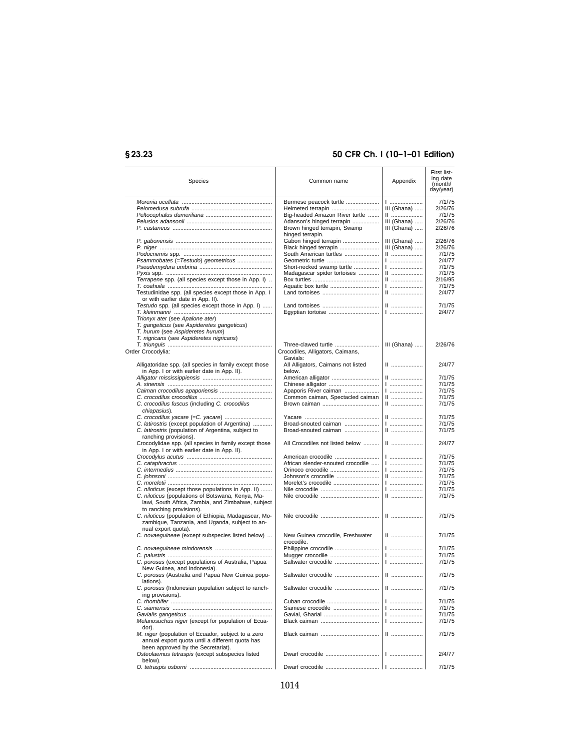| Species | Common name | Appendix | First listing date (month/day/year) |
|---|---|---|---|
| *Morenia ocellata* | Burmese peacock turtle | I | 7/1/75 |
| *Pelomedusa subrufa* | Helmeted terrapin | III (Ghana) | 2/26/76 |
| *Peltocephalus dumeriliana* | Big-headed Amazon River turtle | II | 7/1/75 |
| *Pelusios adansonii* | Adanson's hinged terrapin | III (Ghana) | 2/26/76 |
| *P. castaneus* | Brown hinged terrapin, Swamp hinged terrapin. | III (Ghana) | 2/26/76 |
| *P. gabonensis* | Gabon hinged terrapin | III (Ghana) | 2/26/76 |
| *P. niger* | Black hinged terrapin | III (Ghana) | 2/26/76 |
| *Podocnemis* spp. | South American turtles | II | 7/1/75 |
| *Psammobates (=Testudo) geometricus* | Geometric turtle | I | 2/4/77 |
| *Pseudemydura umbrina* | Short-necked swamp turtle | I | 7/1/75 |
| *Pyxis* spp. | Madagascar spider tortoises | II | 7/1/75 |
| *Terrapene* spp. (all species except those in App. I) | Box turtles | II | 2/16/95 |
| *T. coahuila* | Aquatic box turtle | I | 7/1/75 |
| Testudinidae spp. (all species except those in App. I or with earlier date in App. II). | Land tortoises | II | 2/4/77 |
| *Testudo* spp. (all species except those in App. I) | Land tortoises | II | 7/1/75 |
| *T. kleinmanni* | Egyptian tortoise | I | 2/4/77 |
| *Trionyx ater* (see *Apalone ater*) | | | |
| *T. gangeticus* (see *Aspideretes gangeticus*) | | | |
| *T. hurum* (see *Aspideretes hurum*) | | | |
| *T. nigricans* (see *Aspideretes nigricans*) | | | |
| *T. triunguis* | Three-clawed turtle | III (Ghana) | 2/26/76 |
| Order Crocodylia: | Crocodiles, Alligators, Caimans, Gavials: | | |
| Alligatoridae spp. (all species in family except those in App. I or with earlier date in App. II). | All Alligators, Caimans not listed below. | II | 2/4/77 |
| *Alligator mississippiensis* | American alligator | II | 7/1/75 |
| *A. sinensis* | Chinese alligator | I | 7/1/75 |
| *Caiman crocodilus apaporiensis* | Apaporis River caiman | I | 7/1/75 |
| *C. crocodilus crocodilus* | Common caiman, Spectacled caiman | II | 7/1/75 |
| *C. crocodilus fuscus* (including *C. crocodilus chiapasius*). | Brown caiman | II | 7/1/75 |
| *C. crocodilus yacare* (=*C. yacare*) | Yacare | II | 7/1/75 |
| *C. latirostris* (except population of Argentina) | Broad-snouted caiman | I | 7/1/75 |
| *C. latirostris* (population of Argentina, subject to ranching provisions). | Broad-snouted caiman | II | 7/1/75 |
| Crocodylidae spp. (all species in family except those in App. I or with earlier date in App. II). | All Crocodiles not listed below | II | 2/4/77 |
| *Crocodylus acutus* | American crocodile | I | 7/1/75 |
| *C. cataphractus* | African slender-snouted crocodile | I | 7/1/75 |
| *C. intermedius* | Orinoco crocodile | I | 7/1/75 |
| *C. johnsoni* | Johnson's crocodile | II | 7/1/75 |
| *C. moreletii* | Morelet's crocodile | I | 7/1/75 |
| *C. niloticus* (except those populations in App. II) | Nile crocodile | I | 7/1/75 |
| *C. niloticus* (populations of Botswana, Kenya, Malawi, South Africa, Zambia, and Zimbabwe, subject to ranching provisions). | Nile crocodile | II | 7/1/75 |
| *C. niloticus* (population of Ethiopia, Madagascar, Mozambique, Tanzania, and Uganda, subject to annual export quota). | Nile crocodile | II | 7/1/75 |
| *C. novaeguineae* (except subspecies listed below) | New Guinea crocodile, Freshwater crocodile. | II | 7/1/75 |
| *C. novaeguineae mindorensis* | Philippine crocodile | I | 7/1/75 |
| *C. palustris* | Mugger crocodile | I | 7/1/75 |
| *C. porosus* (except populations of Australia, Papua New Guinea, and Indonesia). | Saltwater crocodile | I | 7/1/75 |
| *C. porosus* (Australia and Papua New Guinea populations). | Saltwater crocodile | II | 7/1/75 |
| *C. porosus* (Indonesian population subject to ranching provisions). | Saltwater crocodile | II | 7/1/75 |
| *C. rhombifer* | Cuban crocodile | I | 7/1/75 |
| *C. siamensis* | Siamese crocodile | I | 7/1/75 |
| *Gavialis gangeticus* | Gavial, Gharial | I | 7/1/75 |
| *Melanosuchus niger* (except for population of Ecuador). | Black caiman | I | 7/1/75 |
| *M. niger* (population of Ecuador, subject to a zero annual export quota until a different quota has been approved by the Secretariat). | Black caiman | II | 7/1/75 |
| *Osteolaemus tetraspis* (except subspecies listed below). | Dwarf crocodile | I | 2/4/77 |
| *O. tetraspis osborni* | Dwarf crocodile | I | 7/1/75 |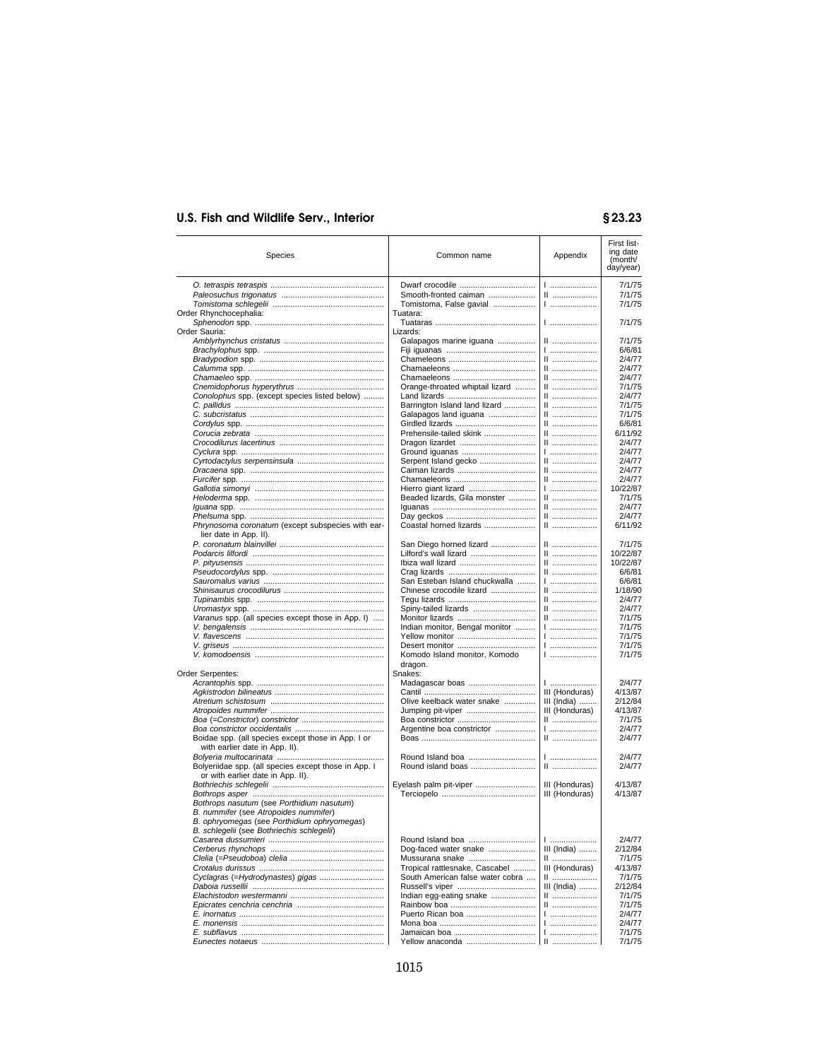| Species | Common name | Appendix | First listing date (month/day/year) |
|---|---|---|---|
| *O. tetraspis tetraspis* | Dwarf crocodile | I | 7/1/75 |
| *Paleosuchus trigonatus* | Smooth-fronted caiman | II | 7/1/75 |
| *Tomistoma schlegelii* | Tomistoma, False gavial | I | 7/1/75 |
| Order Rhynchocephalia: | Tuatara: | | |
| *Sphenodon* spp. | Tuataras | I | 7/1/75 |
| Order Sauria: | Lizards: | | |
| *Amblyrhynchus cristatus* | Galapagos marine iguana | II | 7/1/75 |
| *Brachylophus* spp. | Fiji iguanas | I | 6/6/81 |
| *Bradypodion* spp. | Chameleons | II | 2/4/77 |
| *Calumma* spp. | Chamaeleons | II | 2/4/77 |
| *Chamaeleo* spp. | Chamaeleons | II | 2/4/77 |
| *Cnemidophorus hyperythrus* | Orange-throated whiptail lizard | II | 7/1/75 |
| *Conolophus* spp. (except species listed below) | Land lizards | II | 2/4/77 |
| *C. pallidus* | Barrington Island land lizard | II | 7/1/75 |
| *C. subcristatus* | Galapagos land iguana | II | 7/1/75 |
| *Cordylus* spp. | Girdled lizards | II | 6/6/81 |
| *Corucia zebrata* | Prehensile-tailed skink | II | 6/11/92 |
| *Crocodilurus lacertinus* | Dragon lizardet | II | 2/4/77 |
| *Cyclura* spp. | Ground iguanas | I | 2/4/77 |
| *Cyrtodactylus serpensinsula* | Serpent Island gecko | II | 2/4/77 |
| *Dracaena* spp. | Caiman lizards | II | 2/4/77 |
| *Furcifer* spp. | Chamaeleons | II | 2/4/77 |
| *Gallotia simonyi* | Hierro giant lizard | I | 10/22/87 |
| *Heloderma* spp. | Beaded lizards, Gila monster | II | 7/1/75 |
| *Iguana* spp. | Iguanas | II | 2/4/77 |
| *Phelsuma* spp. | Day geckos | II | 2/4/77 |
| *Phrynosoma coronatum* (except subspecies with earlier date in App. II). | Coastal horned lizards | II | 6/11/92 |
| *P. coronatum blainvillei* | San Diego horned lizard | II | 7/1/75 |
| *Podarcis lilfordi* | Lilford's wall lizard | II | 10/22/87 |
| *P. pityusensis* | Ibiza wall lizard | II | 10/22/87 |
| *Pseudocordylus* spp. | Crag lizards | II | 6/6/81 |
| *Sauromalus varius* | San Esteban Island chuckwalla | I | 6/6/81 |
| *Shinisaurus crocodilurus* | Chinese crocodile lizard | II | 1/18/90 |
| *Tupinambis* spp. | Tegu lizards | II | 2/4/77 |
| *Uromastyx* spp. | Spiny-tailed lizards | II | 2/4/77 |
| *Varanus* spp. (all species except those in App. I) | Monitor lizards | II | 7/1/75 |
| *V. bengalensis* | Indian monitor, Bengal monitor | I | 7/1/75 |
| *V. flavescens* | Yellow monitor | I | 7/1/75 |
| *V. griseus* | Desert monitor | I | 7/1/75 |
| *V. komodoensis* | Komodo Island monitor, Komodo dragon. | I | 7/1/75 |
| Order Serpentes: | Snakes: | | |
| *Acrantophis* spp. | Madagascar boas | I | 2/4/77 |
| *Agkistrodon bilineatus* | Cantil | III (Honduras) | 4/13/87 |
| *Atretium schistosum* | Olive keelback water snake | III (India) | 2/12/84 |
| *Atropoides nummifer* | Jumping pit-viper | III (Honduras) | 4/13/87 |
| *Boa (=Constrictor) constrictor* | Boa constrictor | II | 7/1/75 |
| *Boa constrictor occidentalis* | Argentine boa constrictor | I | 2/4/77 |
| Boidae spp. (all species except those in App. I or with earlier date in App. II). | Boas | II | 2/4/77 |
| *Bolyeria multocarinata* | Round Island boa | I | 2/4/77 |
| Bolyeriidae spp. (all species except those in App. I or with earlier date in App. II). | Round island boas | II | 2/4/77 |
| *Bothriechis schlegelii* | Eyelash palm pit-viper | III (Honduras) | 4/13/87 |
| *Bothrops asper* | Terciopelo | III (Honduras) | 4/13/87 |
| *Bothrops nasutum* (see *Porthidium nasutum*) | | | |
| *B. nummifer* (see *Atropoides nummifer*) | | | |
| *B. ophryomegas* (see *Porthidium ophryomegas*) | | | |
| *B. schlegelii* (see *Bothriechis schlegelii*) | | | |
| *Casarea dussumieri* | Round Island boa | I | 2/4/77 |
| *Cerberus rhynchops* | Dog-faced water snake | III (India) | 2/12/84 |
| *Clelia (=Pseudoboa) clelia* | Mussurana snake | II | 7/1/75 |
| *Crotalus durissus* | Tropical rattlesnake, Cascabel | III (Honduras) | 4/13/87 |
| *Cyclagras (=Hydrodynastes) gigas* | South American false water cobra | II | 7/1/75 |
| *Daboia russellii* | Russell's viper | III (India) | 2/12/84 |
| *Elachistodon westermanni* | Indian egg-eating snake | II | 7/1/75 |
| *Epicrates cenchria cenchria* | Rainbow boa | II | 7/1/75 |
| *E. inornatus* | Puerto Rican boa | I | 2/4/77 |
| *E. monensis* | Mona boa | I | 2/4/77 |
| *E. subflavus* | Jamaican boa | I | 7/1/75 |
| *Eunectes notaeus* | Yellow anaconda | II | 7/1/75 |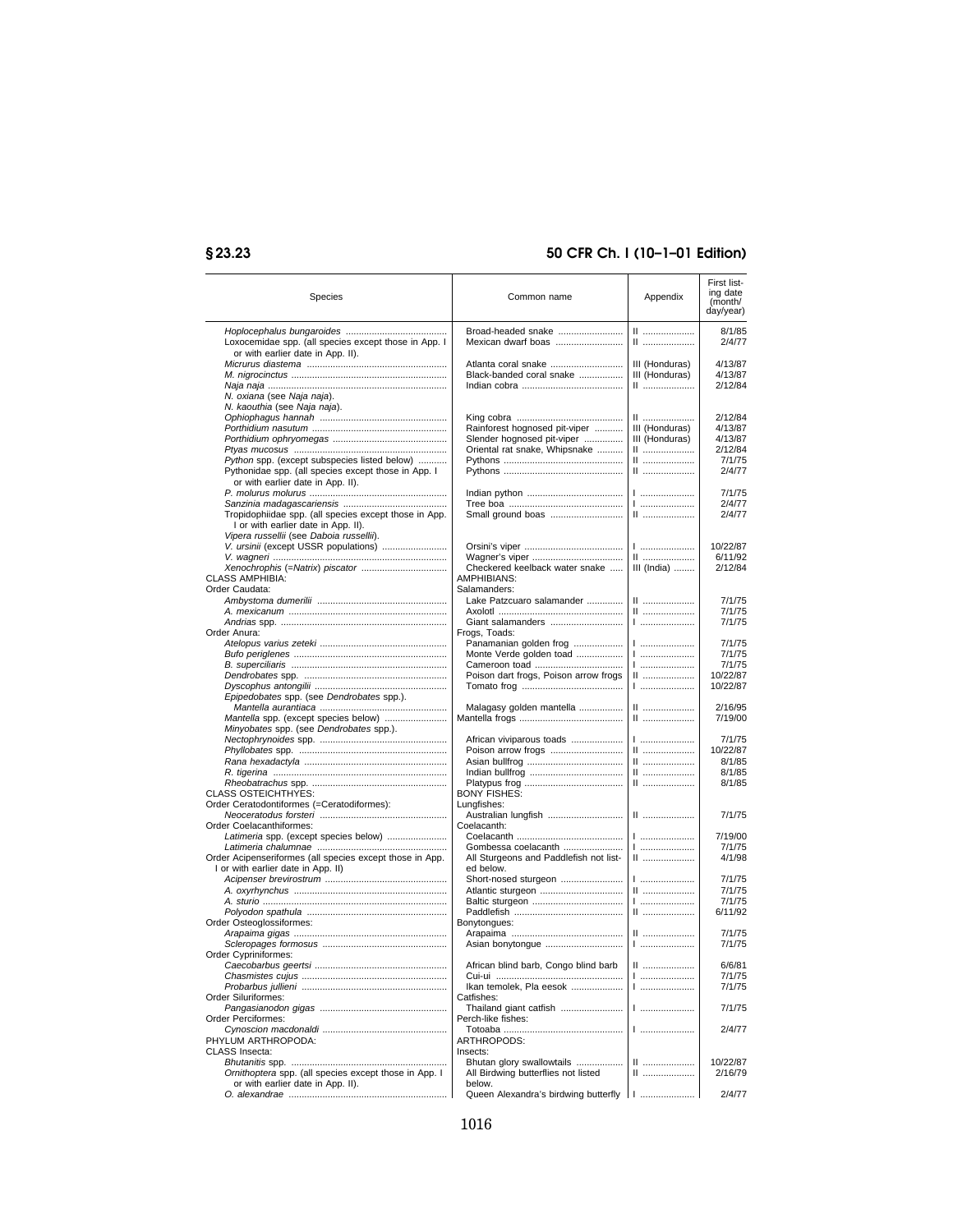| Species | Common name | Appendix | First listing date (month/day/year) |
|---|---|---|---|
| *Hoplocephalus bungaroides* | Broad-headed snake | II | 8/1/85 |
| Loxocemidae spp. (all species except those in App. I or with earlier date in App. II). | Mexican dwarf boas | II | 2/4/77 |
| *Micrurus diastema* | Atlanta coral snake | III (Honduras) | 4/13/87 |
| *M. nigrocinctus* | Black-banded coral snake | III (Honduras) | 4/13/87 |
| *Naja naja* | Indian cobra | II | 2/12/84 |
| *N. oxiana* (see *Naja naja*). | | | |
| *N. kaouthia* (see *Naja naja*). | | | |
| *Ophiophagus hannah* | King cobra | II | 2/12/84 |
| *Porthidium nasutum* | Rainforest hognosed pit-viper | III (Honduras) | 4/13/87 |
| *Porthidium ophryomegas* | Slender hognosed pit-viper | III (Honduras) | 4/13/87 |
| *Ptyas mucosus* | Oriental rat snake, Whipsnake | II | 2/12/84 |
| *Python* spp. (except subspecies listed below) | Pythons | II | 7/1/75 |
| Pythonidae spp. (all species except those in App. I or with earlier date in App. II). | Pythons | II | 2/4/77 |
| *P. molurus molurus* | Indian python | I | 7/1/75 |
| *Sanzinia madagascariensis* | Tree boa | I | 2/4/77 |
| Tropidophiidae spp. (all species except those in App. I or with earlier date in App. II). | Small ground boas | II | 2/4/77 |
| *Vipera russellii* (see *Daboia russellii*). | | | |
| *V. ursinii* (except USSR populations) | Orsini's viper | I | 10/22/87 |
| *V. wagneri* | Wagner's viper | II | 6/11/92 |
| *Xenochrophis* (=*Natrix*) *piscator* | Checkered keelback water snake | III (India) | 2/12/84 |
| CLASS AMPHIBIA: | AMPHIBIANS: | | |
| Order Caudata: | Salamanders: | | |
| *Ambystoma dumerilii* | Lake Patzcuaro salamander | II | 7/1/75 |
| *A. mexicanum* | Axolotl | II | 7/1/75 |
| *Andrias* spp. | Giant salamanders | I | 7/1/75 |
| Order Anura: | Frogs, Toads: | | |
| *Atelopus varius zeteki* | Panamanian golden frog | I | 7/1/75 |
| *Bufo periglenes* | Monte Verde golden toad | I | 7/1/75 |
| *B. superciliaris* | Cameroon toad | I | 7/1/75 |
| *Dendrobates* spp. | Poison dart frogs, Poison arrow frogs | II | 10/22/87 |
| *Dyscophus antongilii* | Tomato frog | I | 10/22/87 |
| *Epipedobates* spp. (see *Dendrobates* spp.). | | | |
| *Mantella aurantiaca* | Malagasy golden mantella | II | 2/16/95 |
| *Mantella* spp. (except species below) | Mantella frogs | II | 7/19/00 |
| *Minyobates* spp. (see *Dendrobates* spp.). | | | |
| *Nectophrynoides* spp. | African viviparous toads | I | 7/1/75 |
| *Phyllobates* spp. | Poison arrow frogs | II | 10/22/87 |
| *Rana hexadactyla* | Asian bullfrog | II | 8/1/85 |
| *R. tigerina* | Indian bullfrog | II | 8/1/85 |
| *Rheobatrachus* spp. | Platypus frog | II | 8/1/85 |
| CLASS OSTEICHTHYES: | BONY FISHES: | | |
| Order Ceratodontiformes (=Ceratodiformes): | Lungfishes: | | |
| *Neoceratodus forsteri* | Australian lungfish | II | 7/1/75 |
| Order Coelacanthiformes: | Coelacanth: | | |
| *Latimeria* spp. (except species below) | Coelacanth | I | 7/19/00 |
| *Latimeria chalumnae* | Gombessa coelacanth | I | 7/1/75 |
| Order Acipenseriformes (all species except those in App. I or with earlier date in App. II) | All Sturgeons and Paddlefish not listed below. | II | 4/1/98 |
| *Acipenser brevirostrum* | Short-nosed sturgeon | I | 7/1/75 |
| *A. oxyrhynchus* | Atlantic sturgeon | II | 7/1/75 |
| *A. sturio* | Baltic sturgeon | I | 7/1/75 |
| *Polyodon spathula* | Paddlefish | II | 6/11/92 |
| Order Osteoglossiformes: | Bonytongues: | | |
| *Arapaima gigas* | Arapaima | II | 7/1/75 |
| *Scleropages formosus* | Asian bonytongue | I | 7/1/75 |
| Order Cypriniformes: | | | |
| *Caecobarbus geertsi* | African blind barb, Congo blind barb | II | 6/6/81 |
| *Chasmistes cujus* | Cui-ui | I | 7/1/75 |
| *Probarbus jullieni* | Ikan temolek, Pla eesok | I | 7/1/75 |
| Order Siluriformes: | Catfishes: | | |
| *Pangasianodon gigas* | Thailand giant catfish | I | 7/1/75 |
| Order Perciformes: | Perch-like fishes: | | |
| *Cynoscion macdonaldi* | Totoaba | I | 2/4/77 |
| PHYLUM ARTHROPODA: | ARTHROPODS: | | |
| CLASS Insecta: | Insects: | | |
| *Bhutanitis* spp. | Bhutan glory swallowtails | II | 10/22/87 |
| *Ornithoptera* spp. (all species except those in App. I or with earlier date in App. II). | All Birdwing butterflies not listed below. | II | 2/16/79 |
| *O. alexandrae* | Queen Alexandra's birdwing butterfly | I | 2/4/77 |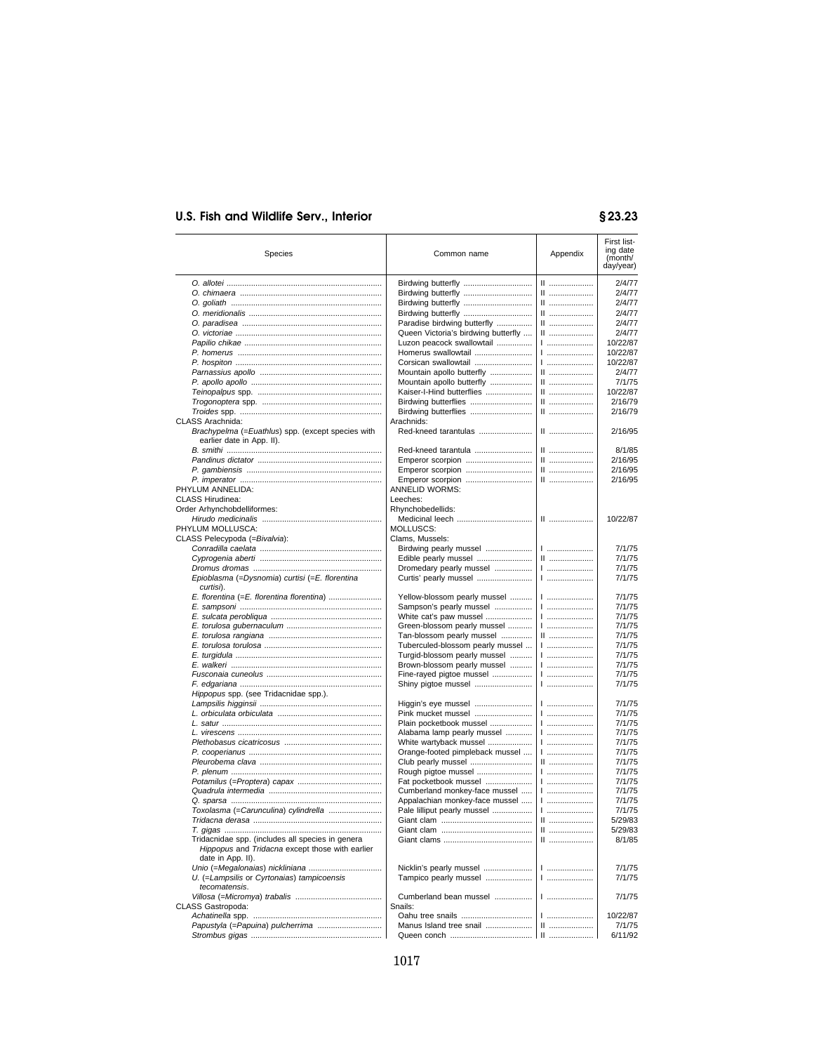| Species | Common name | Appendix | First listing date (month/day/year) |
|---|---|---|---|
| *O. allotei* | Birdwing butterfly | II | 2/4/77 |
| *O. chimaera* | Birdwing butterfly | II | 2/4/77 |
| *O. goliath* | Birdwing butterfly | II | 2/4/77 |
| *O. meridionalis* | Birdwing butterfly | II | 2/4/77 |
| *O. paradisea* | Paradise birdwing butterfly | II | 2/4/77 |
| *O. victoriae* | Queen Victoria's birdwing butterfly | II | 2/4/77 |
| *Papilio chikae* | Luzon peacock swallowtail | I | 10/22/87 |
| *P. homerus* | Homerus swallowtail | I | 10/22/87 |
| *P. hospiton* | Corsican swallowtail | I | 10/22/87 |
| *Parnassius apollo* | Mountain apollo butterfly | II | 2/4/77 |
| *P. apollo apollo* | Mountain apollo butterfly | II | 7/1/75 |
| *Teinopalpus* spp. | Kaiser-I-Hind butterflies | II | 10/22/87 |
| *Trogonoptera* spp. | Birdwing butterflies | II | 2/16/79 |
| *Troides* spp. | Birdwing butterflies | II | 2/16/79 |
| CLASS Arachnida: | Arachnids: | | |
| *Brachypelma* (=*Euathlus*) spp. (except species with earlier date in App. II). | Red-kneed tarantulas | II | 2/16/95 |
| *B. smithi* | Red-kneed tarantula | II | 8/1/85 |
| *Pandinus dictator* | Emperor scorpion | II | 2/16/95 |
| *P. gambiensis* | Emperor scorpion | II | 2/16/95 |
| *P. imperator* | Emperor scorpion | II | 2/16/95 |
| PHYLUM ANNELIDA: | ANNELID WORMS: | | |
| CLASS Hirudinea: | Leeches: | | |
| Order Arhynchobdelliformes: | Rhynchobedellids: | | |
| *Hirudo medicinalis* | Medicinal leech | II | 10/22/87 |
| PHYLUM MOLLUSCA: | MOLLUSCS: | | |
| CLASS Pelecypoda (=*Bivalvia*): | Clams, Mussels: | | |
| *Conradilla caelata* | Birdwing pearly mussel | I | 7/1/75 |
| *Cyprogenia aberti* | Edible pearly mussel | II | 7/1/75 |
| *Dromus dromas* | Dromedary pearly mussel | I | 7/1/75 |
| *Epioblasma* (=*Dysnomia*) *curtisi* (=*E. florentina curtisi*). | Curtis' pearly mussel | I | 7/1/75 |
| *E. florentina* (=*E. florentina florentina*) | Yellow-blossom pearly mussel | I | 7/1/75 |
| *E. sampsoni* | Sampson's pearly mussel | I | 7/1/75 |
| *E. sulcata perobliqua* | White cat's paw mussel | I | 7/1/75 |
| *E. torulosa gubernaculum* | Green-blossom pearly mussel | I | 7/1/75 |
| *E. torulosa rangiana* | Tan-blossom pearly mussel | II | 7/1/75 |
| *E. torulosa torulosa* | Tuberculed-blossom pearly mussel | I | 7/1/75 |
| *E. turgidula* | Turgid-blossom pearly mussel | I | 7/1/75 |
| *E. walkeri* | Brown-blossom pearly mussel | I | 7/1/75 |
| *Fusconaia cuneolus* | Fine-rayed pigtoe mussel | I | 7/1/75 |
| *F. edgariana* | Shiny pigtoe mussel | I | 7/1/75 |
| *Hippopus* spp. (see Tridacnidae spp.). | | | |
| *Lampsilis higginsii* | Higgin's eye mussel | I | 7/1/75 |
| *L. orbiculata orbiculata* | Pink mucket mussel | I | 7/1/75 |
| *L. satur* | Plain pocketbook mussel | I | 7/1/75 |
| *L. virescens* | Alabama lamp pearly mussel | I | 7/1/75 |
| *Plethobasus cicatricosus* | White wartyback mussel | I | 7/1/75 |
| *P. cooperianus* | Orange-footed pimpleback mussel | I | 7/1/75 |
| *Pleurobema clava* | Club pearly mussel | II | 7/1/75 |
| *P. plenum* | Rough pigtoe mussel | I | 7/1/75 |
| *Potamilus* (=*Proptera*) *capax* | Fat pocketbook mussel | I | 7/1/75 |
| *Quadrula intermedia* | Cumberland monkey-face mussel | I | 7/1/75 |
| *Q. sparsa* | Appalachian monkey-face mussel | I | 7/1/75 |
| *Toxolasma* (=*Carunculina*) *cylindrella* | Pale lilliput pearly mussel | I | 7/1/75 |
| *Tridacna derasa* | Giant clam | II | 5/29/83 |
| *T. gigas* | Giant clam | II | 5/29/83 |
| Tridacnidae spp. (includes all species in genera *Hippopus* and *Tridacna* except those with earlier date in App. II). | Giant clams | II | 8/1/85 |
| *Unio* (=*Megalonaias*) *nickliniana* | Nicklin's pearly mussel | I | 7/1/75 |
| *U.* (=*Lampsilis* or *Cyrtonaias*) *tampicoensis tecomatensis*. | Tampico pearly mussel | I | 7/1/75 |
| *Villosa* (=*Micromya*) *trabalis* | Cumberland bean mussel | I | 7/1/75 |
| CLASS Gastropoda: | Snails: | | |
| *Achatinella* spp. | Oahu tree snails | I | 10/22/87 |
| *Papustyla* (=*Papuina*) *pulcherrima* | Manus Island tree snail | II | 7/1/75 |
| *Strombus gigas* | Queen conch | II | 6/11/92 |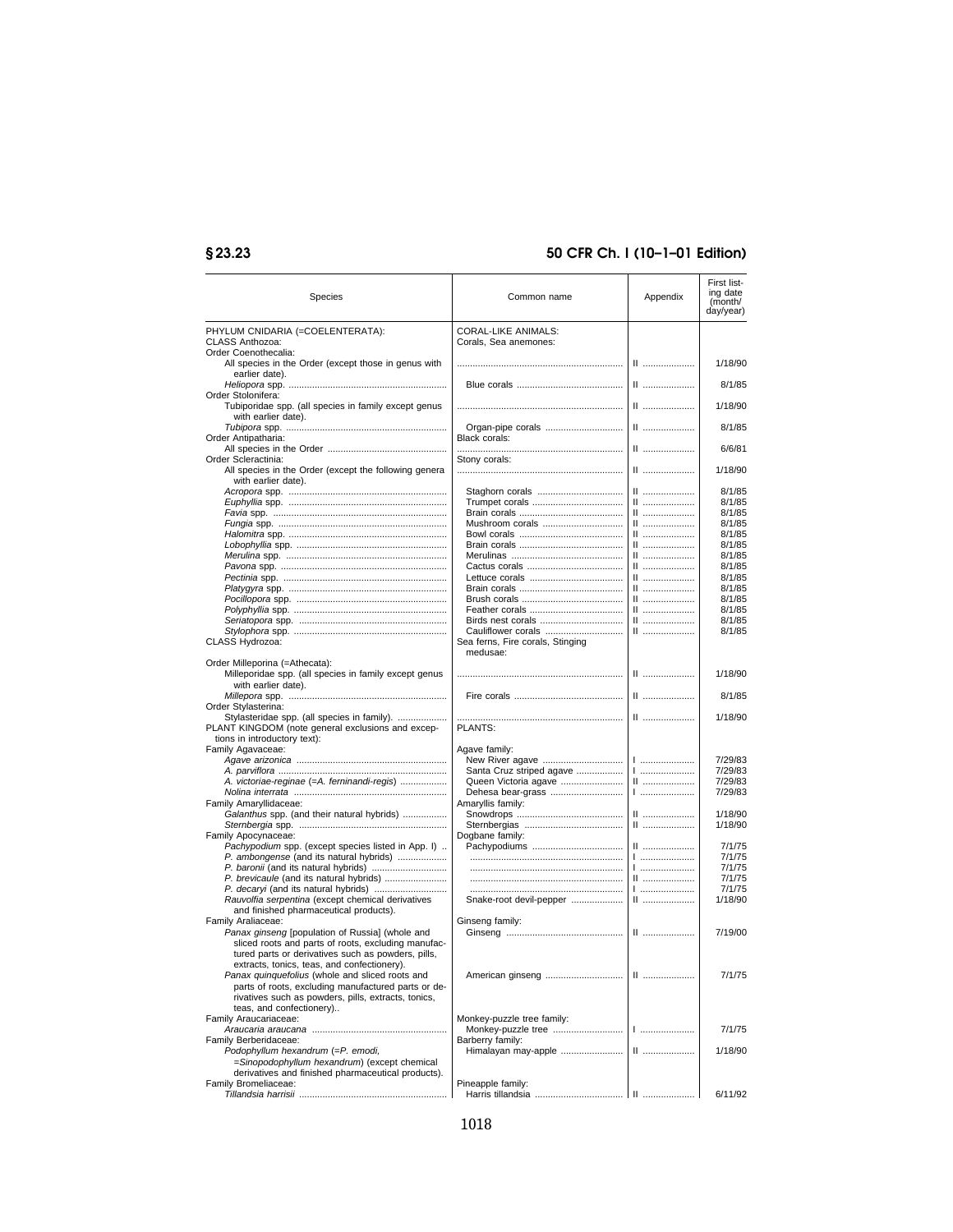| Species | Common name | Appendix | First listing date (month/day/year) |
|---|---|---|---|
| PHYLUM CNIDARIA (=COELENTERATA): | CORAL-LIKE ANIMALS: | | |
| CLASS Anthozoa: | Corals, Sea anemones: | | |
| Order Coenothecalia: | | | |
| All species in the Order (except those in genus with earlier date). | | II | 1/18/90 |
| *Heliopora* spp. | Blue corals | II | 8/1/85 |
| Order Stolonifera: | | | |
| Tubiporidae spp. (all species in family except genus with earlier date). | | II | 1/18/90 |
| *Tubipora* spp. | Organ-pipe corals | II | 8/1/85 |
| Order Antipatharia: | Black corals: | | |
| All species in the Order | | II | 6/6/81 |
| Order Scleractinia: | Stony corals: | | |
| All species in the Order (except the following genera with earlier date). | | II | 1/18/90 |
| *Acropora* spp. | Staghorn corals | II | 8/1/85 |
| *Euphyllia* spp. | Trumpet corals | II | 8/1/85 |
| *Favia* spp. | Brain corals | II | 8/1/85 |
| *Fungia* spp. | Mushroom corals | II | 8/1/85 |
| *Halomitra* spp. | Bowl corals | II | 8/1/85 |
| *Lobophyllia* spp. | Brain corals | II | 8/1/85 |
| *Merulina* spp. | Merulinas | II | 8/1/85 |
| *Pavona* spp. | Cactus corals | II | 8/1/85 |
| *Pectinia* spp. | Lettuce corals | II | 8/1/85 |
| *Platygyra* spp. | Brain corals | II | 8/1/85 |
| *Pocillopora* spp. | Brush corals | II | 8/1/85 |
| *Polyphyllia* spp. | Feather corals | II | 8/1/85 |
| *Seriatopora* spp. | Birds nest corals | II | 8/1/85 |
| *Stylophora* spp. | Cauliflower corals | II | 8/1/85 |
| CLASS Hydrozoa: | Sea ferns, Fire corals, Stinging medusae: | | |
| Order Milleporina (=Athecata): | | | |
| Milleporidae spp. (all species in family except genus with earlier date). | | II | 1/18/90 |
| *Millepora* spp. | Fire corals | II | 8/1/85 |
| Order Stylasterina: | | | |
| Stylasteridae spp. (all species in family). | | II | 1/18/90 |
| PLANT KINGDOM (note general exclusions and exceptions in introductory text): | PLANTS: | | |
| Family Agavaceae: | Agave family: | | |
| *Agave arizonica* | New River agave | I | 7/29/83 |
| *A. parviflora* | Santa Cruz striped agave | I | 7/29/83 |
| *A. victoriae-reginae* (=*A. fernindandi-regis*) | Queen Victoria agave | II | 7/29/83 |
| *Nolina interrata* | Dehesa bear-grass | I | 7/29/83 |
| Family Amaryllidaceae: | Amaryllis family: | | |
| *Galanthus* spp. (and their natural hybrids) | Snowdrops | II | 1/18/90 |
| *Sternbergia* spp. | Sternbergias | II | 1/18/90 |
| Family Apocynaceae: | Dogbane family: | | |
| *Pachypodium* spp. (except species listed in App. I) | Pachypodiums | II | 7/1/75 |
| *P. ambongense* (and its natural hybrids) | | I | 7/1/75 |
| *P. baronii* (and its natural hybrids) | | I | 7/1/75 |
| *P. brevicaule* (and its natural hybrids) | | II | 7/1/75 |
| *P. decaryi* (and its natural hybrids) | | I | 7/1/75 |
| *Rauvolfia serpentina* (except chemical derivatives and finished pharmaceutical products). | Snake-root devil-pepper | II | 1/18/90 |
| Family Araliaceae: | Ginseng family: | | |
| *Panax ginseng* [population of Russia] (whole and sliced roots and parts of roots, excluding manufactured parts or derivatives such as powders, pills, extracts, tonics, teas, and confectionery). | Ginseng | II | 7/19/00 |
| *Panax quinquefolius* (whole and sliced roots and parts of roots, excluding manufactured parts or derivatives such as powders, pills, extracts, tonics, teas, and confectionery).. | American ginseng | II | 7/1/75 |
| Family Araucariaceae: | Monkey-puzzle tree family: | | |
| *Araucaria araucana* | Monkey-puzzle tree | I | 7/1/75 |
| Family Berberidaceae: | Barberry family: | | |
| *Podophyllum hexandrum* (=*P. emodi*, =*Sinopodophyllum hexandrum*) (except chemical derivatives and finished pharmaceutical products). | Himalayan may-apple | II | 1/18/90 |
| Family Bromeliaceae: | Pineapple family: | | |
| *Tillandsia harrisii* | Harris tillandsia | II | 6/11/92 |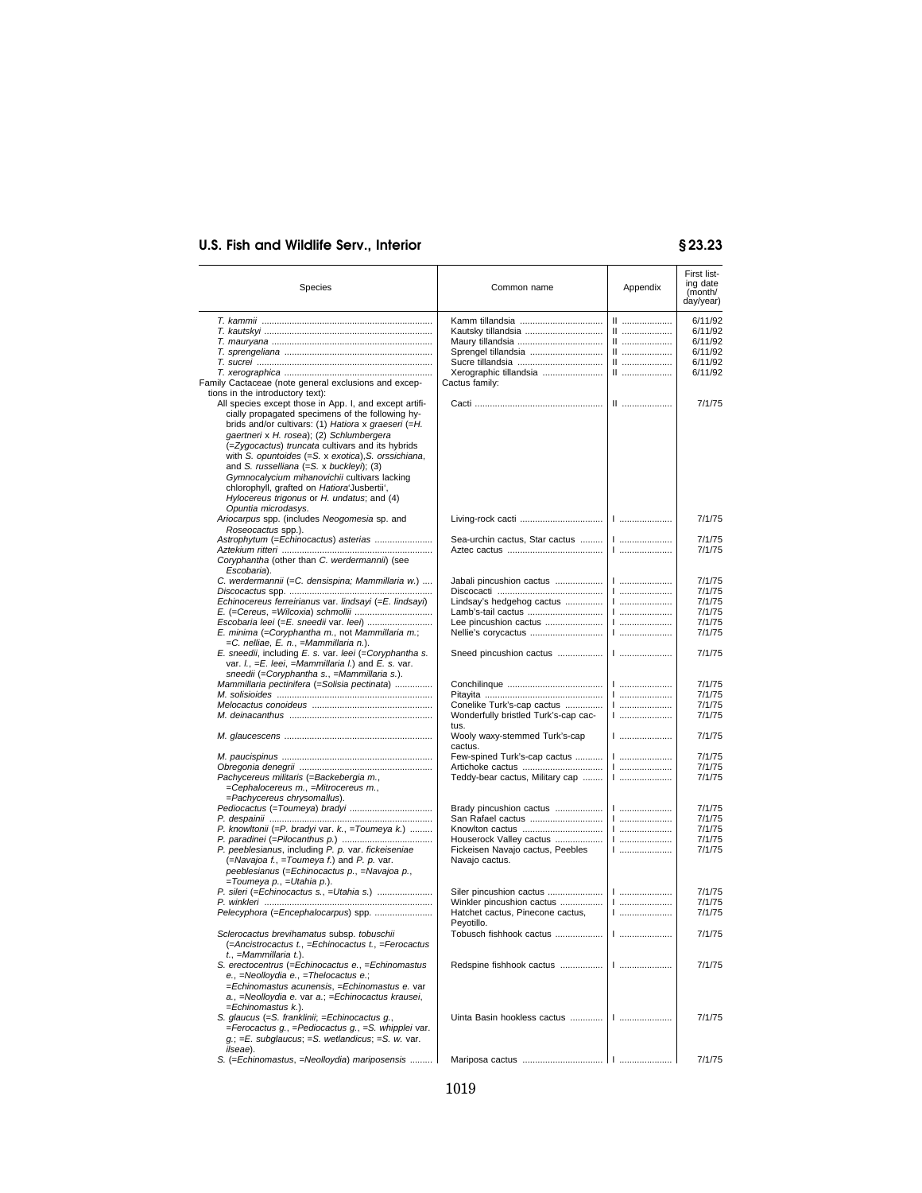| Species | Common name | Appendix | First listing date (month/day/year) |
|---|---|---|---|
| *T. kammii* | Kamm tillandsia | II | 6/11/92 |
| *T. kautskyi* | Kautsky tillandsia | II | 6/11/92 |
| *T. mauryana* | Maury tillandsia | II | 6/11/92 |
| *T. sprengeliana* | Sprengel tillandsia | II | 6/11/92 |
| *T. sucrei* | Sucre tillandsia | II | 6/11/92 |
| *T. xerographica* | Xerographic tillandsia | II | 6/11/92 |
| Family Cactaceae (note general exclusions and exceptions in the introductory text): | Cactus family: | | |
| All species except those in App. I, and except artificially propagated specimens of the following hybrids and/or cultivars: (1) *Hatiora* x *graeseri* (=*H. gaertneri* x *H. rosea*); (2) *Schlumbergera* (=*Zygocactus*) *truncata* cultivars and its hybrids with *S. opuntioides* (=*S.* x *exotica*),*S. orssichiana*, and *S. russelliana* (=*S.* x *buckleyi*); (3) *Gymnocalycium mihanovichii* cultivars lacking chlorophyll, grafted on *Hatiora*'Jusbertii', *Hylocereus trigonus* or *H. undatus*; and (4) *Opuntia microdasys*. | Cacti | II | 7/1/75 |
| *Ariocarpus* spp. (includes *Neogomesia* sp. and *Roseocactus* spp.). | Living-rock cacti | I | 7/1/75 |
| *Astrophytum* (=*Echinocactus*) *asterias* | Sea-urchin cactus, Star cactus | I | 7/1/75 |
| *Aztekium ritteri* | Aztec cactus | I | 7/1/75 |
| *Coryphantha* (other than *C. werdermannii*) (see *Escobaria*). | | | |
| *C. werdermannii* (=*C. densispina*; *Mammillaria w.*) | Jabali pincushion cactus | I | 7/1/75 |
| *Discocactus* spp. | Discocacti | I | 7/1/75 |
| *Echinocereus ferreirianus* var. *lindsayi* (=*E. lindsayi*) | Lindsay's hedgehog cactus | I | 7/1/75 |
| *E.* (=*Cereus*, =*Wilcoxia*) *schmollii* | Lamb's-tail cactus | I | 7/1/75 |
| *Escobaria leei* (=*E. sneedii* var. *leei*) | Lee pincushion cactus | I | 7/1/75 |
| *E. minima* (=*Coryphantha m.*, not *Mammillaria m.*; =*C. nelliae*, *E. n.*, =*Mammillaria n.*). | Nellie's corycactus | I | 7/1/75 |
| *E. sneedii*, including *E. s.* var. *leei* (=*Coryphantha s.* var. *l.*, =*E. leei*, =*Mammillaria l.*) and *E. s.* var. *sneedii* (=*Coryphantha s.*, =*Mammillaria s.*). | Sneed pincushion cactus | I | 7/1/75 |
| *Mammillaria pectinifera* (=*Solisia pectinata*) | Conchilinque | I | 7/1/75 |
| *M. solisioides* | Pitayita | I | 7/1/75 |
| *Melocactus conoideus* | Conelike Turk's-cap cactus | I | 7/1/75 |
| *M. deinacanthus* | Wonderfully bristled Turk's-cap cactus. | I | 7/1/75 |
| *M. glaucescens* | Wooly waxy-stemmed Turk's-cap cactus. | I | 7/1/75 |
| *M. paucispinus* | Few-spined Turk's-cap cactus | I | 7/1/75 |
| *Obregonia denegrii* | Artichoke cactus | I | 7/1/75 |
| *Pachycereus militaris* (=*Backebergia m.*, =*Cephalocereus m.*, =*Mitrocereus m.*, =*Pachycereus chrysomallus*). | Teddy-bear cactus, Military cap | I | 7/1/75 |
| *Pediocactus* (=*Toumeya*) *bradyi* | Brady pincushion cactus | I | 7/1/75 |
| *P. despainii* | San Rafael cactus | I | 7/1/75 |
| *P. knowltonii* (=*P. bradyi* var. *k.*, =*Toumeya k.*) | Knowlton cactus | I | 7/1/75 |
| *P. paradinei* (=*Pilocanthus p.*) | Houserock Valley cactus | I | 7/1/75 |
| *P. peeblesianus*, including *P. p.* var. *fickeiseniae* (=*Navajoa f.*, =*Toumeya f.*) and *P. p.* var. *peeblesianus* (=*Echinocactus p.*, =*Navajoa p.*, =*Toumeya p.*, =*Utahia p.*). | Fickeisen Navajo cactus, Peebles Navajo cactus. | I | 7/1/75 |
| *P. sileri* (=*Echinocactus s.*, =*Utahia s.*) | Siler pincushion cactus | I | 7/1/75 |
| *P. winkleri* | Winkler pincushion cactus | I | 7/1/75 |
| *Pelecyphora* (=*Encephalocarpus*) spp. | Hatchet cactus, Pinecone cactus, Peyotillo. | I | 7/1/75 |
| *Sclerocactus brevihamatus* subsp. *tobuschii* (=*Ancistrocactus t.*, =*Echinocactus t.*, =*Ferocactus t.*, =*Mammillaria t.*). | Tobusch fishhook cactus | I | 7/1/75 |
| *S. erectocentrus* (=*Echinocactus e.*, =*Echinomastus e.*, =*Neolloydia e.*, =*Thelocactus e.*; =*Echinomastus acunensis*, =*Echinomastus e.* var *a.*, =*Neolloydia e.* var *a.*; =*Echinocactus krausei*, =*Echinomastus k.*). | Redspine fishhook cactus | I | 7/1/75 |
| *S. glaucus* (=*S. franklinii*; =*Echinocactus g.*, =*Ferocactus g.*, =*Pediocactus g.*, =*S. whipplei* var. *g.*; =*E. subglaucus*; =*S. wetlandicus*; =*S. w.* var. *ilseae*). | Uinta Basin hookless cactus | I | 7/1/75 |
| *S.* (=*Echinomastus*, =*Neolloydia*) *mariposensis* | Mariposa cactus | I | 7/1/75 |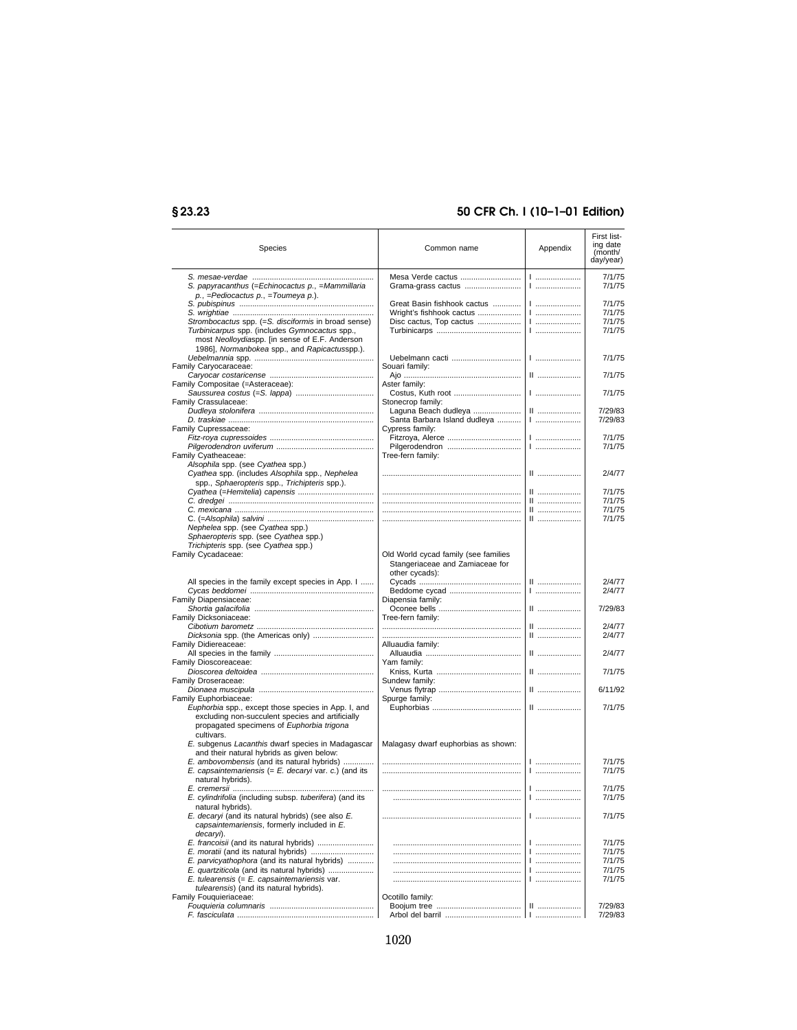| Species | Common name | Appendix | First listing date (month/day/year) |
|---|---|---|---|
| *S. mesae-verdae* | Mesa Verde cactus | I | 7/1/75 |
| *S. papyracanthus* (=*Echinocactus p.*, =*Mammillaria p.*, =*Pediocactus p.*, =*Toumeya p.*). | Grama-grass cactus | I | 7/1/75 |
| *S. pubispinus* | Great Basin fishhook cactus | I | 7/1/75 |
| *S. wrightiae* | Wright's fishhook cactus | I | 7/1/75 |
| *Strombocactus* spp. (=*S. disciformis* in broad sense) | Disc cactus, Top cactus | I | 7/1/75 |
| *Turbinicarpus* spp. (includes *Gymnocactus* spp., most *Neolloydia*spp. [in sense of E.F. Anderson 1986], *Normanbokea* spp., and *Rapicactus*spp.). | Turbinicarps | I | 7/1/75 |
| *Uebelmannia* spp. | Uebelmann cacti | I | 7/1/75 |
| Family Caryocaraceae: | Souari family: | | |
| *Caryocar costaricense* | Ajo | II | 7/1/75 |
| Family Compositae (=Asteraceae): | Aster family: | | |
| *Saussurea costus* (=*S. lappa*) | Costus, Kuth root | I | 7/1/75 |
| Family Crassulaceae: | Stonecrop family: | | |
| *Dudleya stolonifera* | Laguna Beach dudleya | II | 7/29/83 |
| *D. traskiae* | Santa Barbara Island dudleya | I | 7/29/83 |
| Family Cupressaceae: | Cypress family: | | |
| *Fitz-roya cupressoides* | Fitzroya, Alerce | I | 7/1/75 |
| *Pilgerodendron uviferum* | Pilgerodendron | I | 7/1/75 |
| Family Cyatheaceae: | Tree-fern family: | | |
| *Alsophila* spp. (see *Cyathea* spp.) | | | |
| *Cyathea* spp. (includes *Alsophila* spp., *Nephelea* spp., *Sphaeropteris* spp., *Trichipteris* spp.). | | II | 2/4/77 |
| *Cyathea* (=*Hemitelia*) *capensis* | | II | 7/1/75 |
| *C. dredgei* | | II | 7/1/75 |
| *C. mexicana* | | II | 7/1/75 |
| *C.* (=*Alsophila*) *salvini* | | II | 7/1/75 |
| *Nephelea* spp. (see *Cyathea* spp.) | | | |
| *Sphaeropteris* spp. (see *Cyathea* spp.) | | | |
| *Trichipteris* spp. (see *Cyathea* spp.) | | | |
| Family Cycadaceae: | Old World cycad family (see families Stangeriaceae and Zamiaceae for other cycads): | | |
| All species in the family except species in App. I | Cycads | II | 2/4/77 |
| *Cycas beddomei* | Beddome cycad | I | 2/4/77 |
| Family Diapensiaceae: | Diapensia family: | | |
| *Shortia galacifolia* | Oconee bells | II | 7/29/83 |
| Family Dicksoniaceae: | Tree-fern family: | | |
| *Cibotium barometz* | | II | 2/4/77 |
| *Dicksonia* spp. (the Americas only) | | II | 2/4/77 |
| Family Didiereaceae: | Alluaudia family: | | |
| All species in the family | Alluaudia | II | 2/4/77 |
| Family Dioscoreaceae: | Yam family: | | |
| *Dioscorea deltoidea* | Kniss, Kurta | II | 7/1/75 |
| Family Droseraceae: | Sundew family: | | |
| *Dionaea muscipula* | Venus flytrap | II | 6/11/92 |
| Family Euphorbiaceae: | Spurge family: | | |
| *Euphorbia* spp., except those species in App. I, and excluding non-succulent species and artificially propagated specimens of *Euphorbia trigona* cultivars. | Euphorbias | II | 7/1/75 |
| *E.* subgenus *Lacanthis* dwarf species in Madagascar and their natural hybrids as given below: | Malagasy dwarf euphorbias as shown: | | |
| *E. ambovombensis* (and its natural hybrids) | | I | 7/1/75 |
| *E. capsaintemariensis* (= *E. decaryi* var. *c.*) (and its natural hybrids). | | I | 7/1/75 |
| *E. cremersii* | | I | 7/1/75 |
| *E. cylindrifolia* (including subsp. *tuberifera*) (and its natural hybrids). | | I | 7/1/75 |
| *E. decaryi* (and its natural hybrids) (see also *E. capsaintemariensis*, formerly included in *E. decaryi*). | | I | 7/1/75 |
| *E. francoisii* (and its natural hybrids) | | I | 7/1/75 |
| *E. moratii* (and its natural hybrids) | | I | 7/1/75 |
| *E. parvicyathophora* (and its natural hybrids) | | I | 7/1/75 |
| *E. quartziticola* (and its natural hybrids) | | I | 7/1/75 |
| *E. tulearensis* (= *E. capsaintemariensis* var. *tulearensis*) (and its natural hybrids). | | I | 7/1/75 |
| Family Fouquieriaceae: | Ocotillo family: | | |
| *Fouquieria columnaris* | Boojum tree | II | 7/29/83 |
| *F. fasciculata* | Arbol del barril | I | 7/29/83 |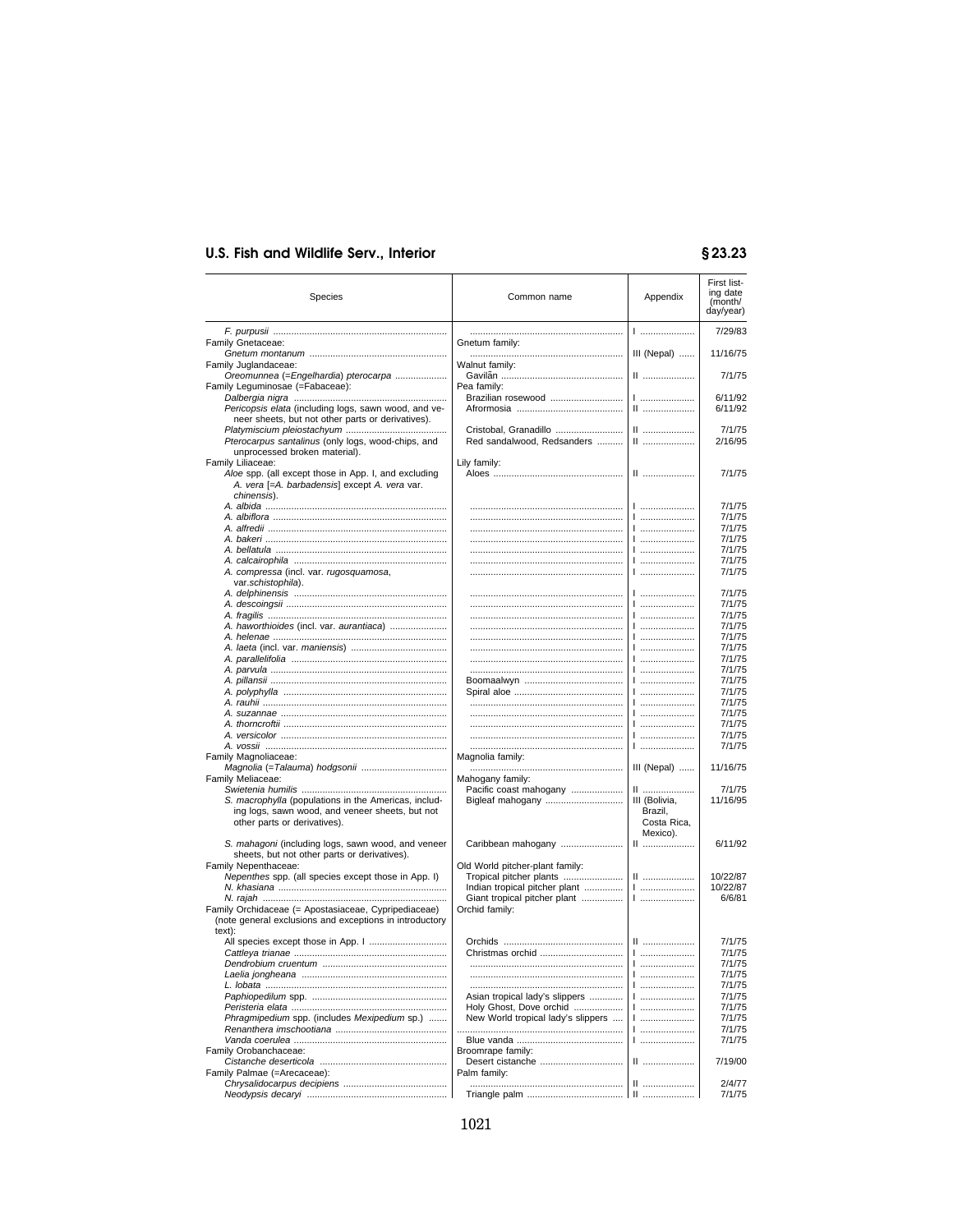| Species | Common name | Appendix | First listing date (month/day/year) |
|---|---|---|---|
| *F. purpusii* | | I | 7/29/83 |
| Family Gnetaceae: | Gnetum family: | | |
| *Gnetum montanum* | | III (Nepal) | 11/16/75 |
| Family Juglandaceae: | Walnut family: | | |
| *Oreomunnea* (=*Engelhardia*) *pterocarpa* | Gavilãn | II | 7/1/75 |
| Family Leguminosae (=Fabaceae): | Pea family: | | |
| *Dalbergia nigra* | Brazilian rosewood | I | 6/11/92 |
| *Pericopsis elata* (including logs, sawn wood, and veneer sheets, but not other parts or derivatives). | Afrormosia | II | 6/11/92 |
| *Platymiscium pleiostachyum* | Cristobal, Granadillo | II | 7/1/75 |
| *Pterocarpus santalinus* (only logs, wood-chips, and unprocessed broken material). | Red sandalwood, Redsanders | II | 2/16/95 |
| Family Liliaceae: | Lily family: | | |
| *Aloe* spp. (all except those in App. I, and excluding *A. vera* [=*A. barbadensis*] except *A. vera* var. *chinensis*). | Aloes | II | 7/1/75 |
| *A. albida* | | I | 7/1/75 |
| *A. albiflora* | | I | 7/1/75 |
| *A. alfredii* | | I | 7/1/75 |
| *A. bakeri* | | I | 7/1/75 |
| *A. bellatula* | | I | 7/1/75 |
| *A. calcairophila* | | I | 7/1/75 |
| *A. compressa* (incl. var. *rugosquamosa*, var.*schistophila*). | | I | 7/1/75 |
| *A. delphinensis* | | I | 7/1/75 |
| *A. descoingsii* | | I | 7/1/75 |
| *A. fragilis* | | I | 7/1/75 |
| *A. haworthioides* (incl. var. *aurantiaca*) | | I | 7/1/75 |
| *A. helenae* | | I | 7/1/75 |
| *A. laeta* (incl. var. *maniensis*) | | I | 7/1/75 |
| *A. parallelifolia* | | I | 7/1/75 |
| *A. parvula* | | I | 7/1/75 |
| *A. pillansii* | Boomaalwyn | I | 7/1/75 |
| *A. polyphylla* | Spiral aloe | I | 7/1/75 |
| *A. rauhii* | | I | 7/1/75 |
| *A. suzannae* | | I | 7/1/75 |
| *A. thorncroftii* | | I | 7/1/75 |
| *A. versicolor* | | I | 7/1/75 |
| *A. vossii* | | I | 7/1/75 |
| Family Magnoliaceae: | Magnolia family: | | |
| *Magnolia* (=*Talauma*) *hodgsonii* | | III (Nepal) | 11/16/75 |
| Family Meliaceae: | Mahogany family: | | |
| *Swietenia humilis* | Pacific coast mahogany | II | 7/1/75 |
| *S. macrophylla* (populations in the Americas, including logs, sawn wood, and veneer sheets, but not other parts or derivatives). | Bigleaf mahogany | III (Bolivia, Brazil, Costa Rica, Mexico). | 11/16/95 |
| *S. mahagoni* (including logs, sawn wood, and veneer sheets, but not other parts or derivatives). | Caribbean mahogany | II | 6/11/92 |
| Family Nepenthaceae: | Old World pitcher-plant family: | | |
| *Nepenthes* spp. (all species except those in App. I) | Tropical pitcher plants | II | 10/22/87 |
| *N. khasiana* | Indian tropical pitcher plant | I | 10/22/87 |
| *N. rajah* | Giant tropical pitcher plant | I | 6/6/81 |
| Family Orchidaceae (= Apostasiaceae, Cypripediaceae) (note general exclusions and exceptions in introductory text): | Orchid family: | | |
| All species except those in App. I | Orchids | II | 7/1/75 |
| *Cattleya trianae* | Christmas orchid | I | 7/1/75 |
| *Dendrobium cruentum* | | I | 7/1/75 |
| *Laelia jongheana* | | I | 7/1/75 |
| *L. lobata* | | I | 7/1/75 |
| *Paphiopedilum* spp. | Asian tropical lady's slippers | I | 7/1/75 |
| *Peristeria elata* | Holy Ghost, Dove orchid | I | 7/1/75 |
| *Phragmipedium* spp. (includes *Mexipedium* sp.) | New World tropical lady's slippers | I | 7/1/75 |
| *Renanthera imschootiana* | | I | 7/1/75 |
| *Vanda coerulea* | Blue vanda | I | 7/1/75 |
| Family Orobanchaceae: | Broomrape family: | | |
| *Cistanche deserticola* | Desert cistanche | II | 7/19/00 |
| Family Palmae (=Arecaceae): | Palm family: | | |
| *Chrysalidocarpus decipiens* | | II | 2/4/77 |
| *Neodypsis decaryi* | Triangle palm | II | 7/1/75 |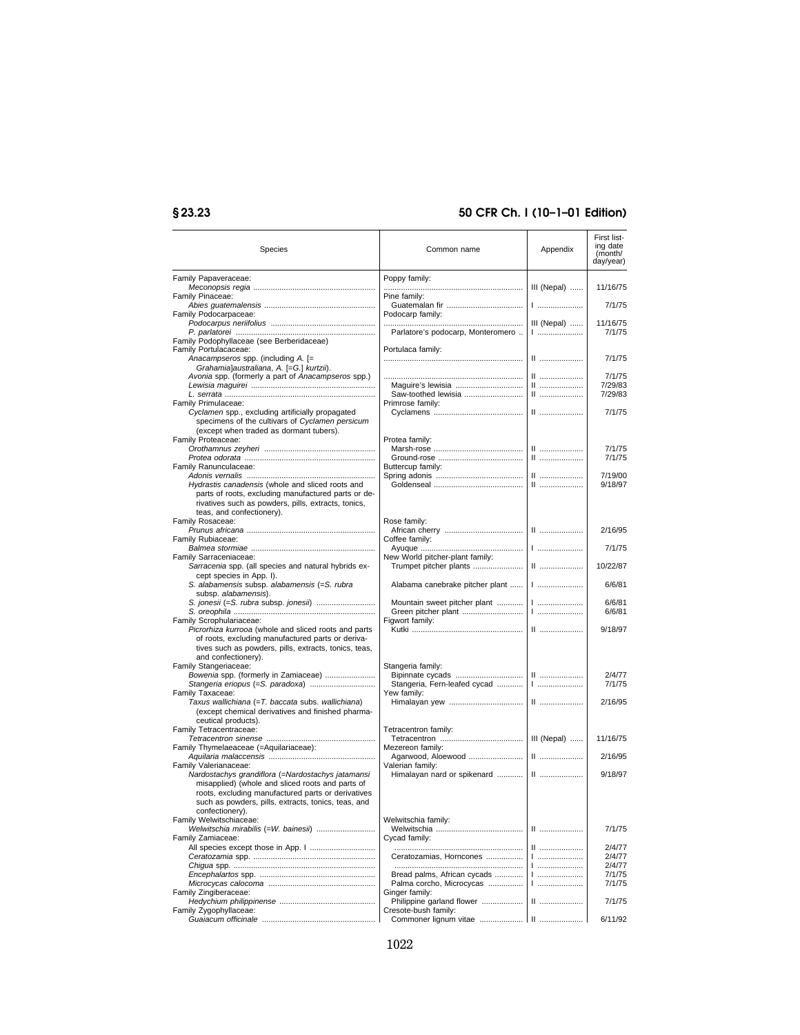| Species | Common name | Appendix | First listing date (month/day/year) |
|---|---|---|---|
| Family Papaveraceae: | Poppy family: | | |
| *Meconopsis regia* | | III (Nepal) | 11/16/75 |
| Family Pinaceae: | Pine family: | | |
| *Abies guatemalensis* | Guatemalan fir | I | 7/1/75 |
| Family Podocarpaceae: | Podocarp family: | | |
| *Podocarpus neriifolius* | | III (Nepal) | 11/16/75 |
| *P. parlatorei* | Parlatore's podocarp, Monteromero | I | 7/1/75 |
| Family Podophyllaceae (see Berberidaceae) | | | |
| Family Portulacaceae: | Portulaca family: | | |
| *Anacampseros* spp. (including *A.* [= *Grahamia*]*australiana*, *A.* [=*G.*] *kurtzii*). | | II | 7/1/75 |
| *Avonia* spp. (formerly a part of *Anacampseros* spp.) | | II | 7/1/75 |
| *Lewisia maguirei* | Maguire's lewisia | II | 7/29/83 |
| *L. serrata* | Saw-toothed lewisia | II | 7/29/83 |
| Family Primulaceae: | Primrose family: | | |
| *Cyclamen* spp., excluding artificially propagated specimens of the cultivars of *Cyclamen persicum* (except when traded as dormant tubers). | Cyclamens | II | 7/1/75 |
| Family Proteaceae: | Protea family: | | |
| *Orothamnus zeyheri* | Marsh-rose | II | 7/1/75 |
| *Protea odorata* | Ground-rose | II | 7/1/75 |
| Family Ranunculaceae: | Buttercup family: | | |
| *Adonis vernalis* | Spring adonis | II | 7/19/00 |
| *Hydrastis canadensis* (whole and sliced roots and parts of roots, excluding manufactured parts or derivatives such as powders, pills, extracts, tonics, teas, and confectionery). | Goldenseal | II | 9/18/97 |
| Family Rosaceae: | Rose family: | | |
| *Prunus africana* | African cherry | II | 2/16/95 |
| Family Rubiaceae: | Coffee family: | | |
| *Balmea stormiae* | Ayuque | I | 7/1/75 |
| Family Sarraceniaceae: | New World pitcher-plant family: | | |
| *Sarracenia* spp. (all species and natural hybrids except species in App. I). | Trumpet pitcher plants | II | 10/22/87 |
| *S. alabamensis* subsp. *alabamensis* (=*S. rubra* subsp. *alabamensis*). | Alabama canebrake pitcher plant | I | 6/6/81 |
| *S. jonesii* (=*S. rubra* subsp. *jonesii*) | Mountain sweet pitcher plant | I | 6/6/81 |
| *S. oreophila* | Green pitcher plant | I | 6/6/81 |
| Family Scrophulariaceae: | Figwort family: | | |
| *Picrorhiza kurrooa* (whole and sliced roots and parts of roots, excluding manufactured parts or derivatives such as powders, pills, extracts, tonics, teas, and confectionery). | Kutki | II | 9/18/97 |
| Family Stangeriaceae: | Stangeria family: | | |
| *Bowenia* spp. (formerly in Zamiaceae) | Bipinnate cycads | II | 2/4/77 |
| *Stangeria eriopus* (=*S. paradoxa*) | Stangeria, Fern-leafed cycad | I | 7/1/75 |
| Family Taxaceae: | Yew family: | | |
| *Taxus wallichiana* (=*T. baccata* subs. *wallichiana*) (except chemical derivatives and finished pharmaceutical products). | Himalayan yew | II | 2/16/95 |
| Family Tetracentraceae: | Tetracentron family: | | |
| *Tetracentron sinense* | Tetracentron | III (Nepal) | 11/16/75 |
| Family Thymelaeaceae (=Aquilariaceae): | Mezereon family: | | |
| *Aquilaria malaccensis* | Agarwood, Aloewood | II | 2/16/95 |
| Family Valerianaceae: | Valerian family: | | |
| *Nardostachys grandiflora* (=*Nardostachys jatamansi* misapplied) (whole and sliced roots and parts of roots, excluding manufactured parts or derivatives such as powders, pills, extracts, tonics, teas, and confectionery). | Himalayan nard or spikenard | II | 9/18/97 |
| Family Welwitschiaceae: | Welwitschia family: | | |
| *Welwitschia mirabilis* (=*W. bainesii*) | Welwitschia | II | 7/1/75 |
| Family Zamiaceae: | Cycad family: | | |
| All species except those in App. I | | II | 2/4/77 |
| *Ceratozamia* spp. | Ceratozamias, Horncones | I | 2/4/77 |
| *Chigua* spp. | | I | 2/4/77 |
| *Encephalartos* spp. | Bread palms, African cycads | I | 7/1/75 |
| *Microcycas calocoma* | Palma corcho, Microcycas | I | 7/1/75 |
| Family Zingiberaceae: | Ginger family: | | |
| *Hedychium philippinense* | Philippine garland flower | II | 7/1/75 |
| Family Zygophyllaceae: | Cresote-bush family: | | |
| *Guaiacum officinale* | Commoner lignum vitae | II | 6/11/92 |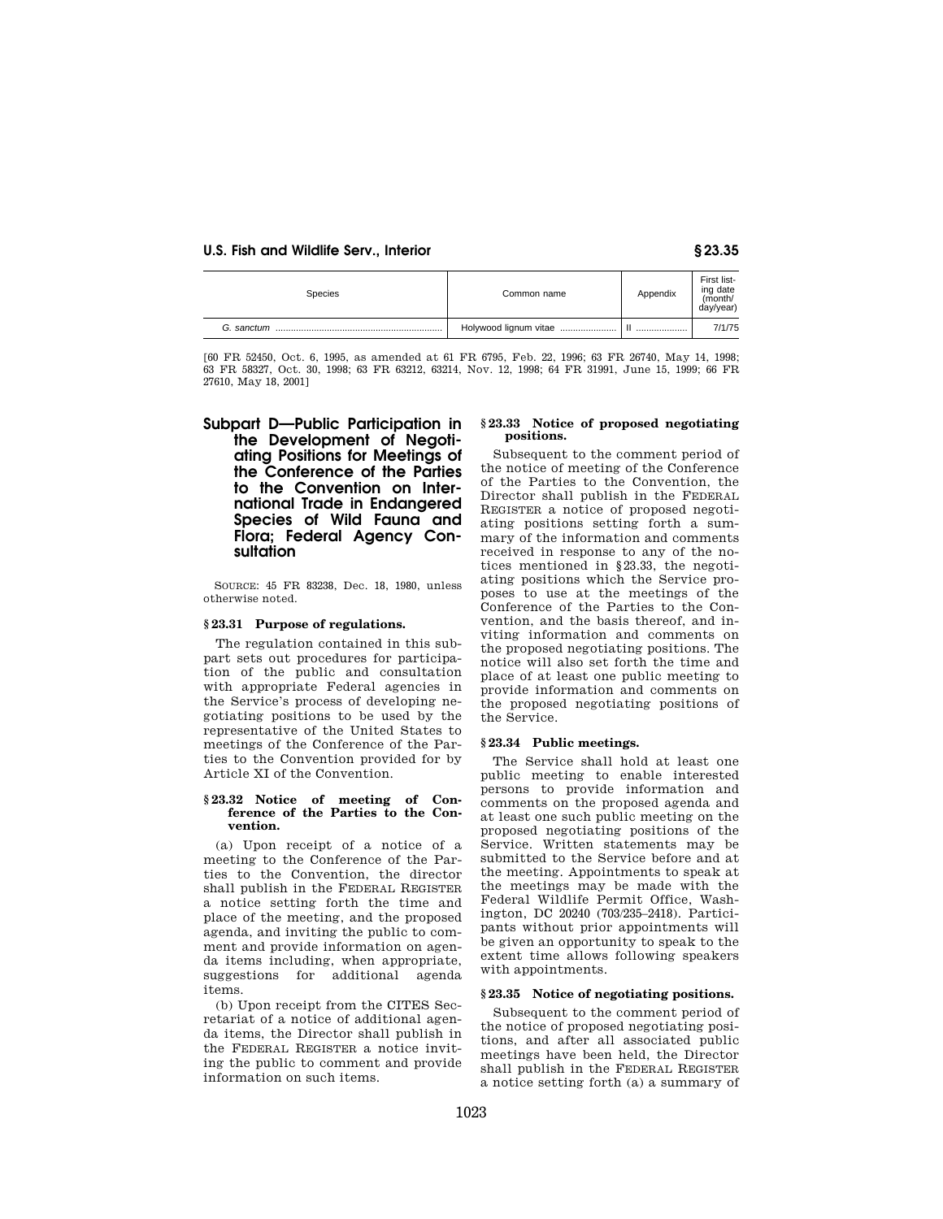| Species | Common name | Appendix | First listing date (month/day/year) |
|---|---|---|---|
| *G. sanctum* | Holywood lignum vitae | II | 7/1/75 |

[60 FR 52450, Oct. 6, 1995, as amended at 61 FR 6795, Feb. 22, 1996; 63 FR 26740, May 14, 1998; 63 FR 58327, Oct. 30, 1998; 63 FR 63212, 63214, Nov. 12, 1998; 64 FR 31991, June 15, 1999; 66 FR 27610, May 18, 2001]

# Subpart D—Public Participation in the Development of Negotiating Positions for Meetings of the Conference of the Parties to the Convention on International Trade in Endangered Species of Wild Fauna and Flora; Federal Agency Consultation

SOURCE: 45 FR 83238, Dec. 18, 1980, unless otherwise noted.

### § 23.31 Purpose of regulations.

The regulation contained in this subpart sets out procedures for participation of the public and consultation with appropriate Federal agencies in the Service's process of developing negotiating positions to be used by the representative of the United States to meetings of the Conference of the Parties to the Convention provided for by Article XI of the Convention.

### § 23.32 Notice of meeting of Conference of the Parties to the Convention.

(a) Upon receipt of a notice of a meeting to the Conference of the Parties to the Convention, the director shall publish in the FEDERAL REGISTER a notice setting forth the time and place of the meeting, and the proposed agenda, and inviting the public to comment and provide information on agenda items including, when appropriate, suggestions for additional agenda items.

(b) Upon receipt from the CITES Secretariat of a notice of additional agenda items, the Director shall publish in the FEDERAL REGISTER a notice inviting the public to comment and provide information on such items.

### § 23.33 Notice of proposed negotiating positions.

Subsequent to the comment period of the notice of meeting of the Conference of the Parties to the Convention, the Director shall publish in the FEDERAL REGISTER a notice of proposed negotiating positions setting forth a summary of the information and comments received in response to any of the notices mentioned in § 23.33, the negotiating positions which the Service proposes to use at the meetings of the Conference of the Parties to the Convention, and the basis thereof, and inviting information and comments on the proposed negotiating positions. The notice will also set forth the time and place of at least one public meeting to provide information and comments on the proposed negotiating positions of the Service.

### § 23.34 Public meetings.

The Service shall hold at least one public meeting to enable interested persons to provide information and comments on the proposed agenda and at least one such public meeting on the proposed negotiating positions of the Service. Written statements may be submitted to the Service before and at the meeting. Appointments to speak at the meetings may be made with the Federal Wildlife Permit Office, Washington, DC 20240 (703/235–2418). Participants without prior appointments will be given an opportunity to speak to the extent time allows following speakers with appointments.

### § 23.35 Notice of negotiating positions.

Subsequent to the comment period of the notice of proposed negotiating positions, and after all associated public meetings have been held, the Director shall publish in the FEDERAL REGISTER a notice setting forth (a) a summary of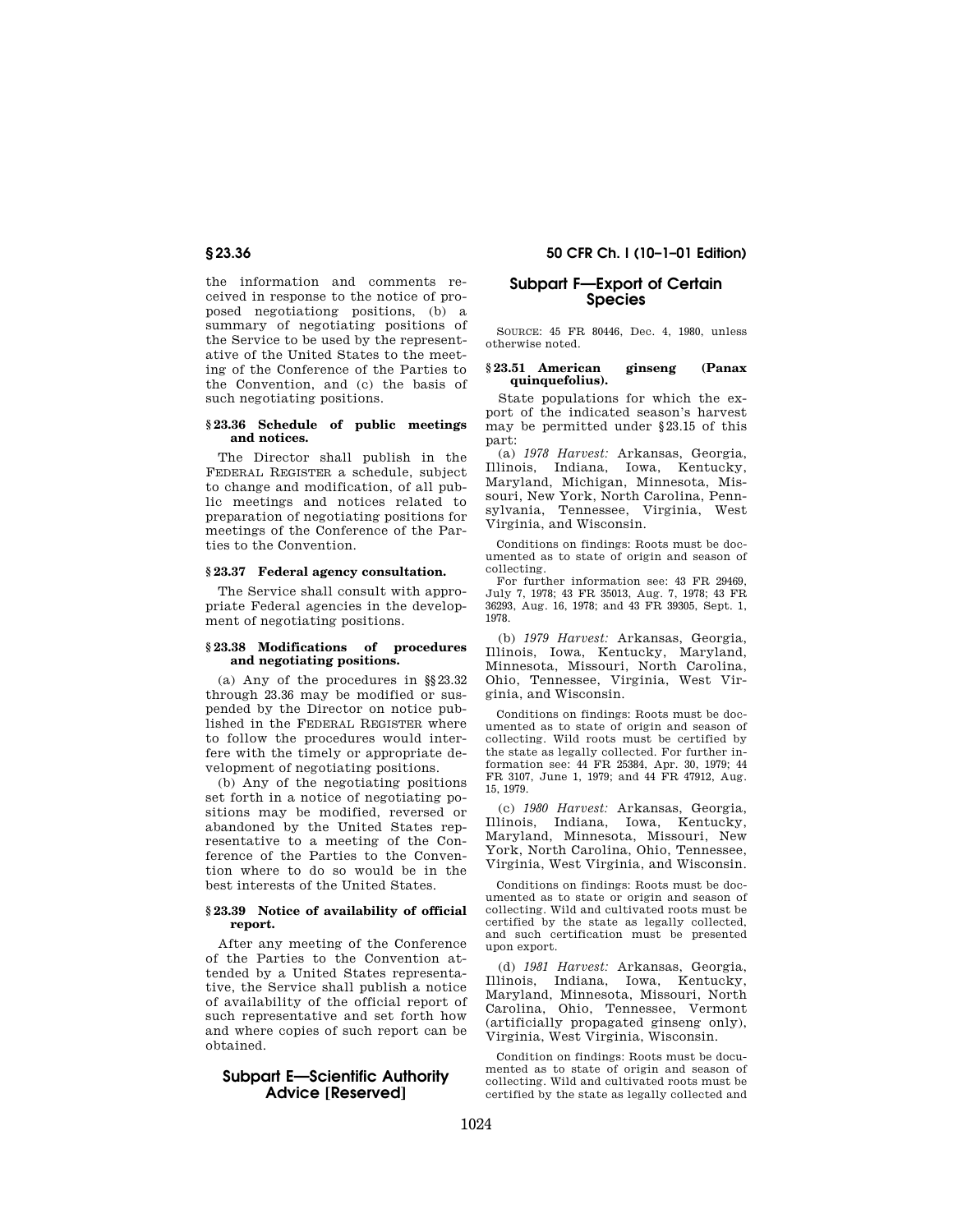the information and comments received in response to the notice of proposed negotiationg positions, (b) a summary of negotiating positions of the Service to be used by the representative of the United States to the meeting of the Conference of the Parties to the Convention, and (c) the basis of such negotiating positions.

### § 23.36 Schedule of public meetings and notices.

The Director shall publish in the FEDERAL REGISTER a schedule, subject to change and modification, of all public meetings and notices related to preparation of negotiating positions for meetings of the Conference of the Parties to the Convention.

### § 23.37 Federal agency consultation.

The Service shall consult with appropriate Federal agencies in the development of negotiating positions.

### § 23.38 Modifications of procedures and negotiating positions.

(a) Any of the procedures in §§ 23.32 through 23.36 may be modified or suspended by the Director on notice published in the FEDERAL REGISTER where to follow the procedures would interfere with the timely or appropriate development of negotiating positions.

(b) Any of the negotiating positions set forth in a notice of negotiating positions may be modified, reversed or abandoned by the United States representative to a meeting of the Conference of the Parties to the Convention where to do so would be in the best interests of the United States.

### § 23.39 Notice of availability of official report.

After any meeting of the Conference of the Parties to the Convention attended by a United States representative, the Service shall publish a notice of availability of the official report of such representative and set forth how and where copies of such report can be obtained.

## Subpart E—Scientific Authority Advice [Reserved]

## Subpart F—Export of Certain Species

SOURCE: 45 FR 80446, Dec. 4, 1980, unless otherwise noted.

### § 23.51 American ginseng (Panax quinquefolius).

State populations for which the export of the indicated season's harvest may be permitted under § 23.15 of this part:

(a) *1978 Harvest:* Arkansas, Georgia, Illinois, Indiana, Iowa, Kentucky, Maryland, Michigan, Minnesota, Missouri, New York, North Carolina, Pennsylvania, Tennessee, Virginia, West Virginia, and Wisconsin.

Conditions on findings: Roots must be documented as to state of origin and season of collecting.

For further information see: 43 FR 29469, July 7, 1978; 43 FR 35013, Aug. 7, 1978; 43 FR 36293, Aug. 16, 1978; and 43 FR 39305, Sept. 1, 1978.

(b) *1979 Harvest:* Arkansas, Georgia, Illinois, Iowa, Kentucky, Maryland, Minnesota, Missouri, North Carolina, Ohio, Tennessee, Virginia, West Virginia, and Wisconsin.

Conditions on findings: Roots must be documented as to state of origin and season of collecting. Wild roots must be certified by the state as legally collected. For further information see: 44 FR 25384, Apr. 30, 1979; 44 FR 3107, June 1, 1979; and 44 FR 47912, Aug. 15, 1979.

(c) *1980 Harvest:* Arkansas, Georgia, Illinois, Indiana, Iowa, Kentucky, Maryland, Minnesota, Missouri, New York, North Carolina, Ohio, Tennessee, Virginia, West Virginia, and Wisconsin.

Conditions on findings: Roots must be documented as to state or origin and season of collecting. Wild and cultivated roots must be certified by the state as legally collected, and such certification must be presented upon export.

(d) *1981 Harvest:* Arkansas, Georgia, Illinois, Indiana, Iowa, Kentucky, Maryland, Minnesota, Missouri, North Carolina, Ohio, Tennessee, Vermont (artificially propagated ginseng only), Virginia, West Virginia, Wisconsin.

Condition on findings: Roots must be documented as to state of origin and season of collecting. Wild and cultivated roots must be certified by the state as legally collected and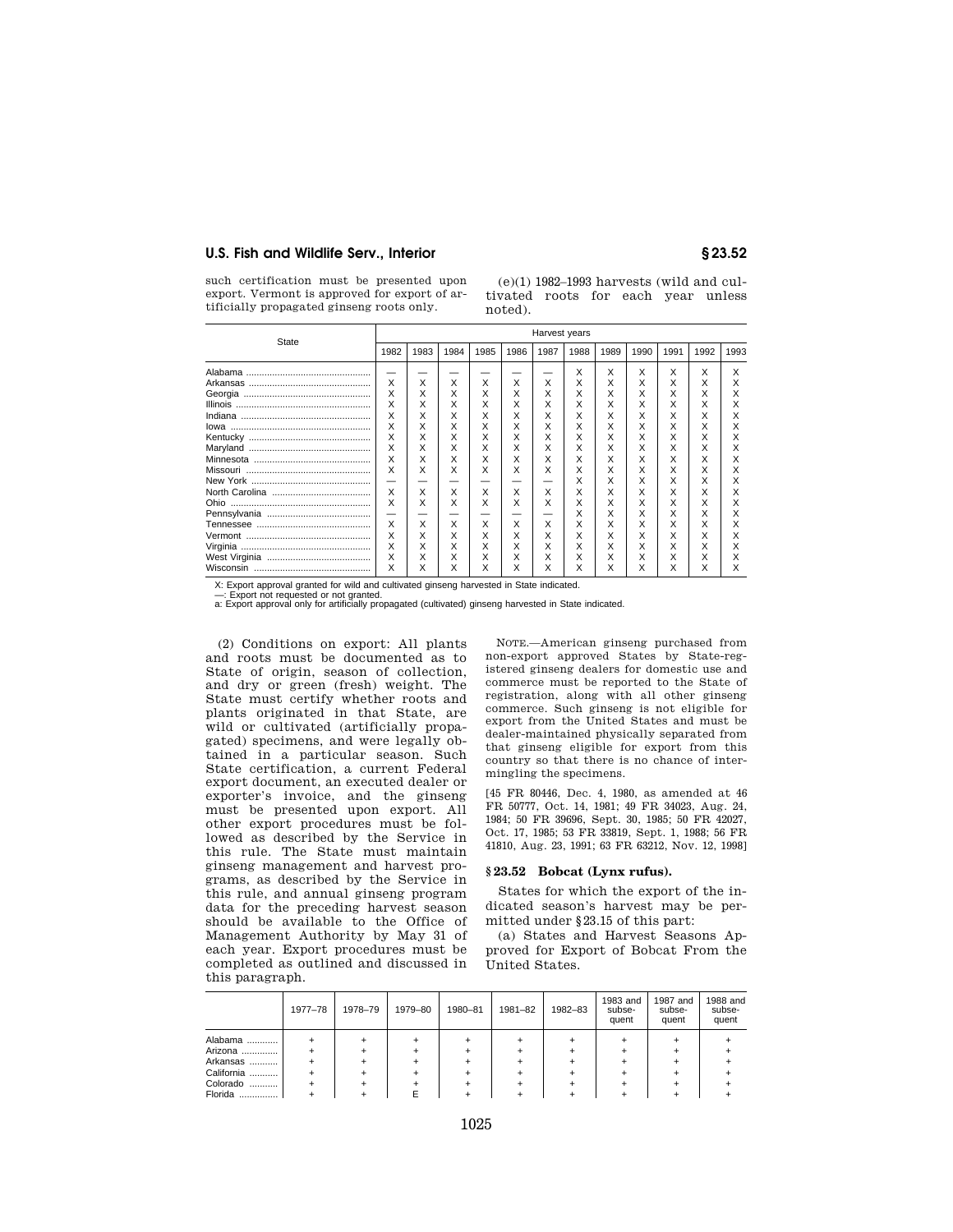such certification must be presented upon export. Vermont is approved for export of artificially propagated ginseng roots only.

(e)(1) 1982–1993 harvests (wild and cultivated roots for each year unless noted).

| State | Harvest years | | | | | | | | | | | |
|---|---|---|---|---|---|---|---|---|---|---|---|---|
| | 1982 | 1983 | 1984 | 1985 | 1986 | 1987 | 1988 | 1989 | 1990 | 1991 | 1992 | 1993 |
| Alabama | — | — | — | — | — | — | X | X | X | X | X | X |
| Arkansas | X | X | X | X | X | X | X | X | X | X | X | X |
| Georgia | X | X | X | X | X | X | X | X | X | X | X | X |
| Illinois | X | X | X | X | X | X | X | X | X | X | X | X |
| Indiana | X | X | X | X | X | X | X | X | X | X | X | X |
| Iowa | X | X | X | X | X | X | X | X | X | X | X | X |
| Kentucky | X | X | X | X | X | X | X | X | X | X | X | X |
| Maryland | X | X | X | X | X | X | X | X | X | X | X | X |
| Minnesota | X | X | X | X | X | X | X | X | X | X | X | X |
| Missouri | X | X | X | X | X | X | X | X | X | X | X | X |
| New York | — | — | — | — | — | — | X | X | X | X | X | X |
| North Carolina | X | X | X | X | X | X | X | X | X | X | X | X |
| Ohio | X | X | X | X | X | X | X | X | X | X | X | X |
| Pennsylvania | — | — | — | — | — | — | X | X | X | X | X | X |
| Tennessee | X | X | X | X | X | X | X | X | X | X | X | X |
| Vermont | X | X | X | X | X | X | X | X | X | X | X | X |
| Virginia | X | X | X | X | X | X | X | X | X | X | X | X |
| West Virginia | X | X | X | X | X | X | X | X | X | X | X | X |
| Wisconsin | X | X | X | X | X | X | X | X | X | X | X | X |

X: Export approval granted for wild and cultivated ginseng harvested in State indicated.
—: Export not requested or not granted.
a: Export approval only for artificially propagated (cultivated) ginseng harvested in State indicated.

(2) Conditions on export: All plants and roots must be documented as to State of origin, season of collection, and dry or green (fresh) weight. The State must certify whether roots and plants originated in that State, are wild or cultivated (artificially propagated) specimens, and were legally obtained in a particular season. Such State certification, a current Federal export document, an executed dealer or exporter's invoice, and the ginseng must be presented upon export. All other export procedures must be followed as described by the Service in this rule. The State must maintain ginseng management and harvest programs, as described by the Service in this rule, and annual ginseng program data for the preceding harvest season should be available to the Office of Management Authority by May 31 of each year. Export procedures must be completed as outlined and discussed in this paragraph.

NOTE.—American ginseng purchased from non-export approved States by State-registered ginseng dealers for domestic use and commerce must be reported to the State of registration, along with all other ginseng commerce. Such ginseng is not eligible for export from the United States and must be dealer-maintained physically separated from that ginseng eligible for export from this country so that there is no chance of intermingling the specimens.

[45 FR 80446, Dec. 4, 1980, as amended at 46 FR 50777, Oct. 14, 1981; 49 FR 34023, Aug. 24, 1984; 50 FR 39696, Sept. 30, 1985; 50 FR 42027, Oct. 17, 1985; 53 FR 33819, Sept. 1, 1988; 56 FR 41810, Aug. 23, 1991; 63 FR 63212, Nov. 12, 1998]

## § 23.52 Bobcat (*Lynx rufus*).

States for which the export of the indicated season's harvest may be permitted under § 23.15 of this part:

(a) States and Harvest Seasons Approved for Export of Bobcat From the United States.

| | 1977–78 | 1978–79 | 1979–80 | 1980–81 | 1981–82 | 1982–83 | 1983 and subsequent | 1987 and subsequent | 1988 and subsequent |
|---|---|---|---|---|---|---|---|---|---|
| Alabama | + | + | + | + | + | + | + | + | + |
| Arizona | + | + | + | + | + | + | + | + | + |
| Arkansas | + | + | + | + | + | + | + | + | + |
| California | + | + | + | + | + | + | + | + | + |
| Colorado | + | + | + | + | + | + | + | + | + |
| Florida | + | + | E | + | + | + | + | + | + |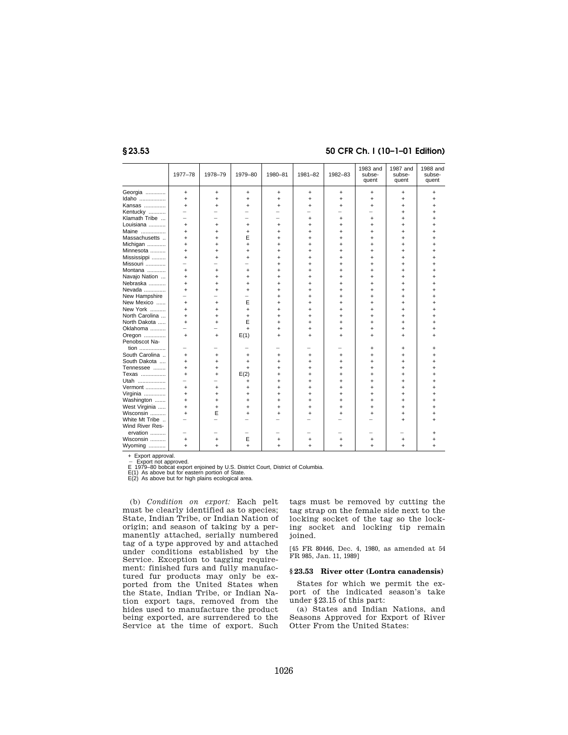| | 1977–78 | 1978–79 | 1979–80 | 1980–81 | 1981–82 | 1982–83 | 1983 and subsequent | 1987 and subsequent | 1988 and subsequent |
|---|---|---|---|---|---|---|---|---|---|
| Georgia | + | + | + | + | + | + | + | + | + |
| Idaho | + | + | + | + | + | + | + | + | + |
| Kansas | + | + | + | + | + | + | + | + | + |
| Kentucky | – | – | – | – | – | – | – | + | + |
| Klamath Tribe | – | – | – | – | + | + | + | + | + |
| Louisiana | + | + | + | + | + | + | + | + | + |
| Maine | + | + | + | + | + | + | + | + | + |
| Massachusetts | + | + | E | + | + | + | + | + | + |
| Michigan | + | + | + | + | + | + | + | + | + |
| Minnesota | + | + | + | + | + | + | + | + | + |
| Mississippi | + | + | + | + | + | + | + | + | + |
| Missouri | – | – | – | + | + | + | + | + | + |
| Montana | + | + | + | + | + | + | + | + | + |
| Navajo Nation | + | + | + | + | + | + | + | + | + |
| Nebraska | + | + | + | + | + | + | + | + | + |
| Nevada | + | + | + | + | + | + | + | + | + |
| New Hampshire | – | – | – | + | + | + | + | + | + |
| New Mexico | + | + | E | + | + | + | + | + | + |
| New York | + | + | + | + | + | + | + | + | + |
| North Carolina | + | + | + | + | + | + | + | + | + |
| North Dakota | + | + | E | + | + | + | + | + | + |
| Oklahoma | – | – | + | + | + | + | + | + | + |
| Oregon | + | + | E(1) | + | + | + | + | + | + |
| Penobscot Nation | – | – | – | – | – | – | + | + | + |
| South Carolina | + | + | + | + | + | + | + | + | + |
| South Dakota | + | + | + | + | + | + | + | + | + |
| Tennessee | + | + | + | + | + | + | + | + | + |
| Texas | + | + | E(2) | + | + | + | + | + | + |
| Utah | – | – | + | + | + | + | + | + | + |
| Vermont | + | + | + | + | + | + | + | + | + |
| Virginia | + | + | + | + | + | + | + | + | + |
| Washington | + | + | + | + | + | + | + | + | + |
| West Virginia | + | + | + | + | + | + | + | + | + |
| Wisconsin | + | E | + | + | + | + | + | + | + |
| White Mt Tribe | – | – | – | – | – | – | – | + | + |
| Wind River Reservation | – | – | – | – | – | – | – | – | + |
| Wisconsin | + | + | E | + | + | + | + | + | + |
| Wyoming | + | + | + | + | + | + | + | + | + |

\+ Export approval.
– Export not approved.
E 1979–80 bobcat export enjoined by U.S. District Court, District of Columbia.
E(1) As above but for eastern portion of State.
E(2) As above but for high plains ecological area.

(b) *Condition on export:* Each pelt must be clearly identified as to species; State, Indian Tribe, or Indian Nation of origin; and season of taking by a permanently attached, serially numbered tag of a type approved by and attached under conditions established by the Service. Exception to tagging requirement: finished furs and fully manufactured fur products may only be exported from the United States when the State, Indian Tribe, or Indian Nation export tags, removed from the hides used to manufacture the product being exported, are surrendered to the Service at the time of export. Such tags must be removed by cutting the tag strap on the female side next to the locking socket of the tag so the locking socket and locking tip remain joined.

[45 FR 80446, Dec. 4, 1980, as amended at 54 FR 985, Jan. 11, 1989]

### § 23.53 River otter (Lontra canadensis)

States for which we permit the export of the indicated season's take under § 23.15 of this part:

(a) States and Indian Nations, and Seasons Approved for Export of River Otter From the United States: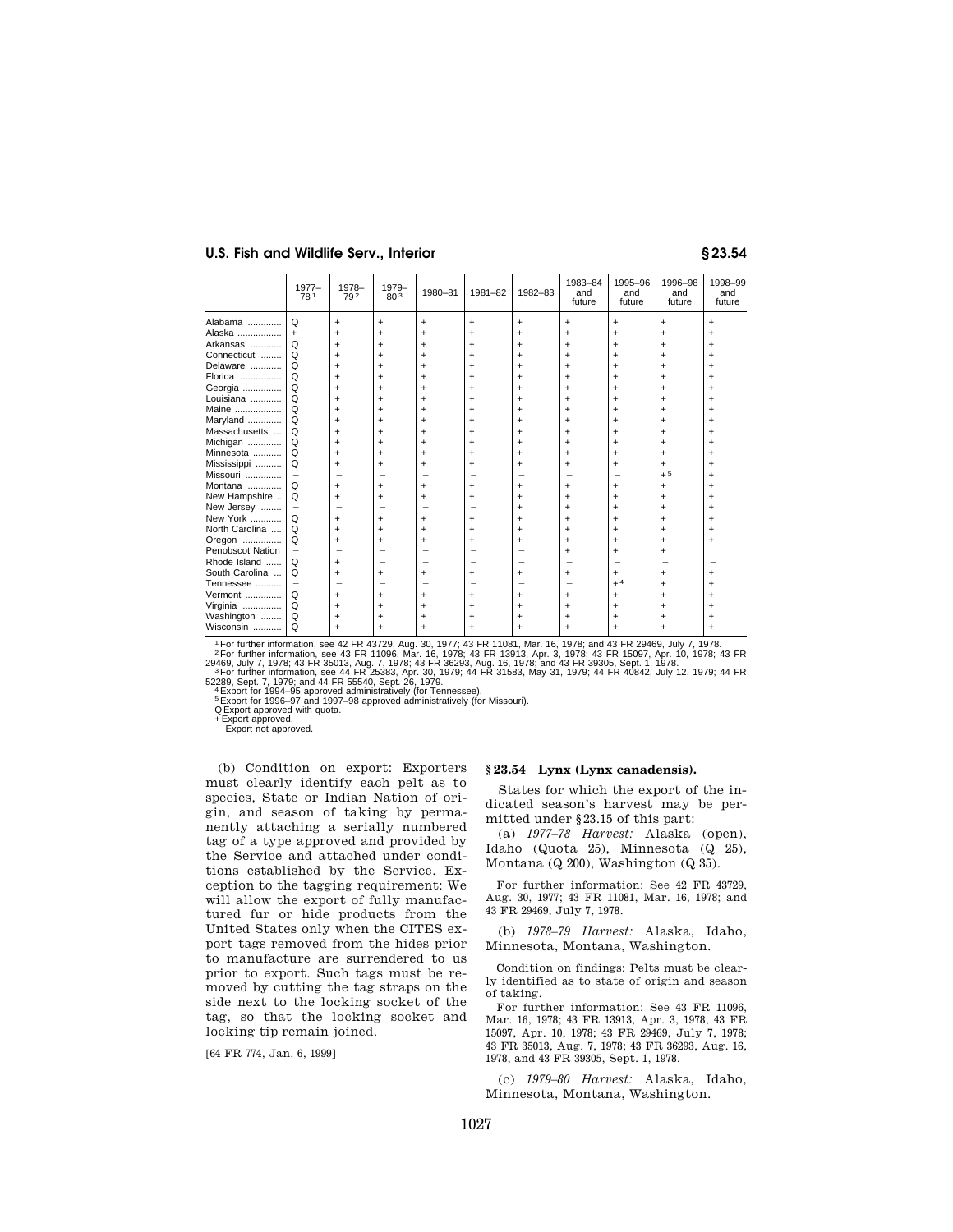| | 1977–78[1] | 1978–79[2] | 1979–80[3] | 1980–81 | 1981–82 | 1982–83 | 1983–84 and future | 1995–96 and future | 1996–98 and future | 1998–99 and future |
|---|---|---|---|---|---|---|---|---|---|---|
| Alabama | Q | + | + | + | + | + | + | + | + | + |
| Alaska | + | + | + | + | + | + | + | + | + | + |
| Arkansas | Q | + | + | + | + | + | + | + | + | + |
| Connecticut | Q | + | + | + | + | + | + | + | + | + |
| Delaware | Q | + | + | + | + | + | + | + | + | + |
| Florida | Q | + | + | + | + | + | + | + | + | + |
| Georgia | Q | + | + | + | + | + | + | + | + | + |
| Louisiana | Q | + | + | + | + | + | + | + | + | + |
| Maine | Q | + | + | + | + | + | + | + | + | + |
| Maryland | Q | + | + | + | + | + | + | + | + | + |
| Massachusetts | Q | + | + | + | + | + | + | + | + | + |
| Michigan | Q | + | + | + | + | + | + | + | + | + |
| Minnesota | Q | + | + | + | + | + | + | + | + | + |
| Mississippi | Q | + | + | + | + | + | + | + | + | + |
| Missouri | − | − | − | − | − | − | − | − | +[5] | + |
| Montana | Q | + | + | + | + | + | + | + | + | + |
| New Hampshire | Q | + | + | + | + | + | + | + | + | + |
| New Jersey | − | − | − | − | − | + | + | + | + | + |
| New York | Q | + | + | + | + | + | + | + | + | + |
| North Carolina | Q | + | + | + | + | + | + | + | + | + |
| Oregon | Q | + | + | + | + | + | + | + | + | + |
| Penobscot Nation | − | − | − | − | − | − | + | + | + | |
| Rhode Island | Q | + | − | − | − | − | − | − | − | − |
| South Carolina | Q | + | + | + | + | + | + | + | + | + |
| Tennessee | − | − | − | − | − | − | − | +[4] | + | + |
| Vermont | Q | + | + | + | + | + | + | + | + | + |
| Virginia | Q | + | + | + | + | + | + | + | + | + |
| Washington | Q | + | + | + | + | + | + | + | + | + |
| Wisconsin | Q | + | + | + | + | + | + | + | + | + |

[1] For further information, see 42 FR 43729, Aug. 30, 1977; 43 FR 11081, Mar. 16, 1978; and 43 FR 29469, July 7, 1978.
[2] For further information, see 43 FR 11096, Mar. 16, 1978; 43 FR 13913, Apr. 3, 1978; 43 FR 15097, Apr. 10, 1978; 43 FR 29469, July 7, 1978; 43 FR 35013, Aug. 7, 1978; 43 FR 36293, Aug. 16, 1978; and 43 FR 39305, Sept. 1, 1978.
[3] For further information, see 44 FR 25383, Apr. 30, 1979; 44 FR 31583, May 31, 1979; 44 FR 40842, July 12, 1979; 44 FR 52289, Sept. 7, 1979; and 44 FR 55540, Sept. 26, 1979.
[4] Export for 1994–95 approved administratively (for Tennessee).
[5] Export for 1996–97 and 1997–98 approved administratively (for Missouri).
Q Export approved with quota.
+ Export approved.
− Export not approved.

(b) Condition on export: Exporters must clearly identify each pelt as to species, State or Indian Nation of origin, and season of taking by permanently attaching a serially numbered tag of a type approved and provided by the Service and attached under conditions established by the Service. Exception to the tagging requirement: We will allow the export of fully manufactured fur or hide products from the United States only when the CITES export tags removed from the hides prior to manufacture are surrendered to us prior to export. Such tags must be removed by cutting the tag straps on the side next to the locking socket of the tag, so that the locking socket and locking tip remain joined.

[64 FR 774, Jan. 6, 1999]

## § 23.54 Lynx (Lynx canadensis).

States for which the export of the indicated season's harvest may be permitted under § 23.15 of this part:

(a) *1977–78 Harvest:* Alaska (open), Idaho (Quota 25), Minnesota (Q 25), Montana (Q 200), Washington (Q 35).

For further information: See 42 FR 43729, Aug. 30, 1977; 43 FR 11081, Mar. 16, 1978; and 43 FR 29469, July 7, 1978.

(b) *1978–79 Harvest:* Alaska, Idaho, Minnesota, Montana, Washington.

Condition on findings: Pelts must be clearly identified as to state of origin and season of taking.

For further information: See 43 FR 11096, Mar. 16, 1978; 43 FR 13913, Apr. 3, 1978, 43 FR 15097, Apr. 10, 1978; 43 FR 29469, July 7, 1978; 43 FR 35013, Aug. 7, 1978; 43 FR 36293, Aug. 16, 1978, and 43 FR 39305, Sept. 1, 1978.

(c) *1979–80 Harvest:* Alaska, Idaho, Minnesota, Montana, Washington.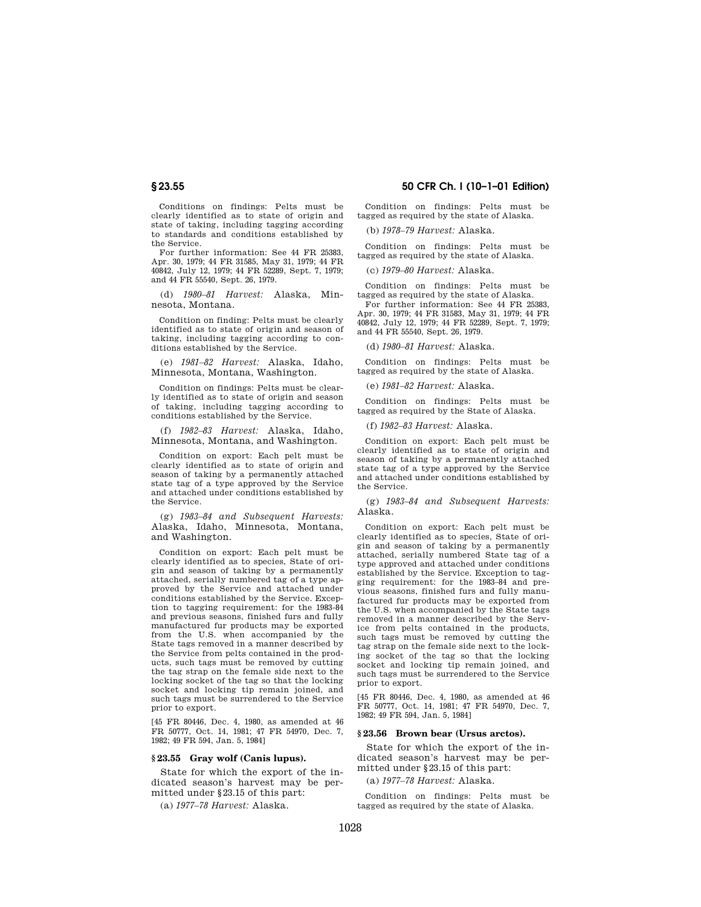Conditions on findings: Pelts must be clearly identified as to state of origin and state of taking, including tagging according to standards and conditions established by the Service.

For further information: See 44 FR 25383, Apr. 30, 1979; 44 FR 31585, May 31, 1979; 44 FR 40842, July 12, 1979; 44 FR 52289, Sept. 7, 1979; and 44 FR 55540, Sept. 26, 1979.

(d) *1980–81 Harvest:* Alaska, Minnesota, Montana.

Condition on finding: Pelts must be clearly identified as to state of origin and season of taking, including tagging according to conditions established by the Service.

(e) *1981–82 Harvest:* Alaska, Idaho, Minnesota, Montana, Washington.

Condition on findings: Pelts must be clearly identified as to state of origin and season of taking, including tagging according to conditions established by the Service.

(f) *1982–83 Harvest:* Alaska, Idaho, Minnesota, Montana, and Washington.

Condition on export: Each pelt must be clearly identified as to state of origin and season of taking by a permanently attached state tag of a type approved by the Service and attached under conditions established by the Service.

(g) *1983–84 and Subsequent Harvests:* Alaska, Idaho, Minnesota, Montana, and Washington.

Condition on export: Each pelt must be clearly identified as to species, State of origin and season of taking by a permanently attached, serially numbered tag of a type approved by the Service and attached under conditions established by the Service. Exception to tagging requirement: for the 1983–84 and previous seasons, finished furs and fully manufactured fur products may be exported from the U.S. when accompanied by the State tags removed in a manner described by the Service from pelts contained in the products, such tags must be removed by cutting the tag strap on the female side next to the locking socket of the tag so that the locking socket and locking tip remain joined, and such tags must be surrendered to the Service prior to export.

[45 FR 80446, Dec. 4, 1980, as amended at 46 FR 50777, Oct. 14, 1981; 47 FR 54970, Dec. 7, 1982; 49 FR 594, Jan. 5, 1984]

### § 23.55 Gray wolf (Canis lupus).

State for which the export of the indicated season's harvest may be permitted under §23.15 of this part:

(a) *1977–78 Harvest:* Alaska.

Condition on findings: Pelts must be tagged as required by the state of Alaska.

(b) *1978–79 Harvest:* Alaska.

Condition on findings: Pelts must be tagged as required by the state of Alaska.

(c) *1979–80 Harvest:* Alaska.

Condition on findings: Pelts must be tagged as required by the state of Alaska.

For further information: See 44 FR 25383, Apr. 30, 1979; 44 FR 31583, May 31, 1979; 44 FR 40842, July 12, 1979; 44 FR 52289, Sept. 7, 1979; and 44 FR 55540, Sept. 26, 1979.

(d) *1980–81 Harvest:* Alaska.

Condition on findings: Pelts must be tagged as required by the state of Alaska.

(e) *1981–82 Harvest:* Alaska.

Condition on findings: Pelts must be tagged as required by the State of Alaska.

(f) *1982–83 Harvest:* Alaska.

Condition on export: Each pelt must be clearly identified as to state of origin and season of taking by a permanently attached state tag of a type approved by the Service and attached under conditions established by the Service.

(g) *1983–84 and Subsequent Harvests:* Alaska.

Condition on export: Each pelt must be clearly identified as to species, State of origin and season of taking by a permanently attached, serially numbered State tag of a type approved and attached under conditions established by the Service. Exception to tagging requirement: for the 1983–84 and previous seasons, finished furs and fully manufactured fur products may be exported from the U.S. when accompanied by the State tags removed in a manner described by the Service from pelts contained in the products, such tags must be removed by cutting the tag strap on the female side next to the locking socket of the tag so that the locking socket and locking tip remain joined, and such tags must be surrendered to the Service prior to export.

[45 FR 80446, Dec. 4, 1980, as amended at 46 FR 50777, Oct. 14, 1981; 47 FR 54970, Dec. 7, 1982; 49 FR 594, Jan. 5, 1984]

### § 23.56 Brown bear (Ursus arctos).

State for which the export of the indicated season's harvest may be permitted under §23.15 of this part:

(a) *1977–78 Harvest:* Alaska.

Condition on findings: Pelts must be tagged as required by the state of Alaska.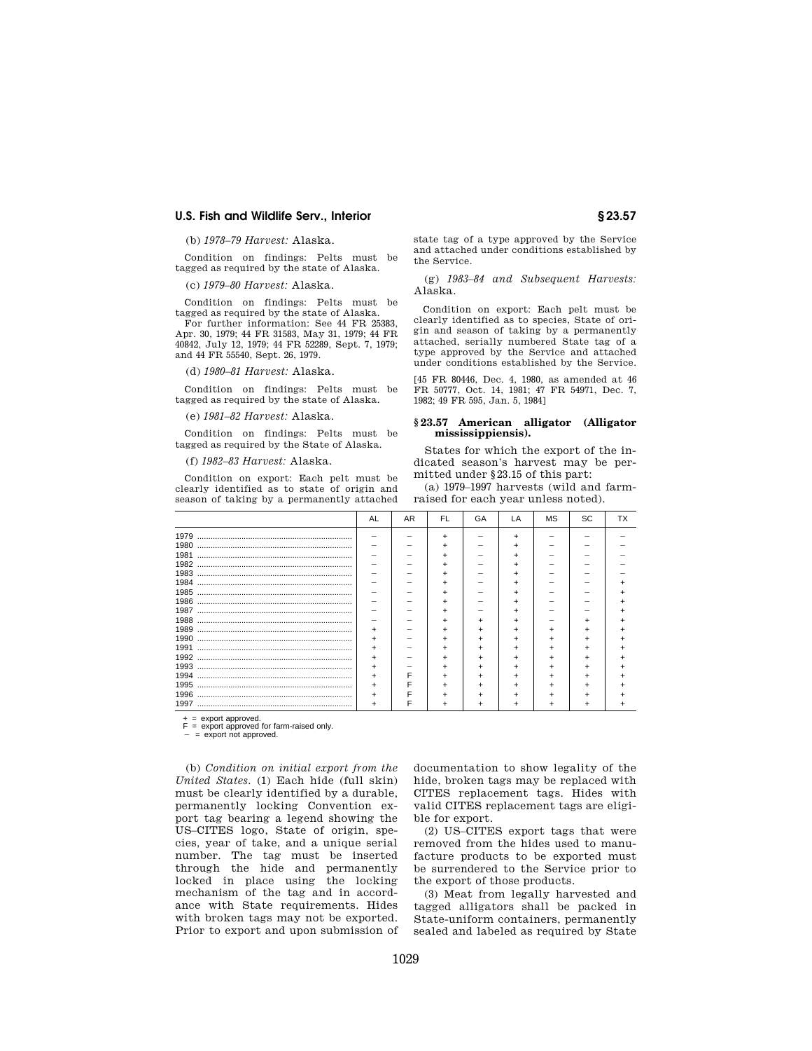(b) *1978–79 Harvest:* Alaska.

Condition on findings: Pelts must be tagged as required by the state of Alaska.

(c) *1979–80 Harvest:* Alaska.

Condition on findings: Pelts must be tagged as required by the state of Alaska.

For further information: See 44 FR 25383, Apr. 30, 1979; 44 FR 31583, May 31, 1979; 44 FR 40842, July 12, 1979; 44 FR 52289, Sept. 7, 1979; and 44 FR 55540, Sept. 26, 1979.

(d) *1980–81 Harvest:* Alaska.

Condition on findings: Pelts must be tagged as required by the state of Alaska.

(e) *1981–82 Harvest:* Alaska.

Condition on findings: Pelts must be tagged as required by the State of Alaska.

(f) *1982–83 Harvest:* Alaska.

Condition on export: Each pelt must be clearly identified as to state of origin and season of taking by a permanently attached state tag of a type approved by the Service and attached under conditions established by the Service.

(g) *1983–84 and Subsequent Harvests:* Alaska.

Condition on export: Each pelt must be clearly identified as to species, State of origin and season of taking by a permanently attached, serially numbered State tag of a type approved by the Service and attached under conditions established by the Service.

[45 FR 80446, Dec. 4, 1980, as amended at 46 FR 50777, Oct. 14, 1981; 47 FR 54971, Dec. 7, 1982; 49 FR 595, Jan. 5, 1984]

## § 23.57 American alligator (Alligator mississippiensis).

States for which the export of the indicated season's harvest may be permitted under §23.15 of this part:

(a) 1979–1997 harvests (wild and farm-raised for each year unless noted).

| | AL | AR | FL | GA | LA | MS | SC | TX |
|---|---|---|---|---|---|---|---|---|
| 1979 | – | – | + | – | + | – | – | – |
| 1980 | – | – | + | – | + | – | – | – |
| 1981 | – | – | + | – | + | – | – | – |
| 1982 | – | – | + | – | + | – | – | – |
| 1983 | – | – | + | – | + | – | – | – |
| 1984 | – | – | + | – | + | – | – | + |
| 1985 | – | – | + | – | + | – | – | + |
| 1986 | – | – | + | – | + | – | – | + |
| 1987 | – | – | + | – | + | – | – | + |
| 1988 | – | – | + | + | + | – | + | + |
| 1989 | + | – | + | + | + | + | + | + |
| 1990 | + | – | + | + | + | + | + | + |
| 1991 | + | – | + | + | + | + | + | + |
| 1992 | + | – | + | + | + | + | + | + |
| 1993 | + | – | + | + | + | + | + | + |
| 1994 | + | F | + | + | + | + | + | + |
| 1995 | + | F | + | + | + | + | + | + |
| 1996 | + | F | + | + | + | + | + | + |
| 1997 | + | F | + | + | + | + | + | + |

+ = export approved.
F = export approved for farm-raised only.
– = export not approved.

(b) *Condition on initial export from the United States.* (1) Each hide (full skin) must be clearly identified by a durable, permanently locking Convention export tag bearing a legend showing the US–CITES logo, State of origin, species, year of take, and a unique serial number. The tag must be inserted through the hide and permanently locked in place using the locking mechanism of the tag and in accordance with State requirements. Hides with broken tags may not be exported. Prior to export and upon submission of documentation to show legality of the hide, broken tags may be replaced with CITES replacement tags. Hides with valid CITES replacement tags are eligible for export.

(2) US–CITES export tags that were removed from the hides used to manufacture products to be exported must be surrendered to the Service prior to the export of those products.

(3) Meat from legally harvested and tagged alligators shall be packed in State-uniform containers, permanently sealed and labeled as required by State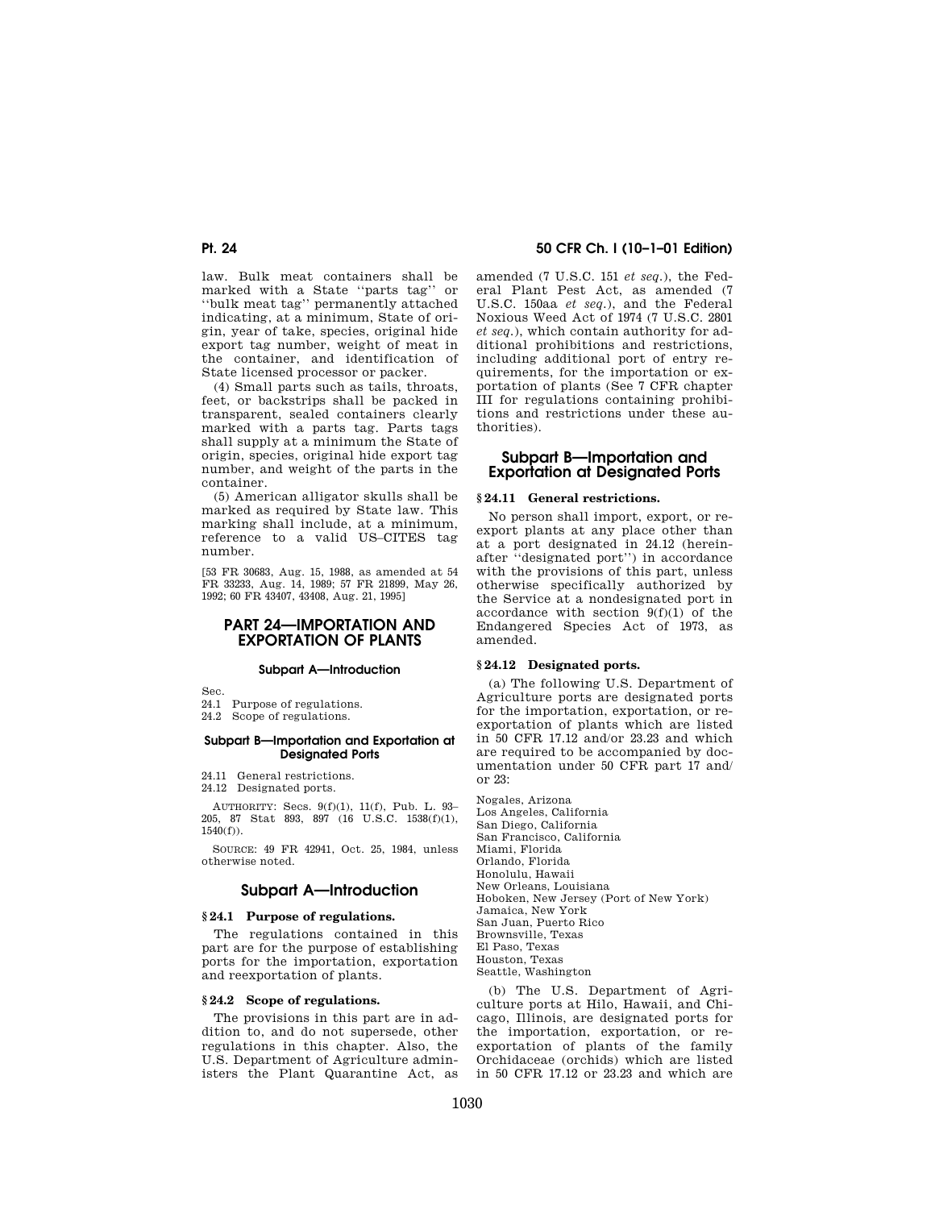law. Bulk meat containers shall be marked with a State ''parts tag'' or ''bulk meat tag'' permanently attached indicating, at a minimum, State of origin, year of take, species, original hide export tag number, weight of meat in the container, and identification of State licensed processor or packer.

(4) Small parts such as tails, throats, feet, or backstrips shall be packed in transparent, sealed containers clearly marked with a parts tag. Parts tags shall supply at a minimum the State of origin, species, original hide export tag number, and weight of the parts in the container.

(5) American alligator skulls shall be marked as required by State law. This marking shall include, at a minimum, reference to a valid US–CITES tag number.

[53 FR 30683, Aug. 15, 1988, as amended at 54 FR 33233, Aug. 14, 1989; 57 FR 21899, May 26, 1992; 60 FR 43407, 43408, Aug. 21, 1995]

# PART 24—IMPORTATION AND EXPORTATION OF PLANTS

#### Subpart A—Introduction

Sec.
24.1 Purpose of regulations.
24.2 Scope of regulations.

#### Subpart B—Importation and Exportation at Designated Ports

24.11 General restrictions.
24.12 Designated ports.

AUTHORITY: Secs. 9(f)(1), 11(f), Pub. L. 93–205, 87 Stat 893, 897 (16 U.S.C. 1538(f)(1), 1540(f)).

SOURCE: 49 FR 42941, Oct. 25, 1984, unless otherwise noted.

## Subpart A—Introduction

### § 24.1 Purpose of regulations.

The regulations contained in this part are for the purpose of establishing ports for the importation, exportation and reexportation of plants.

### § 24.2 Scope of regulations.

The provisions in this part are in addition to, and do not supersede, other regulations in this chapter. Also, the U.S. Department of Agriculture administers the Plant Quarantine Act, as amended (7 U.S.C. 151 *et seq.*), the Federal Plant Pest Act, as amended (7 U.S.C. 150aa *et seq.*), and the Federal Noxious Weed Act of 1974 (7 U.S.C. 2801 *et seq.*), which contain authority for additional prohibitions and restrictions, including additional port of entry requirements, for the importation or exportation of plants (See 7 CFR chapter III for regulations containing prohibitions and restrictions under these authorities).

## Subpart B—Importation and Exportation at Designated Ports

### § 24.11 General restrictions.

No person shall import, export, or re-export plants at any place other than at a port designated in 24.12 (hereinafter ''designated port'') in accordance with the provisions of this part, unless otherwise specifically authorized by the Service at a nondesignated port in accordance with section 9(f)(1) of the Endangered Species Act of 1973, as amended.

### § 24.12 Designated ports.

(a) The following U.S. Department of Agriculture ports are designated ports for the importation, exportation, or re-exportation of plants which are listed in 50 CFR 17.12 and/or 23.23 and which are required to be accompanied by documentation under 50 CFR part 17 and/or 23:

Nogales, Arizona
Los Angeles, California
San Diego, California
San Francisco, California
Miami, Florida
Orlando, Florida
Honolulu, Hawaii
New Orleans, Louisiana
Hoboken, New Jersey (Port of New York)
Jamaica, New York
San Juan, Puerto Rico
Brownsville, Texas
El Paso, Texas
Houston, Texas
Seattle, Washington

(b) The U.S. Department of Agriculture ports at Hilo, Hawaii, and Chicago, Illinois, are designated ports for the importation, exportation, or re-exportation of plants of the family Orchidaceae (orchids) which are listed in 50 CFR 17.12 or 23.23 and which are